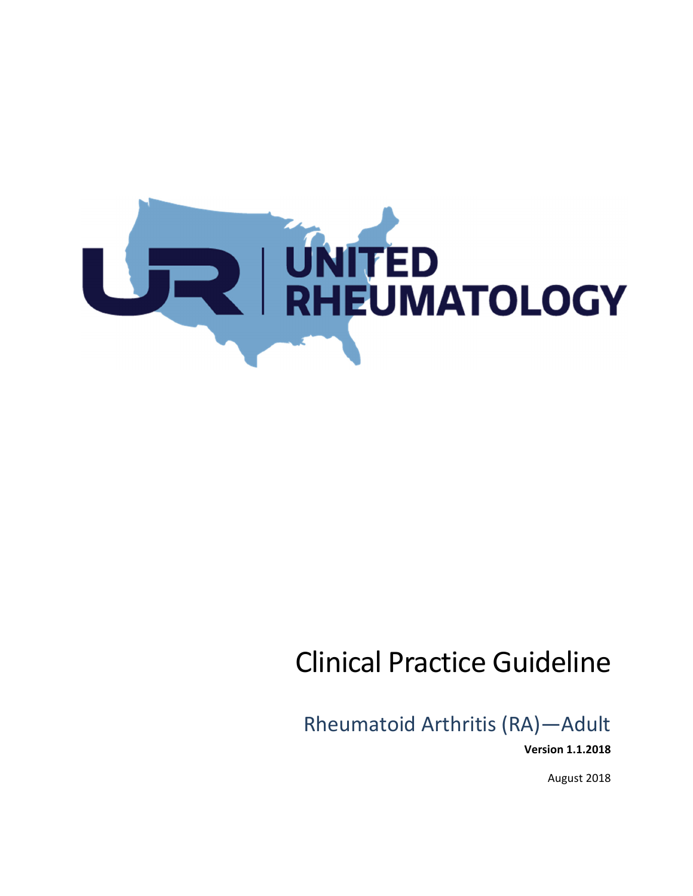UR | UNITED RHEUMATOLOGY

# Clinical Practice Guideline

## Rheumatoid Arthritis (RA)—Adult

**Version 1.1.2018**

August 2018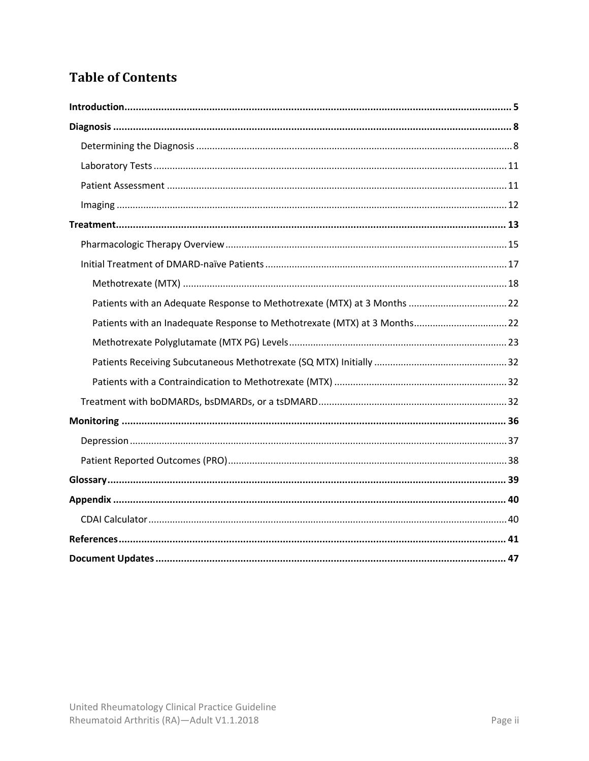# Table of Contents

**Introduction** ........ **5**

**Diagnosis** ........ **8**

- Determining the Diagnosis ........ 8
- Laboratory Tests ........ 11
- Patient Assessment ........ 11
- Imaging ........ 12

**Treatment** ........ **13**

- Pharmacologic Therapy Overview ........ 15
- Initial Treatment of DMARD-naïve Patients ........ 17
  - Methotrexate (MTX) ........ 18
  - Patients with an Adequate Response to Methotrexate (MTX) at 3 Months ........ 22
  - Patients with an Inadequate Response to Methotrexate (MTX) at 3 Months ........ 22
  - Methotrexate Polyglutamate (MTX PG) Levels ........ 23
  - Patients Receiving Subcutaneous Methotrexate (SQ MTX) Initially ........ 32
  - Patients with a Contraindication to Methotrexate (MTX) ........ 32
- Treatment with boDMARDs, bsDMARDs, or a tsDMARD ........ 32

**Monitoring** ........ **36**

- Depression ........ 37
- Patient Reported Outcomes (PRO) ........ 38

**Glossary** ........ **39**

**Appendix** ........ **40**

- CDAI Calculator ........ 40

**References** ........ **41**

**Document Updates** ........ **47**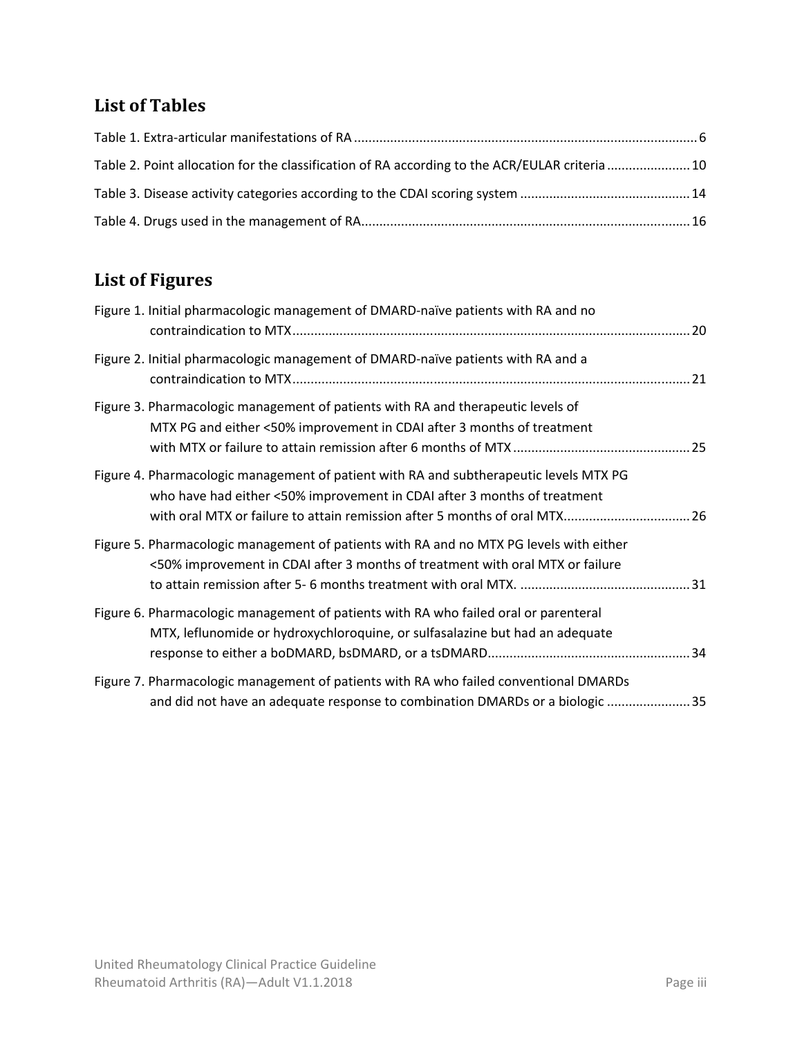## List of Tables

Table 1. Extra-articular manifestations of RA .......... 6

Table 2. Point allocation for the classification of RA according to the ACR/EULAR criteria .......... 10

Table 3. Disease activity categories according to the CDAI scoring system .......... 14

Table 4. Drugs used in the management of RA .......... 16

## List of Figures

Figure 1. Initial pharmacologic management of DMARD-naïve patients with RA and no contraindication to MTX .......... 20

Figure 2. Initial pharmacologic management of DMARD-naïve patients with RA and a contraindication to MTX .......... 21

Figure 3. Pharmacologic management of patients with RA and therapeutic levels of MTX PG and either <50% improvement in CDAI after 3 months of treatment with MTX or failure to attain remission after 6 months of MTX .......... 25

Figure 4. Pharmacologic management of patient with RA and subtherapeutic levels MTX PG who have had either <50% improvement in CDAI after 3 months of treatment with oral MTX or failure to attain remission after 5 months of oral MTX .......... 26

Figure 5. Pharmacologic management of patients with RA and no MTX PG levels with either <50% improvement in CDAI after 3 months of treatment with oral MTX or failure to attain remission after 5- 6 months treatment with oral MTX. .......... 31

Figure 6. Pharmacologic management of patients with RA who failed oral or parenteral MTX, leflunomide or hydroxychloroquine, or sulfasalazine but had an adequate response to either a boDMARD, bsDMARD, or a tsDMARD .......... 34

Figure 7. Pharmacologic management of patients with RA who failed conventional DMARDs and did not have an adequate response to combination DMARDs or a biologic .......... 35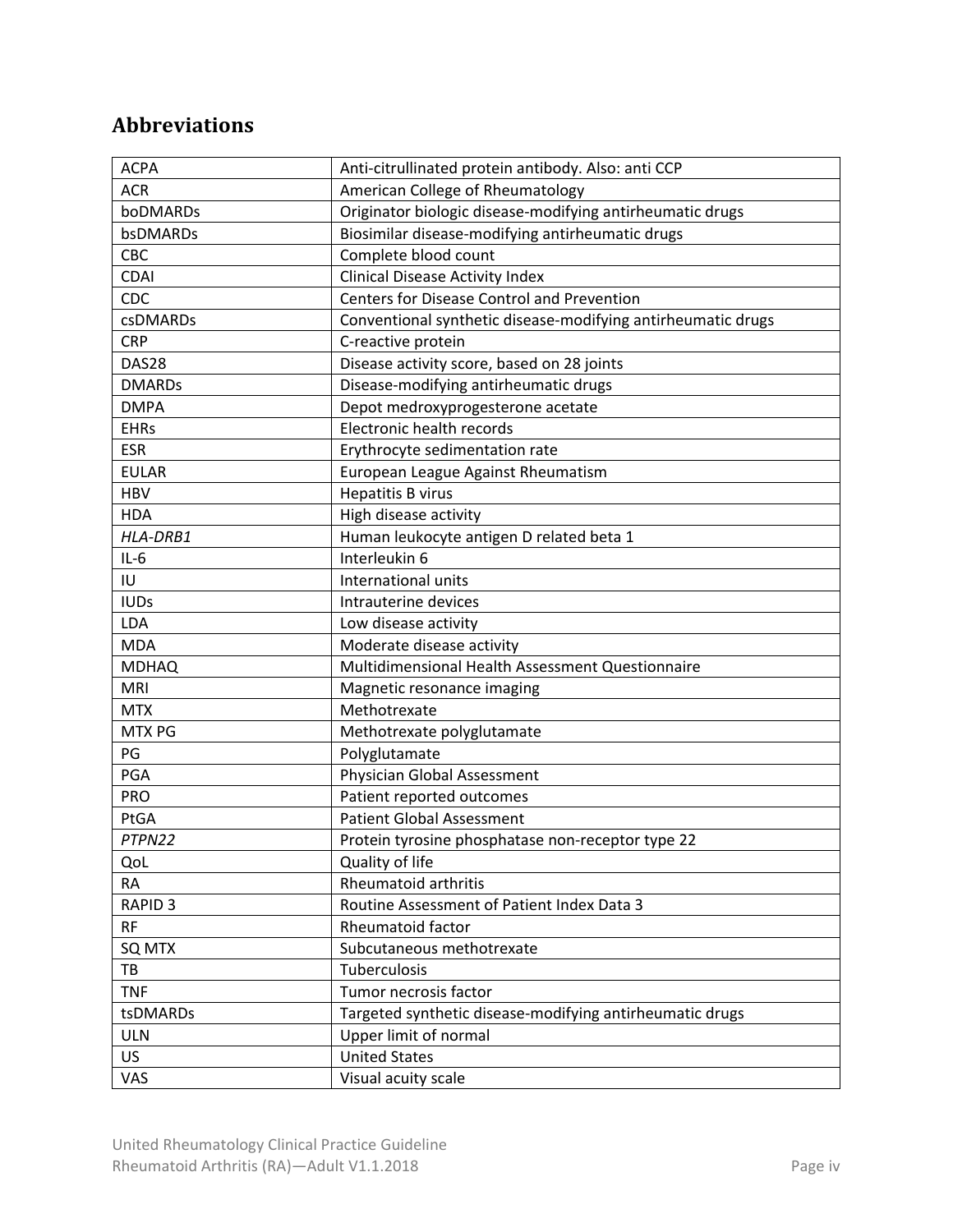## Abbreviations

| | |
|---|---|
| ACPA | Anti-citrullinated protein antibody. Also: anti CCP |
| ACR | American College of Rheumatology |
| boDMARDs | Originator biologic disease-modifying antirheumatic drugs |
| bsDMARDs | Biosimilar disease-modifying antirheumatic drugs |
| CBC | Complete blood count |
| CDAI | Clinical Disease Activity Index |
| CDC | Centers for Disease Control and Prevention |
| csDMARDs | Conventional synthetic disease-modifying antirheumatic drugs |
| CRP | C-reactive protein |
| DAS28 | Disease activity score, based on 28 joints |
| DMARDs | Disease-modifying antirheumatic drugs |
| DMPA | Depot medroxyprogesterone acetate |
| EHRs | Electronic health records |
| ESR | Erythrocyte sedimentation rate |
| EULAR | European League Against Rheumatism |
| HBV | Hepatitis B virus |
| HDA | High disease activity |
| *HLA-DRB1* | Human leukocyte antigen D related beta 1 |
| IL-6 | Interleukin 6 |
| IU | International units |
| IUDs | Intrauterine devices |
| LDA | Low disease activity |
| MDA | Moderate disease activity |
| MDHAQ | Multidimensional Health Assessment Questionnaire |
| MRI | Magnetic resonance imaging |
| MTX | Methotrexate |
| MTX PG | Methotrexate polyglutamate |
| PG | Polyglutamate |
| PGA | Physician Global Assessment |
| PRO | Patient reported outcomes |
| PtGA | Patient Global Assessment |
| *PTPN22* | Protein tyrosine phosphatase non-receptor type 22 |
| QoL | Quality of life |
| RA | Rheumatoid arthritis |
| RAPID 3 | Routine Assessment of Patient Index Data 3 |
| RF | Rheumatoid factor |
| SQ MTX | Subcutaneous methotrexate |
| TB | Tuberculosis |
| TNF | Tumor necrosis factor |
| tsDMARDs | Targeted synthetic disease-modifying antirheumatic drugs |
| ULN | Upper limit of normal |
| US | United States |
| VAS | Visual acuity scale |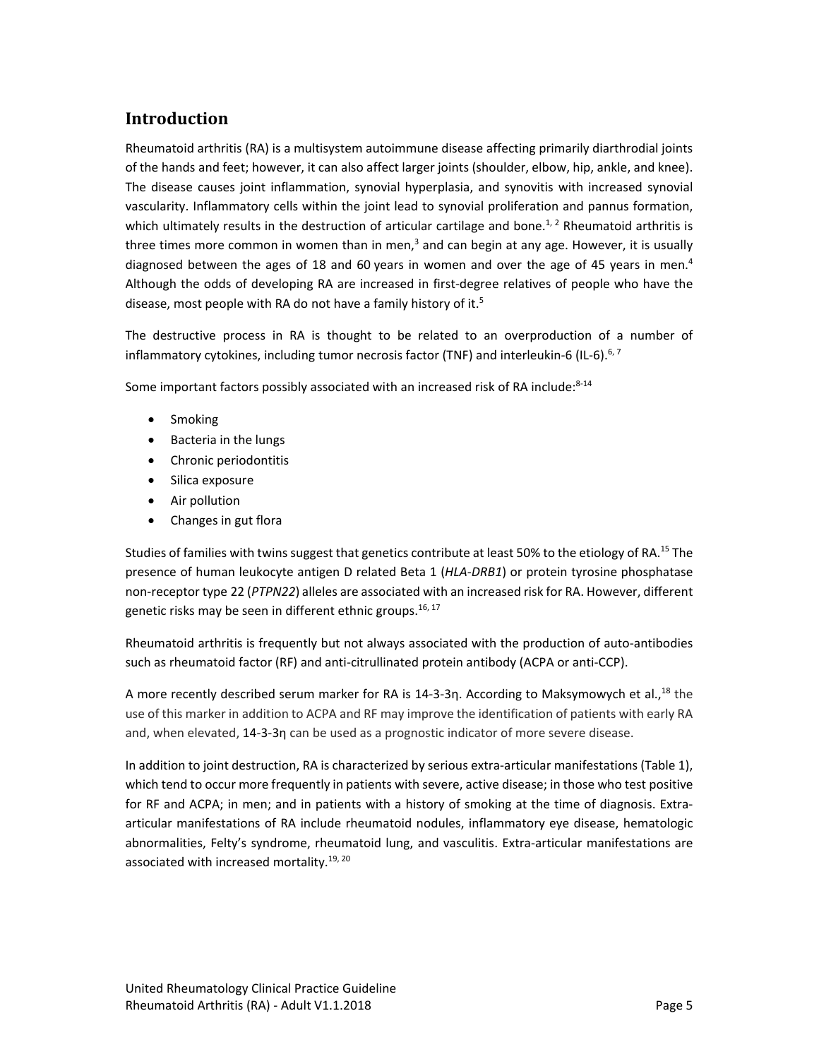## Introduction

Rheumatoid arthritis (RA) is a multisystem autoimmune disease affecting primarily diarthrodial joints of the hands and feet; however, it can also affect larger joints (shoulder, elbow, hip, ankle, and knee). The disease causes joint inflammation, synovial hyperplasia, and synovitis with increased synovial vascularity. Inflammatory cells within the joint lead to synovial proliferation and pannus formation, which ultimately results in the destruction of articular cartilage and bone.[1, 2] Rheumatoid arthritis is three times more common in women than in men,[3] and can begin at any age. However, it is usually diagnosed between the ages of 18 and 60 years in women and over the age of 45 years in men.[4] Although the odds of developing RA are increased in first-degree relatives of people who have the disease, most people with RA do not have a family history of it.[5]

The destructive process in RA is thought to be related to an overproduction of a number of inflammatory cytokines, including tumor necrosis factor (TNF) and interleukin-6 (IL-6).[6, 7]

Some important factors possibly associated with an increased risk of RA include:[8-14]

- Smoking
- Bacteria in the lungs
- Chronic periodontitis
- Silica exposure
- Air pollution
- Changes in gut flora

Studies of families with twins suggest that genetics contribute at least 50% to the etiology of RA.[15] The presence of human leukocyte antigen D related Beta 1 (*HLA-DRB1*) or protein tyrosine phosphatase non-receptor type 22 (*PTPN22*) alleles are associated with an increased risk for RA. However, different genetic risks may be seen in different ethnic groups.[16, 17]

Rheumatoid arthritis is frequently but not always associated with the production of auto-antibodies such as rheumatoid factor (RF) and anti-citrullinated protein antibody (ACPA or anti-CCP).

A more recently described serum marker for RA is 14-3-3η. According to Maksymowych et al.,[18] the use of this marker in addition to ACPA and RF may improve the identification of patients with early RA and, when elevated, 14-3-3η can be used as a prognostic indicator of more severe disease.

In addition to joint destruction, RA is characterized by serious extra-articular manifestations (Table 1), which tend to occur more frequently in patients with severe, active disease; in those who test positive for RF and ACPA; in men; and in patients with a history of smoking at the time of diagnosis. Extra-articular manifestations of RA include rheumatoid nodules, inflammatory eye disease, hematologic abnormalities, Felty's syndrome, rheumatoid lung, and vasculitis. Extra-articular manifestations are associated with increased mortality.[19, 20]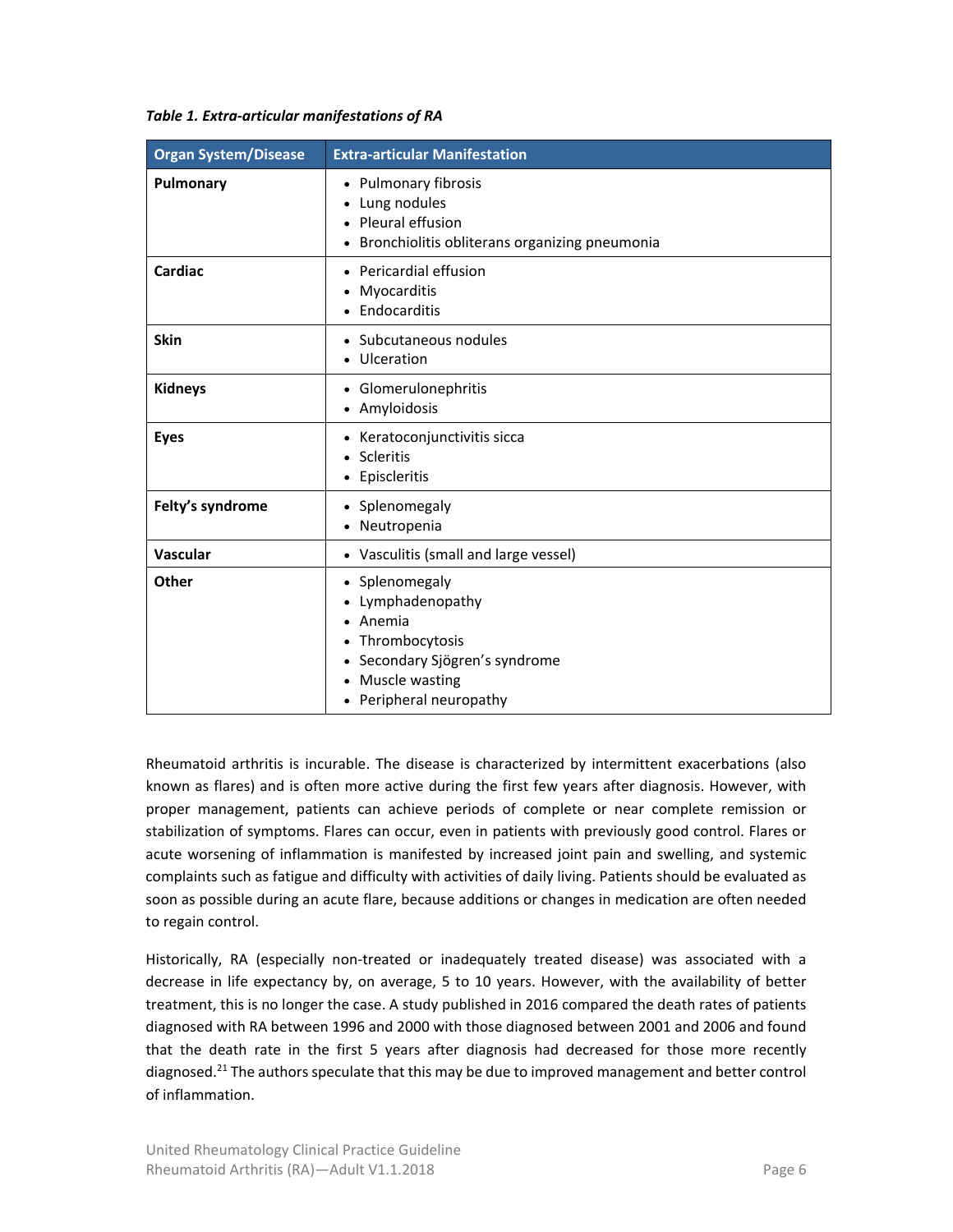***Table 1. Extra-articular manifestations of RA***

| Organ System/Disease | Extra-articular Manifestation |
|---|---|
| **Pulmonary** | • Pulmonary fibrosis<br>• Lung nodules<br>• Pleural effusion<br>• Bronchiolitis obliterans organizing pneumonia |
| **Cardiac** | • Pericardial effusion<br>• Myocarditis<br>• Endocarditis |
| **Skin** | • Subcutaneous nodules<br>• Ulceration |
| **Kidneys** | • Glomerulonephritis<br>• Amyloidosis |
| **Eyes** | • Keratoconjunctivitis sicca<br>• Scleritis<br>• Episcleritis |
| **Felty's syndrome** | • Splenomegaly<br>• Neutropenia |
| **Vascular** | • Vasculitis (small and large vessel) |
| **Other** | • Splenomegaly<br>• Lymphadenopathy<br>• Anemia<br>• Thrombocytosis<br>• Secondary Sjögren's syndrome<br>• Muscle wasting<br>• Peripheral neuropathy |

Rheumatoid arthritis is incurable. The disease is characterized by intermittent exacerbations (also known as flares) and is often more active during the first few years after diagnosis. However, with proper management, patients can achieve periods of complete or near complete remission or stabilization of symptoms. Flares can occur, even in patients with previously good control. Flares or acute worsening of inflammation is manifested by increased joint pain and swelling, and systemic complaints such as fatigue and difficulty with activities of daily living. Patients should be evaluated as soon as possible during an acute flare, because additions or changes in medication are often needed to regain control.

Historically, RA (especially non-treated or inadequately treated disease) was associated with a decrease in life expectancy by, on average, 5 to 10 years. However, with the availability of better treatment, this is no longer the case. A study published in 2016 compared the death rates of patients diagnosed with RA between 1996 and 2000 with those diagnosed between 2001 and 2006 and found that the death rate in the first 5 years after diagnosis had decreased for those more recently diagnosed.[21] The authors speculate that this may be due to improved management and better control of inflammation.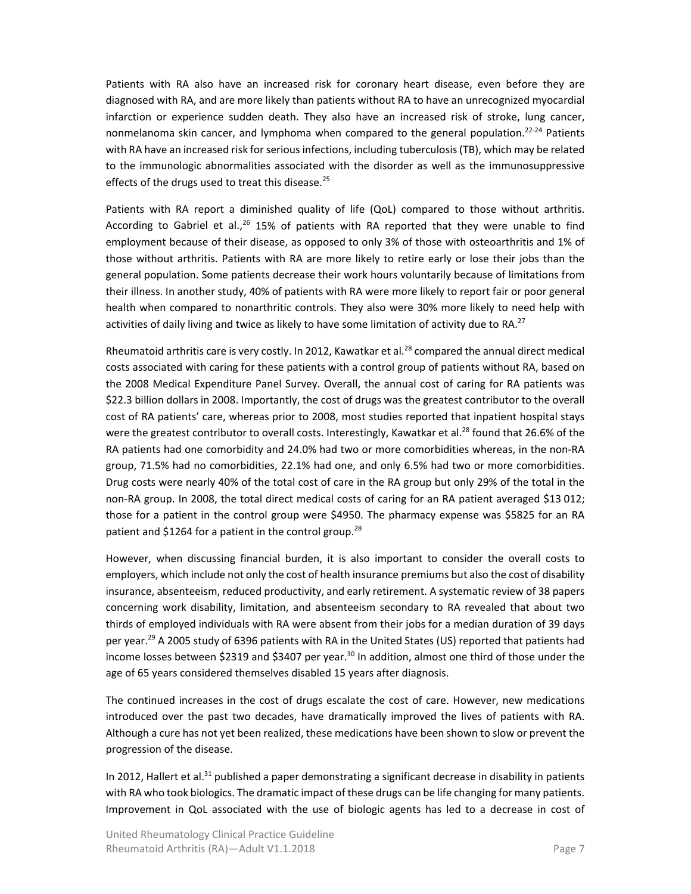Patients with RA also have an increased risk for coronary heart disease, even before they are diagnosed with RA, and are more likely than patients without RA to have an unrecognized myocardial infarction or experience sudden death. They also have an increased risk of stroke, lung cancer, nonmelanoma skin cancer, and lymphoma when compared to the general population.[22-24] Patients with RA have an increased risk for serious infections, including tuberculosis (TB), which may be related to the immunologic abnormalities associated with the disorder as well as the immunosuppressive effects of the drugs used to treat this disease.[25]

Patients with RA report a diminished quality of life (QoL) compared to those without arthritis. According to Gabriel et al.,[26] 15% of patients with RA reported that they were unable to find employment because of their disease, as opposed to only 3% of those with osteoarthritis and 1% of those without arthritis. Patients with RA are more likely to retire early or lose their jobs than the general population. Some patients decrease their work hours voluntarily because of limitations from their illness. In another study, 40% of patients with RA were more likely to report fair or poor general health when compared to nonarthritic controls. They also were 30% more likely to need help with activities of daily living and twice as likely to have some limitation of activity due to RA.[27]

Rheumatoid arthritis care is very costly. In 2012, Kawatkar et al.[28] compared the annual direct medical costs associated with caring for these patients with a control group of patients without RA, based on the 2008 Medical Expenditure Panel Survey. Overall, the annual cost of caring for RA patients was $22.3 billion dollars in 2008. Importantly, the cost of drugs was the greatest contributor to the overall cost of RA patients' care, whereas prior to 2008, most studies reported that inpatient hospital stays were the greatest contributor to overall costs. Interestingly, Kawatkar et al.[28] found that 26.6% of the RA patients had one comorbidity and 24.0% had two or more comorbidities whereas, in the non-RA group, 71.5% had no comorbidities, 22.1% had one, and only 6.5% had two or more comorbidities. Drug costs were nearly 40% of the total cost of care in the RA group but only 29% of the total in the non-RA group. In 2008, the total direct medical costs of caring for an RA patient averaged $13 012; those for a patient in the control group were $4950. The pharmacy expense was $5825 for an RA patient and $1264 for a patient in the control group.[28]

However, when discussing financial burden, it is also important to consider the overall costs to employers, which include not only the cost of health insurance premiums but also the cost of disability insurance, absenteeism, reduced productivity, and early retirement. A systematic review of 38 papers concerning work disability, limitation, and absenteeism secondary to RA revealed that about two thirds of employed individuals with RA were absent from their jobs for a median duration of 39 days per year.[29] A 2005 study of 6396 patients with RA in the United States (US) reported that patients had income losses between $2319 and $3407 per year.[30] In addition, almost one third of those under the age of 65 years considered themselves disabled 15 years after diagnosis.

The continued increases in the cost of drugs escalate the cost of care. However, new medications introduced over the past two decades, have dramatically improved the lives of patients with RA. Although a cure has not yet been realized, these medications have been shown to slow or prevent the progression of the disease.

In 2012, Hallert et al.[31] published a paper demonstrating a significant decrease in disability in patients with RA who took biologics. The dramatic impact of these drugs can be life changing for many patients. Improvement in QoL associated with the use of biologic agents has led to a decrease in cost of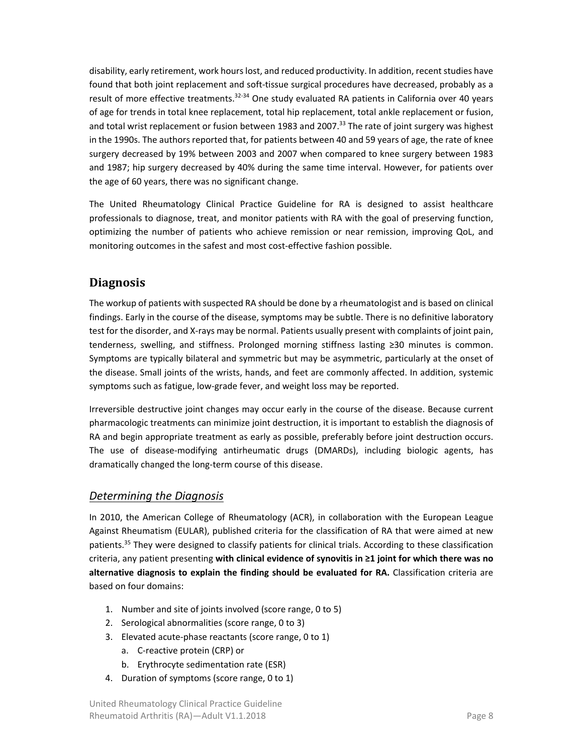disability, early retirement, work hours lost, and reduced productivity. In addition, recent studies have found that both joint replacement and soft-tissue surgical procedures have decreased, probably as a result of more effective treatments.[32-34] One study evaluated RA patients in California over 40 years of age for trends in total knee replacement, total hip replacement, total ankle replacement or fusion, and total wrist replacement or fusion between 1983 and 2007.[33] The rate of joint surgery was highest in the 1990s. The authors reported that, for patients between 40 and 59 years of age, the rate of knee surgery decreased by 19% between 2003 and 2007 when compared to knee surgery between 1983 and 1987; hip surgery decreased by 40% during the same time interval. However, for patients over the age of 60 years, there was no significant change.

The United Rheumatology Clinical Practice Guideline for RA is designed to assist healthcare professionals to diagnose, treat, and monitor patients with RA with the goal of preserving function, optimizing the number of patients who achieve remission or near remission, improving QoL, and monitoring outcomes in the safest and most cost-effective fashion possible.

## Diagnosis

The workup of patients with suspected RA should be done by a rheumatologist and is based on clinical findings. Early in the course of the disease, symptoms may be subtle. There is no definitive laboratory test for the disorder, and X-rays may be normal. Patients usually present with complaints of joint pain, tenderness, swelling, and stiffness. Prolonged morning stiffness lasting ≥30 minutes is common. Symptoms are typically bilateral and symmetric but may be asymmetric, particularly at the onset of the disease. Small joints of the wrists, hands, and feet are commonly affected. In addition, systemic symptoms such as fatigue, low-grade fever, and weight loss may be reported.

Irreversible destructive joint changes may occur early in the course of the disease. Because current pharmacologic treatments can minimize joint destruction, it is important to establish the diagnosis of RA and begin appropriate treatment as early as possible, preferably before joint destruction occurs. The use of disease-modifying antirheumatic drugs (DMARDs), including biologic agents, has dramatically changed the long-term course of this disease.

### *Determining the Diagnosis*

In 2010, the American College of Rheumatology (ACR), in collaboration with the European League Against Rheumatism (EULAR), published criteria for the classification of RA that were aimed at new patients.[35] They were designed to classify patients for clinical trials. According to these classification criteria, any patient presenting **with clinical evidence of synovitis in ≥1 joint for which there was no alternative diagnosis to explain the finding should be evaluated for RA.** Classification criteria are based on four domains:

1. Number and site of joints involved (score range, 0 to 5)
2. Serological abnormalities (score range, 0 to 3)
3. Elevated acute-phase reactants (score range, 0 to 1)
   a. C-reactive protein (CRP) or
   b. Erythrocyte sedimentation rate (ESR)
4. Duration of symptoms (score range, 0 to 1)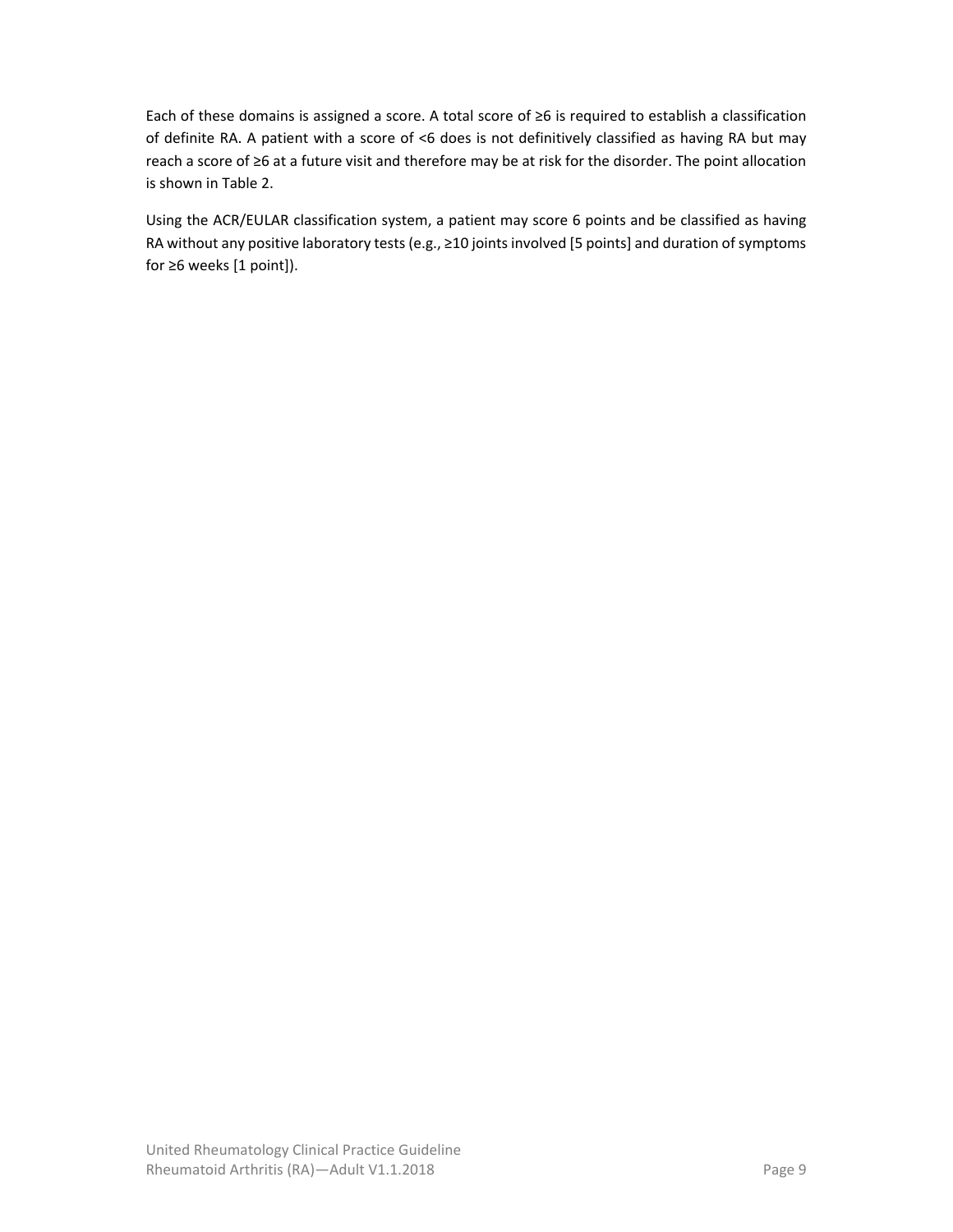Each of these domains is assigned a score. A total score of ≥6 is required to establish a classification of definite RA. A patient with a score of <6 does is not definitively classified as having RA but may reach a score of ≥6 at a future visit and therefore may be at risk for the disorder. The point allocation is shown in Table 2.

Using the ACR/EULAR classification system, a patient may score 6 points and be classified as having RA without any positive laboratory tests (e.g., ≥10 joints involved [5 points] and duration of symptoms for ≥6 weeks [1 point]).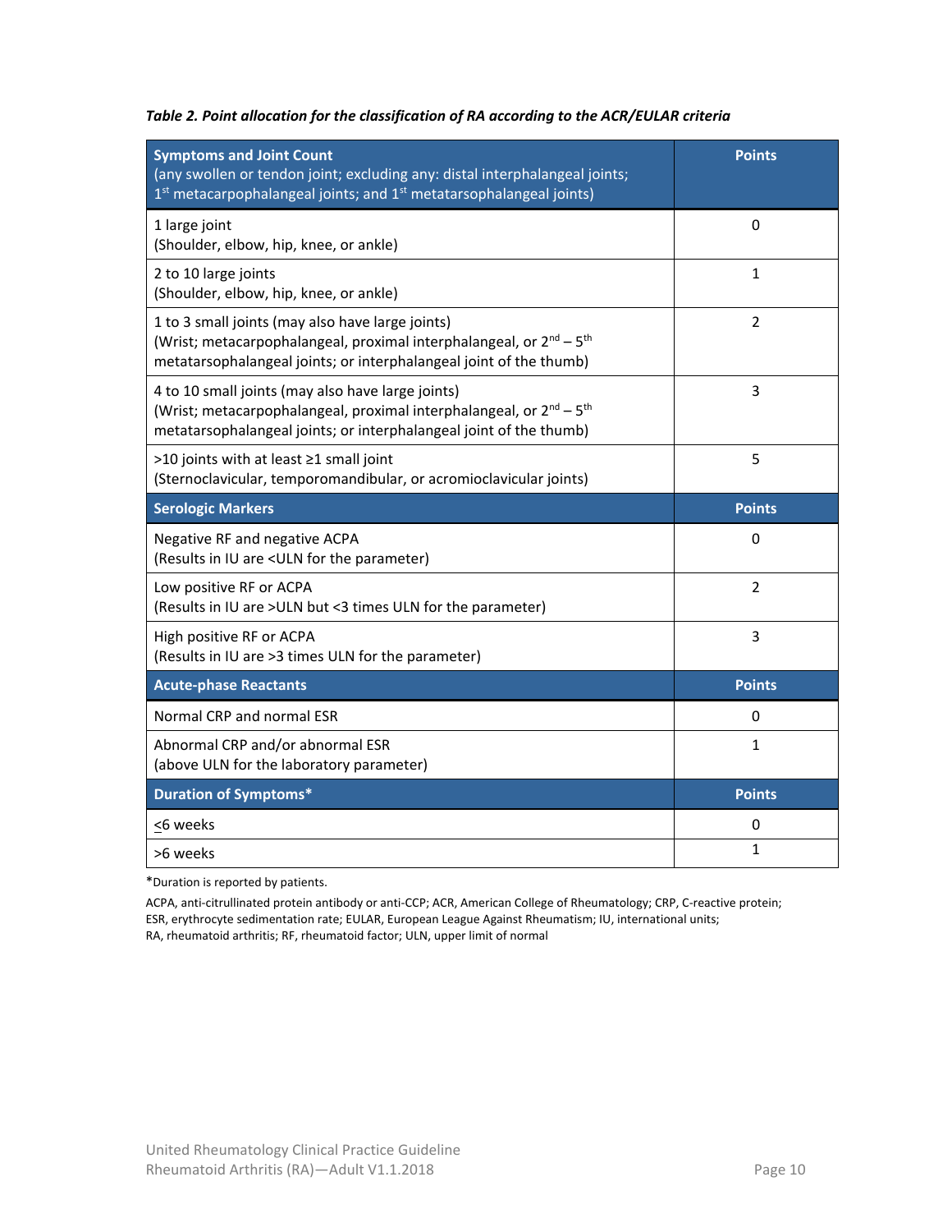*Table 2. Point allocation for the classification of RA according to the ACR/EULAR criteria*

| **Symptoms and Joint Count**<br>(any swollen or tender joint; excluding any: distal interphalangeal joints; 1st metacarpophalangeal joints; and 1st metatarsophalangeal joints) | **Points** |
|---|---|
| 1 large joint<br>(Shoulder, elbow, hip, knee, or ankle) | 0 |
| 2 to 10 large joints<br>(Shoulder, elbow, hip, knee, or ankle) | 1 |
| 1 to 3 small joints (may also have large joints)<br>(Wrist; metacarpophalangeal, proximal interphalangeal, or 2nd – 5th metatarsophalangeal joints; or interphalangeal joint of the thumb) | 2 |
| 4 to 10 small joints (may also have large joints)<br>(Wrist; metacarpophalangeal, proximal interphalangeal, or 2nd – 5th metatarsophalangeal joints; or interphalangeal joint of the thumb) | 3 |
| >10 joints with at least ≥1 small joint<br>(Sternoclavicular, temporomandibular, or acromioclavicular joints) | 5 |
| **Serologic Markers** | **Points** |
| Negative RF and negative ACPA<br>(Results in IU are <ULN for the parameter) | 0 |
| Low positive RF or ACPA<br>(Results in IU are >ULN but <3 times ULN for the parameter) | 2 |
| High positive RF or ACPA<br>(Results in IU are >3 times ULN for the parameter) | 3 |
| **Acute-phase Reactants** | **Points** |
| Normal CRP and normal ESR | 0 |
| Abnormal CRP and/or abnormal ESR<br>(above ULN for the laboratory parameter) | 1 |
| **Duration of Symptoms*** | **Points** |
| ≤6 weeks | 0 |
| >6 weeks | 1 |

*Duration is reported by patients.

ACPA, anti-citrullinated protein antibody or anti-CCP; ACR, American College of Rheumatology; CRP, C-reactive protein; ESR, erythrocyte sedimentation rate; EULAR, European League Against Rheumatism; IU, international units; RA, rheumatoid arthritis; RF, rheumatoid factor; ULN, upper limit of normal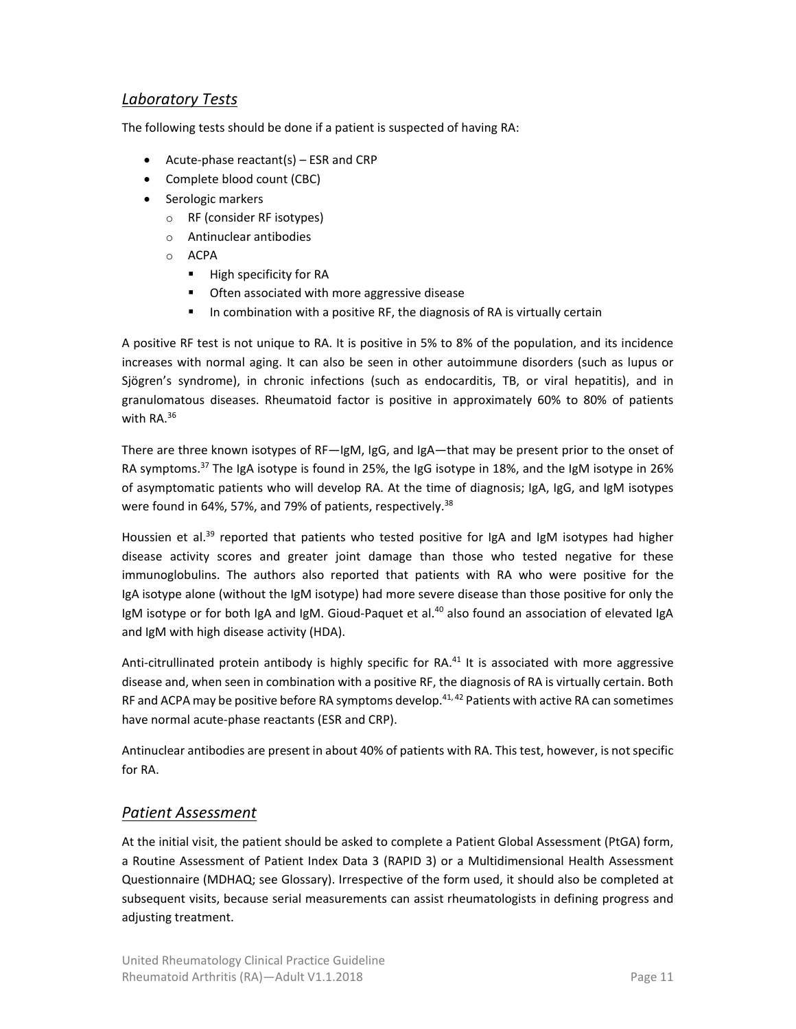## *Laboratory Tests*

The following tests should be done if a patient is suspected of having RA:

- Acute-phase reactant(s) – ESR and CRP
- Complete blood count (CBC)
- Serologic markers
  - RF (consider RF isotypes)
  - Antinuclear antibodies
  - ACPA
    - High specificity for RA
    - Often associated with more aggressive disease
    - In combination with a positive RF, the diagnosis of RA is virtually certain

A positive RF test is not unique to RA. It is positive in 5% to 8% of the population, and its incidence increases with normal aging. It can also be seen in other autoimmune disorders (such as lupus or Sjögren's syndrome), in chronic infections (such as endocarditis, TB, or viral hepatitis), and in granulomatous diseases. Rheumatoid factor is positive in approximately 60% to 80% of patients with RA.[36]

There are three known isotypes of RF—IgM, IgG, and IgA—that may be present prior to the onset of RA symptoms.[37] The IgA isotype is found in 25%, the IgG isotype in 18%, and the IgM isotype in 26% of asymptomatic patients who will develop RA. At the time of diagnosis; IgA, IgG, and IgM isotypes were found in 64%, 57%, and 79% of patients, respectively.[38]

Houssien et al.[39] reported that patients who tested positive for IgA and IgM isotypes had higher disease activity scores and greater joint damage than those who tested negative for these immunoglobulins. The authors also reported that patients with RA who were positive for the IgA isotype alone (without the IgM isotype) had more severe disease than those positive for only the IgM isotype or for both IgA and IgM. Gioud-Paquet et al.[40] also found an association of elevated IgA and IgM with high disease activity (HDA).

Anti-citrullinated protein antibody is highly specific for RA.[41] It is associated with more aggressive disease and, when seen in combination with a positive RF, the diagnosis of RA is virtually certain. Both RF and ACPA may be positive before RA symptoms develop.[41,42] Patients with active RA can sometimes have normal acute-phase reactants (ESR and CRP).

Antinuclear antibodies are present in about 40% of patients with RA. This test, however, is not specific for RA.

## *Patient Assessment*

At the initial visit, the patient should be asked to complete a Patient Global Assessment (PtGA) form, a Routine Assessment of Patient Index Data 3 (RAPID 3) or a Multidimensional Health Assessment Questionnaire (MDHAQ; see Glossary). Irrespective of the form used, it should also be completed at subsequent visits, because serial measurements can assist rheumatologists in defining progress and adjusting treatment.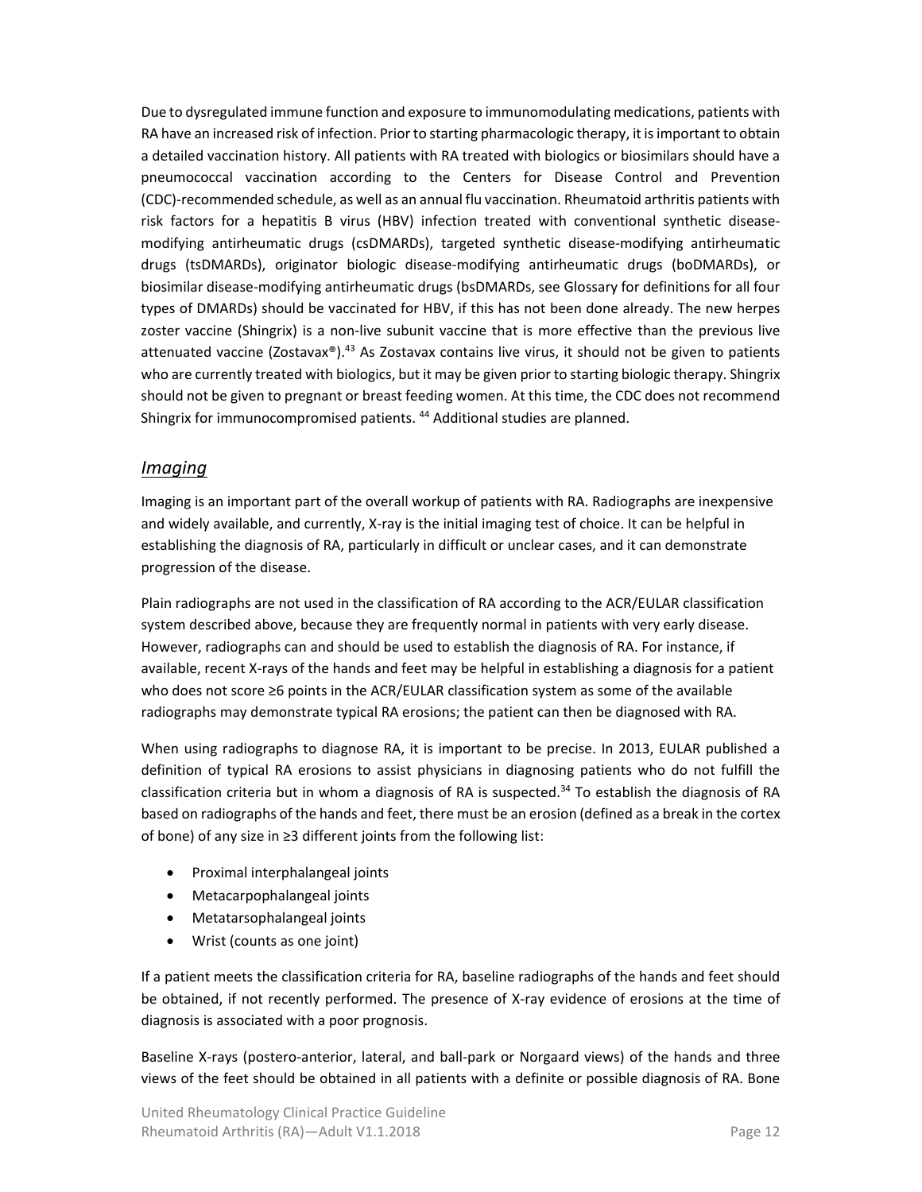Due to dysregulated immune function and exposure to immunomodulating medications, patients with RA have an increased risk of infection. Prior to starting pharmacologic therapy, it is important to obtain a detailed vaccination history. All patients with RA treated with biologics or biosimilars should have a pneumococcal vaccination according to the Centers for Disease Control and Prevention (CDC)-recommended schedule, as well as an annual flu vaccination. Rheumatoid arthritis patients with risk factors for a hepatitis B virus (HBV) infection treated with conventional synthetic disease-modifying antirheumatic drugs (csDMARDs), targeted synthetic disease-modifying antirheumatic drugs (tsDMARDs), originator biologic disease-modifying antirheumatic drugs (boDMARDs), or biosimilar disease-modifying antirheumatic drugs (bsDMARDs, see Glossary for definitions for all four types of DMARDs) should be vaccinated for HBV, if this has not been done already. The new herpes zoster vaccine (Shingrix) is a non-live subunit vaccine that is more effective than the previous live attenuated vaccine (Zostavax®).[43] As Zostavax contains live virus, it should not be given to patients who are currently treated with biologics, but it may be given prior to starting biologic therapy. Shingrix should not be given to pregnant or breast feeding women. At this time, the CDC does not recommend Shingrix for immunocompromised patients.[44] Additional studies are planned.

## *Imaging*

Imaging is an important part of the overall workup of patients with RA. Radiographs are inexpensive and widely available, and currently, X-ray is the initial imaging test of choice. It can be helpful in establishing the diagnosis of RA, particularly in difficult or unclear cases, and it can demonstrate progression of the disease.

Plain radiographs are not used in the classification of RA according to the ACR/EULAR classification system described above, because they are frequently normal in patients with very early disease. However, radiographs can and should be used to establish the diagnosis of RA. For instance, if available, recent X-rays of the hands and feet may be helpful in establishing a diagnosis for a patient who does not score ≥6 points in the ACR/EULAR classification system as some of the available radiographs may demonstrate typical RA erosions; the patient can then be diagnosed with RA.

When using radiographs to diagnose RA, it is important to be precise. In 2013, EULAR published a definition of typical RA erosions to assist physicians in diagnosing patients who do not fulfill the classification criteria but in whom a diagnosis of RA is suspected.[34] To establish the diagnosis of RA based on radiographs of the hands and feet, there must be an erosion (defined as a break in the cortex of bone) of any size in ≥3 different joints from the following list:

- Proximal interphalangeal joints
- Metacarpophalangeal joints
- Metatarsophalangeal joints
- Wrist (counts as one joint)

If a patient meets the classification criteria for RA, baseline radiographs of the hands and feet should be obtained, if not recently performed. The presence of X-ray evidence of erosions at the time of diagnosis is associated with a poor prognosis.

Baseline X-rays (postero-anterior, lateral, and ball-park or Norgaard views) of the hands and three views of the feet should be obtained in all patients with a definite or possible diagnosis of RA. Bone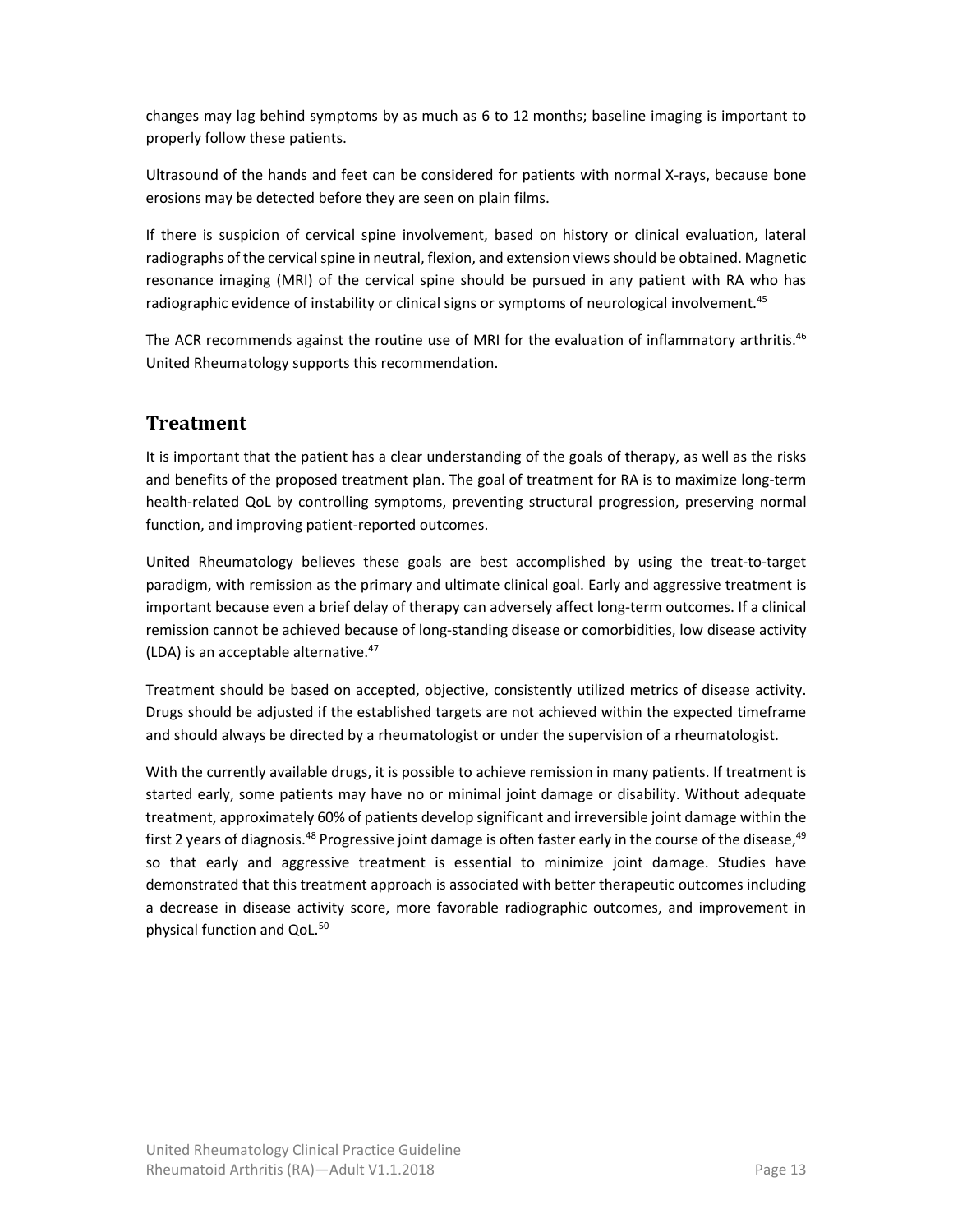changes may lag behind symptoms by as much as 6 to 12 months; baseline imaging is important to properly follow these patients.

Ultrasound of the hands and feet can be considered for patients with normal X-rays, because bone erosions may be detected before they are seen on plain films.

If there is suspicion of cervical spine involvement, based on history or clinical evaluation, lateral radiographs of the cervical spine in neutral, flexion, and extension views should be obtained. Magnetic resonance imaging (MRI) of the cervical spine should be pursued in any patient with RA who has radiographic evidence of instability or clinical signs or symptoms of neurological involvement.[45]

The ACR recommends against the routine use of MRI for the evaluation of inflammatory arthritis.[46] United Rheumatology supports this recommendation.

## Treatment

It is important that the patient has a clear understanding of the goals of therapy, as well as the risks and benefits of the proposed treatment plan. The goal of treatment for RA is to maximize long-term health-related QoL by controlling symptoms, preventing structural progression, preserving normal function, and improving patient-reported outcomes.

United Rheumatology believes these goals are best accomplished by using the treat-to-target paradigm, with remission as the primary and ultimate clinical goal. Early and aggressive treatment is important because even a brief delay of therapy can adversely affect long-term outcomes. If a clinical remission cannot be achieved because of long-standing disease or comorbidities, low disease activity (LDA) is an acceptable alternative.[47]

Treatment should be based on accepted, objective, consistently utilized metrics of disease activity. Drugs should be adjusted if the established targets are not achieved within the expected timeframe and should always be directed by a rheumatologist or under the supervision of a rheumatologist.

With the currently available drugs, it is possible to achieve remission in many patients. If treatment is started early, some patients may have no or minimal joint damage or disability. Without adequate treatment, approximately 60% of patients develop significant and irreversible joint damage within the first 2 years of diagnosis.[48] Progressive joint damage is often faster early in the course of the disease,[49] so that early and aggressive treatment is essential to minimize joint damage. Studies have demonstrated that this treatment approach is associated with better therapeutic outcomes including a decrease in disease activity score, more favorable radiographic outcomes, and improvement in physical function and QoL.[50]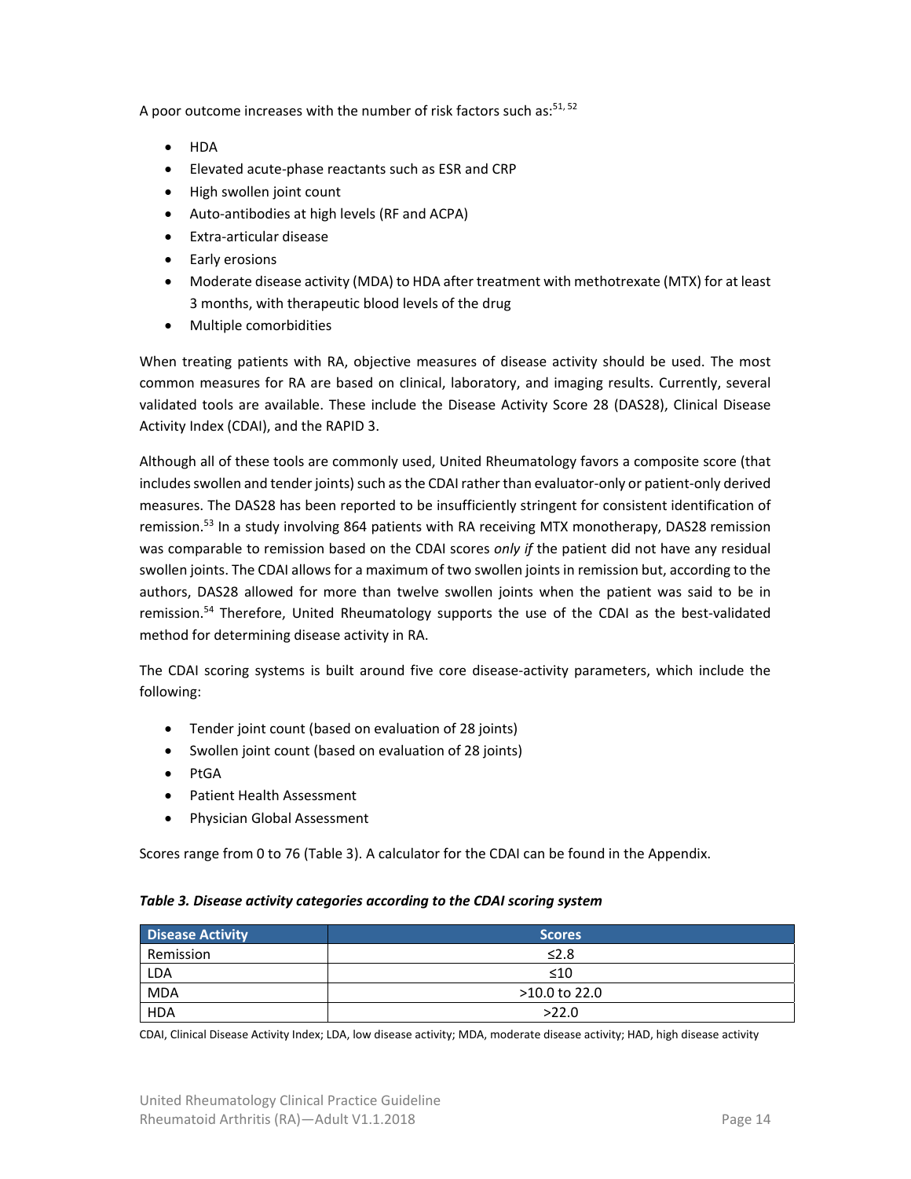A poor outcome increases with the number of risk factors such as:[51, 52]

- HDA
- Elevated acute-phase reactants such as ESR and CRP
- High swollen joint count
- Auto-antibodies at high levels (RF and ACPA)
- Extra-articular disease
- Early erosions
- Moderate disease activity (MDA) to HDA after treatment with methotrexate (MTX) for at least 3 months, with therapeutic blood levels of the drug
- Multiple comorbidities

When treating patients with RA, objective measures of disease activity should be used. The most common measures for RA are based on clinical, laboratory, and imaging results. Currently, several validated tools are available. These include the Disease Activity Score 28 (DAS28), Clinical Disease Activity Index (CDAI), and the RAPID 3.

Although all of these tools are commonly used, United Rheumatology favors a composite score (that includes swollen and tender joints) such as the CDAI rather than evaluator-only or patient-only derived measures. The DAS28 has been reported to be insufficiently stringent for consistent identification of remission.[53] In a study involving 864 patients with RA receiving MTX monotherapy, DAS28 remission was comparable to remission based on the CDAI scores *only if* the patient did not have any residual swollen joints. The CDAI allows for a maximum of two swollen joints in remission but, according to the authors, DAS28 allowed for more than twelve swollen joints when the patient was said to be in remission.[54] Therefore, United Rheumatology supports the use of the CDAI as the best-validated method for determining disease activity in RA.

The CDAI scoring systems is built around five core disease-activity parameters, which include the following:

- Tender joint count (based on evaluation of 28 joints)
- Swollen joint count (based on evaluation of 28 joints)
- PtGA
- Patient Health Assessment
- Physician Global Assessment

Scores range from 0 to 76 (Table 3). A calculator for the CDAI can be found in the Appendix.

***Table 3. Disease activity categories according to the CDAI scoring system***

| Disease Activity | Scores |
|---|---|
| Remission | ≤2.8 |
| LDA | ≤10 |
| MDA | >10.0 to 22.0 |
| HDA | >22.0 |

CDAI, Clinical Disease Activity Index; LDA, low disease activity; MDA, moderate disease activity; HAD, high disease activity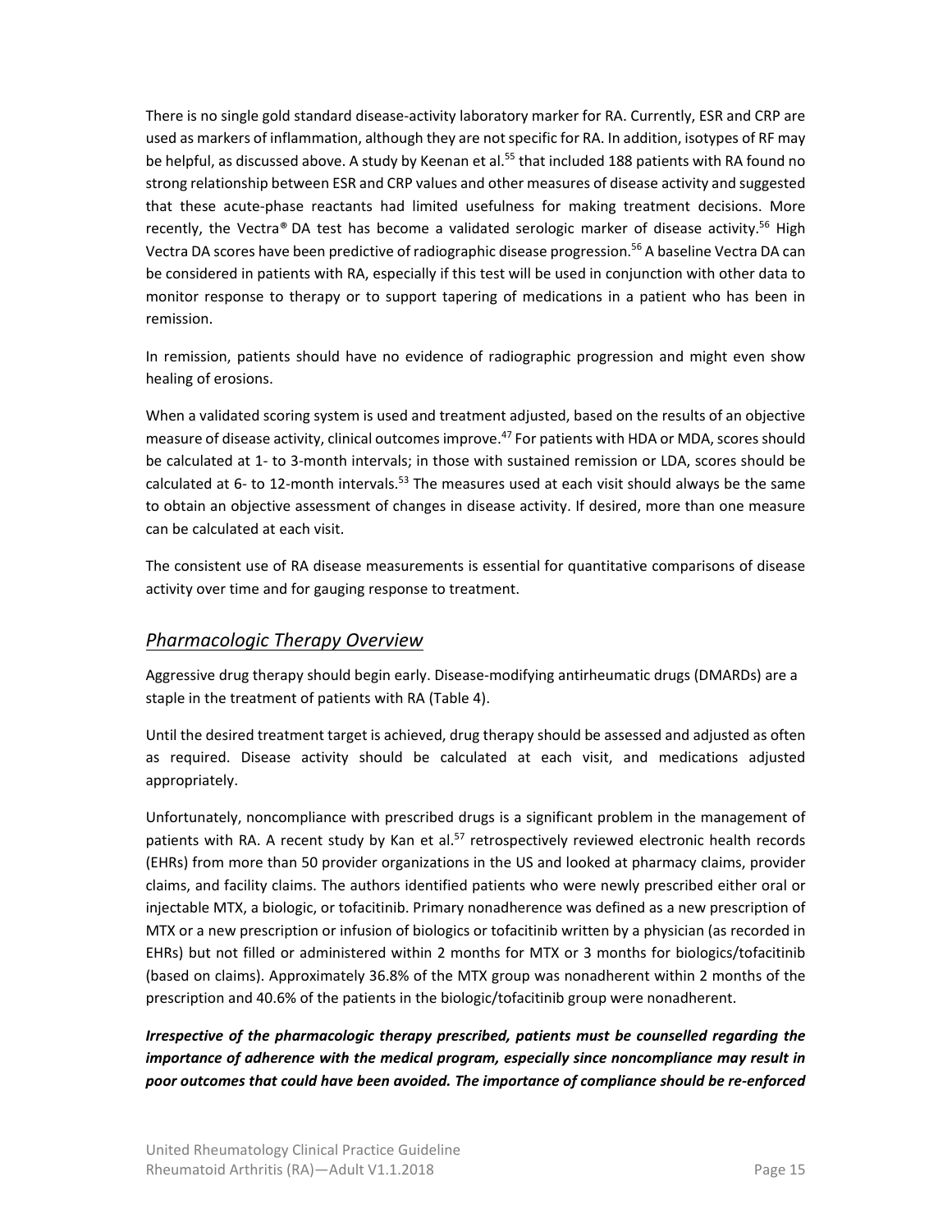There is no single gold standard disease-activity laboratory marker for RA. Currently, ESR and CRP are used as markers of inflammation, although they are not specific for RA. In addition, isotypes of RF may be helpful, as discussed above. A study by Keenan et al.[55] that included 188 patients with RA found no strong relationship between ESR and CRP values and other measures of disease activity and suggested that these acute-phase reactants had limited usefulness for making treatment decisions. More recently, the Vectra® DA test has become a validated serologic marker of disease activity.[56] High Vectra DA scores have been predictive of radiographic disease progression.[56] A baseline Vectra DA can be considered in patients with RA, especially if this test will be used in conjunction with other data to monitor response to therapy or to support tapering of medications in a patient who has been in remission.

In remission, patients should have no evidence of radiographic progression and might even show healing of erosions.

When a validated scoring system is used and treatment adjusted, based on the results of an objective measure of disease activity, clinical outcomes improve.[47] For patients with HDA or MDA, scores should be calculated at 1- to 3-month intervals; in those with sustained remission or LDA, scores should be calculated at 6- to 12-month intervals.[53] The measures used at each visit should always be the same to obtain an objective assessment of changes in disease activity. If desired, more than one measure can be calculated at each visit.

The consistent use of RA disease measurements is essential for quantitative comparisons of disease activity over time and for gauging response to treatment.

## *Pharmacologic Therapy Overview*

Aggressive drug therapy should begin early. Disease-modifying antirheumatic drugs (DMARDs) are a staple in the treatment of patients with RA (Table 4).

Until the desired treatment target is achieved, drug therapy should be assessed and adjusted as often as required. Disease activity should be calculated at each visit, and medications adjusted appropriately.

Unfortunately, noncompliance with prescribed drugs is a significant problem in the management of patients with RA. A recent study by Kan et al.[57] retrospectively reviewed electronic health records (EHRs) from more than 50 provider organizations in the US and looked at pharmacy claims, provider claims, and facility claims. The authors identified patients who were newly prescribed either oral or injectable MTX, a biologic, or tofacitinib. Primary nonadherence was defined as a new prescription of MTX or a new prescription or infusion of biologics or tofacitinib written by a physician (as recorded in EHRs) but not filled or administered within 2 months for MTX or 3 months for biologics/tofacitinib (based on claims). Approximately 36.8% of the MTX group was nonadherent within 2 months of the prescription and 40.6% of the patients in the biologic/tofacitinib group were nonadherent.

***Irrespective of the pharmacologic therapy prescribed, patients must be counselled regarding the importance of adherence with the medical program, especially since noncompliance may result in poor outcomes that could have been avoided. The importance of compliance should be re-enforced***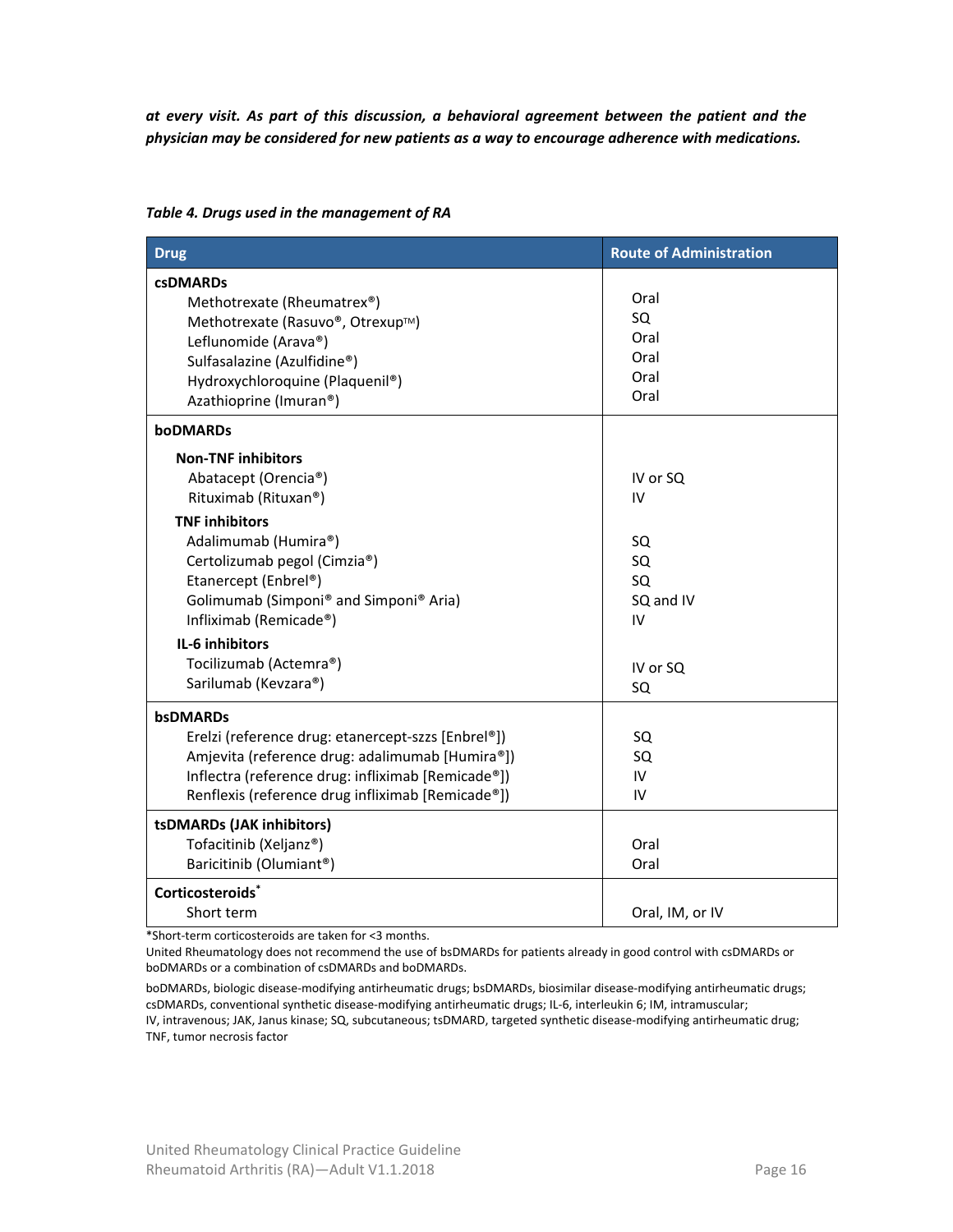***at every visit. As part of this discussion, a behavioral agreement between the patient and the physician may be considered for new patients as a way to encourage adherence with medications.***

***Table 4. Drugs used in the management of RA***

| Drug | Route of Administration |
|---|---|
| **csDMARDs** | |
| Methotrexate (Rheumatrex®) | Oral |
| Methotrexate (Rasuvo®, Otrexup™) | SQ |
| Leflunomide (Arava®) | Oral |
| Sulfasalazine (Azulfidine®) | Oral |
| Hydroxychloroquine (Plaquenil®) | Oral |
| Azathioprine (Imuran®) | Oral |
| **boDMARDs** | |
| **Non-TNF inhibitors** | |
| Abatacept (Orencia®) | IV or SQ |
| Rituximab (Rituxan®) | IV |
| **TNF inhibitors** | |
| Adalimumab (Humira®) | SQ |
| Certolizumab pegol (Cimzia®) | SQ |
| Etanercept (Enbrel®) | SQ |
| Golimumab (Simponi® and Simponi® Aria) | SQ and IV |
| Infliximab (Remicade®) | IV |
| **IL-6 inhibitors** | |
| Tocilizumab (Actemra®) | IV or SQ |
| Sarilumab (Kevzara®) | SQ |
| **bsDMARDs** | |
| Erelzi (reference drug: etanercept-szzs [Enbrel®]) | SQ |
| Amjevita (reference drug: adalimumab [Humira®]) | SQ |
| Inflectra (reference drug: infliximab [Remicade®]) | IV |
| Renflexis (reference drug infliximab [Remicade®]) | IV |
| **tsDMARDs (JAK inhibitors)** | |
| Tofacitinib (Xeljanz®) | Oral |
| Baricitinib (Olumiant®) | Oral |
| **Corticosteroids*** | |
| Short term | Oral, IM, or IV |

*Short-term corticosteroids are taken for <3 months.

United Rheumatology does not recommend the use of bsDMARDs for patients already in good control with csDMARDs or boDMARDs or a combination of csDMARDs and boDMARDs.

boDMARDs, biologic disease-modifying antirheumatic drugs; bsDMARDs, biosimilar disease-modifying antirheumatic drugs; csDMARDs, conventional synthetic disease-modifying antirheumatic drugs; IL-6, interleukin 6; IM, intramuscular; IV, intravenous; JAK, Janus kinase; SQ, subcutaneous; tsDMARD, targeted synthetic disease-modifying antirheumatic drug; TNF, tumor necrosis factor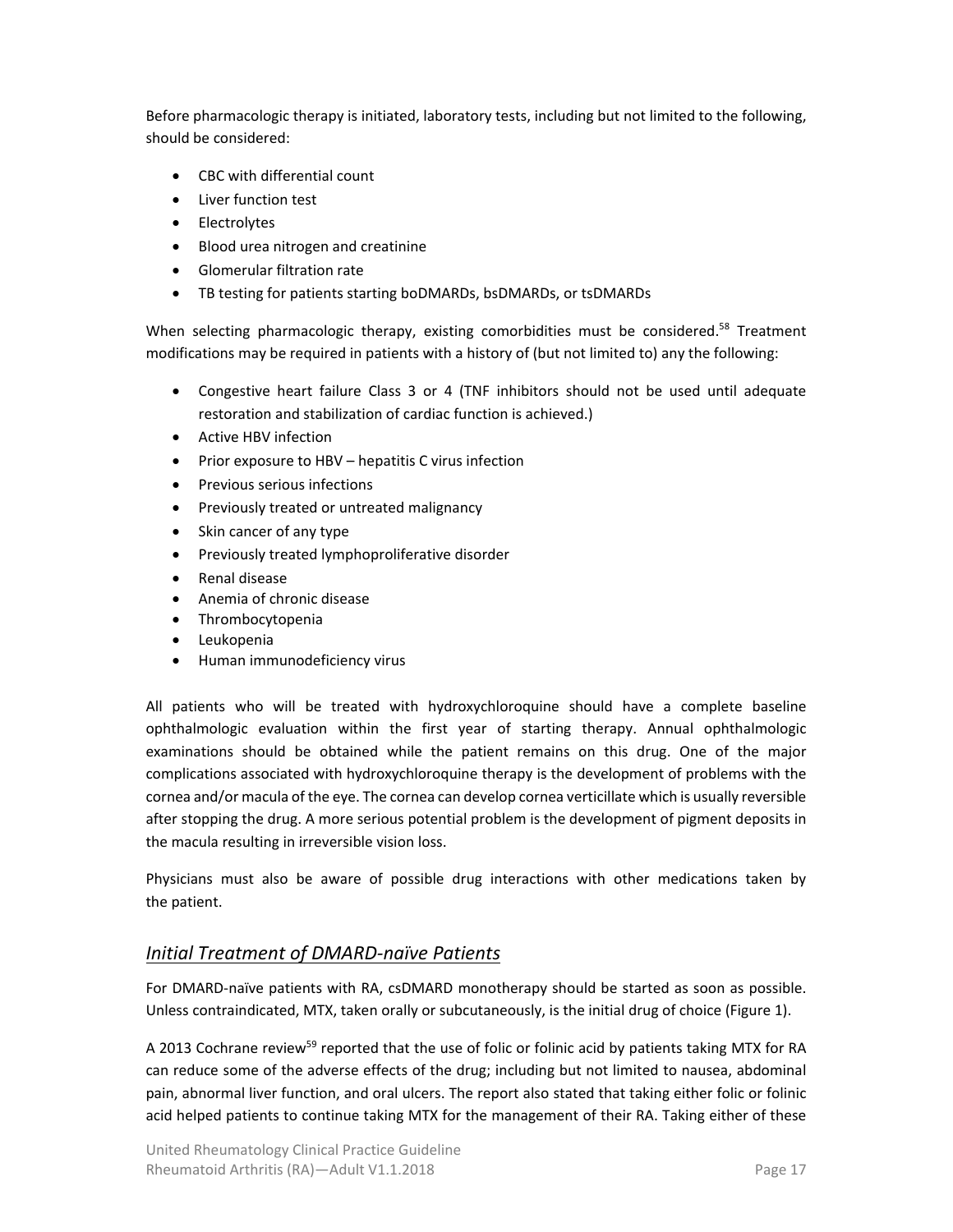Before pharmacologic therapy is initiated, laboratory tests, including but not limited to the following, should be considered:

- CBC with differential count
- Liver function test
- Electrolytes
- Blood urea nitrogen and creatinine
- Glomerular filtration rate
- TB testing for patients starting boDMARDs, bsDMARDs, or tsDMARDs

When selecting pharmacologic therapy, existing comorbidities must be considered.[58] Treatment modifications may be required in patients with a history of (but not limited to) any the following:

- Congestive heart failure Class 3 or 4 (TNF inhibitors should not be used until adequate restoration and stabilization of cardiac function is achieved.)
- Active HBV infection
- Prior exposure to HBV – hepatitis C virus infection
- Previous serious infections
- Previously treated or untreated malignancy
- Skin cancer of any type
- Previously treated lymphoproliferative disorder
- Renal disease
- Anemia of chronic disease
- Thrombocytopenia
- Leukopenia
- Human immunodeficiency virus

All patients who will be treated with hydroxychloroquine should have a complete baseline ophthalmologic evaluation within the first year of starting therapy. Annual ophthalmologic examinations should be obtained while the patient remains on this drug. One of the major complications associated with hydroxychloroquine therapy is the development of problems with the cornea and/or macula of the eye. The cornea can develop cornea verticillate which is usually reversible after stopping the drug. A more serious potential problem is the development of pigment deposits in the macula resulting in irreversible vision loss.

Physicians must also be aware of possible drug interactions with other medications taken by the patient.

## *Initial Treatment of DMARD-naïve Patients*

For DMARD-naïve patients with RA, csDMARD monotherapy should be started as soon as possible. Unless contraindicated, MTX, taken orally or subcutaneously, is the initial drug of choice (Figure 1).

A 2013 Cochrane review[59] reported that the use of folic or folinic acid by patients taking MTX for RA can reduce some of the adverse effects of the drug; including but not limited to nausea, abdominal pain, abnormal liver function, and oral ulcers. The report also stated that taking either folic or folinic acid helped patients to continue taking MTX for the management of their RA. Taking either of these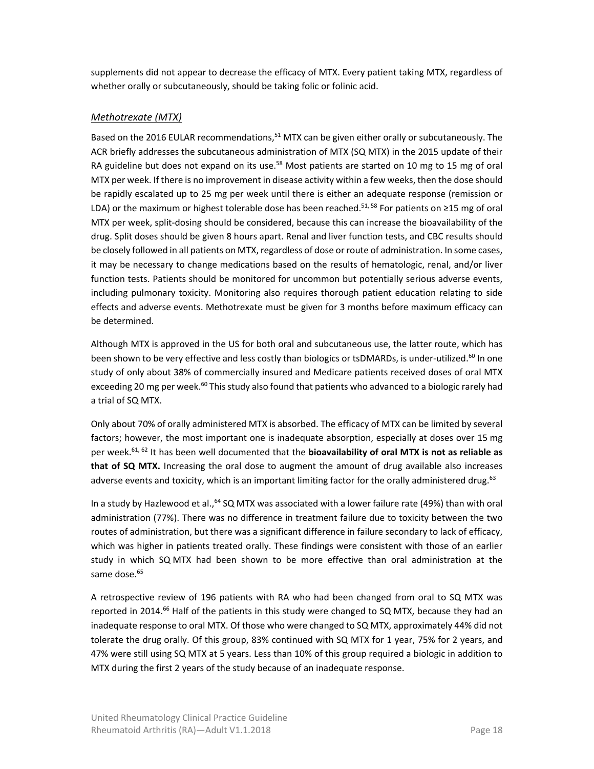supplements did not appear to decrease the efficacy of MTX. Every patient taking MTX, regardless of whether orally or subcutaneously, should be taking folic or folinic acid.

### *Methotrexate (MTX)*

Based on the 2016 EULAR recommendations,[51] MTX can be given either orally or subcutaneously. The ACR briefly addresses the subcutaneous administration of MTX (SQ MTX) in the 2015 update of their RA guideline but does not expand on its use.[58] Most patients are started on 10 mg to 15 mg of oral MTX per week. If there is no improvement in disease activity within a few weeks, then the dose should be rapidly escalated up to 25 mg per week until there is either an adequate response (remission or LDA) or the maximum or highest tolerable dose has been reached.[51, 58] For patients on ≥15 mg of oral MTX per week, split-dosing should be considered, because this can increase the bioavailability of the drug. Split doses should be given 8 hours apart. Renal and liver function tests, and CBC results should be closely followed in all patients on MTX, regardless of dose or route of administration. In some cases, it may be necessary to change medications based on the results of hematologic, renal, and/or liver function tests. Patients should be monitored for uncommon but potentially serious adverse events, including pulmonary toxicity. Monitoring also requires thorough patient education relating to side effects and adverse events. Methotrexate must be given for 3 months before maximum efficacy can be determined.

Although MTX is approved in the US for both oral and subcutaneous use, the latter route, which has been shown to be very effective and less costly than biologics or tsDMARDs, is under-utilized.[60] In one study of only about 38% of commercially insured and Medicare patients received doses of oral MTX exceeding 20 mg per week.[60] This study also found that patients who advanced to a biologic rarely had a trial of SQ MTX.

Only about 70% of orally administered MTX is absorbed. The efficacy of MTX can be limited by several factors; however, the most important one is inadequate absorption, especially at doses over 15 mg per week.[61, 62] It has been well documented that the **bioavailability of oral MTX is not as reliable as that of SQ MTX.** Increasing the oral dose to augment the amount of drug available also increases adverse events and toxicity, which is an important limiting factor for the orally administered drug.[63]

In a study by Hazlewood et al.,[64] SQ MTX was associated with a lower failure rate (49%) than with oral administration (77%). There was no difference in treatment failure due to toxicity between the two routes of administration, but there was a significant difference in failure secondary to lack of efficacy, which was higher in patients treated orally. These findings were consistent with those of an earlier study in which SQ MTX had been shown to be more effective than oral administration at the same dose.[65]

A retrospective review of 196 patients with RA who had been changed from oral to SQ MTX was reported in 2014.[66] Half of the patients in this study were changed to SQ MTX, because they had an inadequate response to oral MTX. Of those who were changed to SQ MTX, approximately 44% did not tolerate the drug orally. Of this group, 83% continued with SQ MTX for 1 year, 75% for 2 years, and 47% were still using SQ MTX at 5 years. Less than 10% of this group required a biologic in addition to MTX during the first 2 years of the study because of an inadequate response.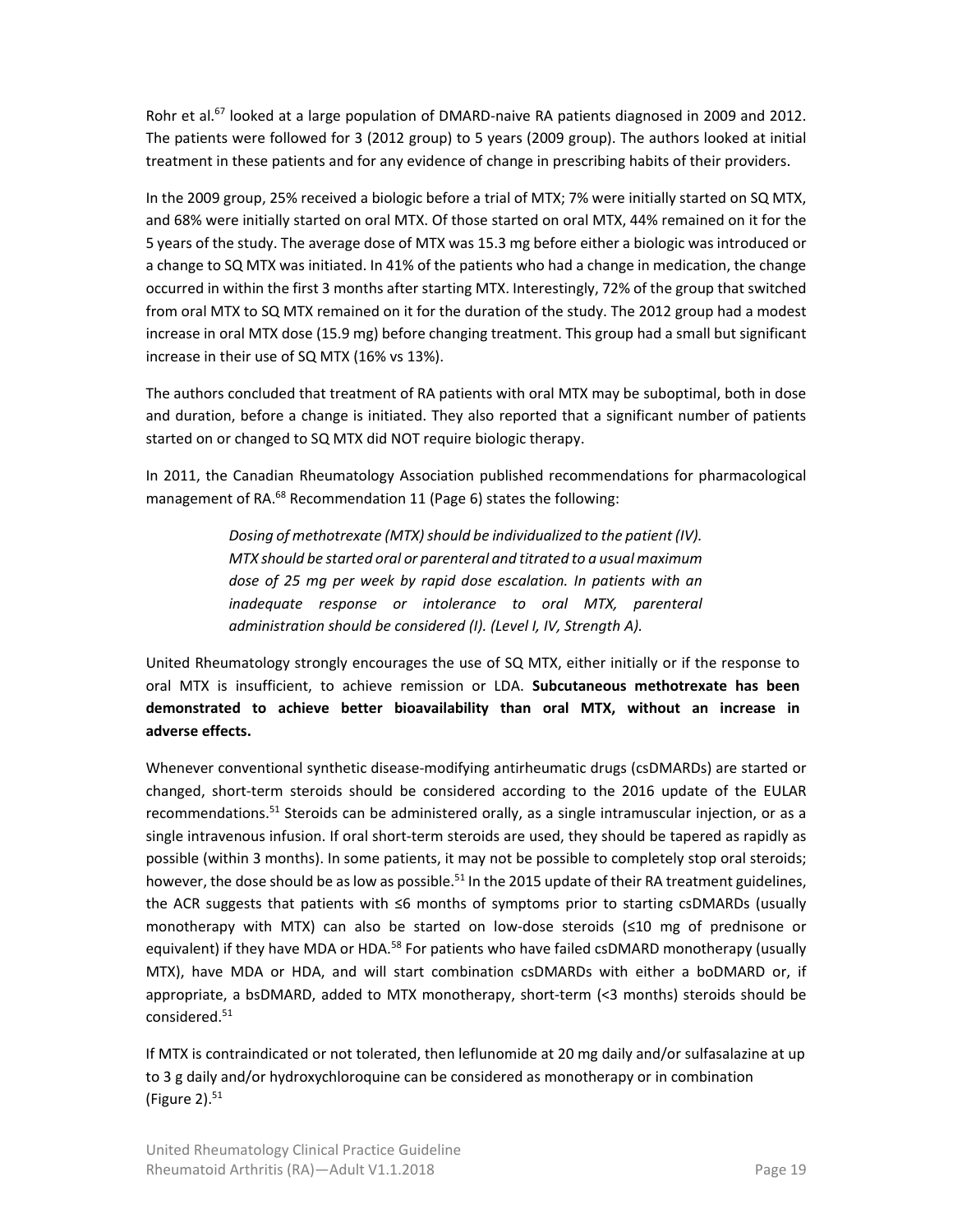Rohr et al.[67] looked at a large population of DMARD-naive RA patients diagnosed in 2009 and 2012. The patients were followed for 3 (2012 group) to 5 years (2009 group). The authors looked at initial treatment in these patients and for any evidence of change in prescribing habits of their providers.

In the 2009 group, 25% received a biologic before a trial of MTX; 7% were initially started on SQ MTX, and 68% were initially started on oral MTX. Of those started on oral MTX, 44% remained on it for the 5 years of the study. The average dose of MTX was 15.3 mg before either a biologic was introduced or a change to SQ MTX was initiated. In 41% of the patients who had a change in medication, the change occurred in within the first 3 months after starting MTX. Interestingly, 72% of the group that switched from oral MTX to SQ MTX remained on it for the duration of the study. The 2012 group had a modest increase in oral MTX dose (15.9 mg) before changing treatment. This group had a small but significant increase in their use of SQ MTX (16% vs 13%).

The authors concluded that treatment of RA patients with oral MTX may be suboptimal, both in dose and duration, before a change is initiated. They also reported that a significant number of patients started on or changed to SQ MTX did NOT require biologic therapy.

In 2011, the Canadian Rheumatology Association published recommendations for pharmacological management of RA.[68] Recommendation 11 (Page 6) states the following:

> *Dosing of methotrexate (MTX) should be individualized to the patient (IV). MTX should be started oral or parenteral and titrated to a usual maximum dose of 25 mg per week by rapid dose escalation. In patients with an inadequate response or intolerance to oral MTX, parenteral administration should be considered (I). (Level I, IV, Strength A).*

United Rheumatology strongly encourages the use of SQ MTX, either initially or if the response to oral MTX is insufficient, to achieve remission or LDA. **Subcutaneous methotrexate has been demonstrated to achieve better bioavailability than oral MTX, without an increase in adverse effects.**

Whenever conventional synthetic disease-modifying antirheumatic drugs (csDMARDs) are started or changed, short-term steroids should be considered according to the 2016 update of the EULAR recommendations.[51] Steroids can be administered orally, as a single intramuscular injection, or as a single intravenous infusion. If oral short-term steroids are used, they should be tapered as rapidly as possible (within 3 months). In some patients, it may not be possible to completely stop oral steroids; however, the dose should be as low as possible.[51] In the 2015 update of their RA treatment guidelines, the ACR suggests that patients with ≤6 months of symptoms prior to starting csDMARDs (usually monotherapy with MTX) can also be started on low-dose steroids (≤10 mg of prednisone or equivalent) if they have MDA or HDA.[58] For patients who have failed csDMARD monotherapy (usually MTX), have MDA or HDA, and will start combination csDMARDs with either a boDMARD or, if appropriate, a bsDMARD, added to MTX monotherapy, short-term (<3 months) steroids should be considered.[51]

If MTX is contraindicated or not tolerated, then leflunomide at 20 mg daily and/or sulfasalazine at up to 3 g daily and/or hydroxychloroquine can be considered as monotherapy or in combination (Figure 2).[51]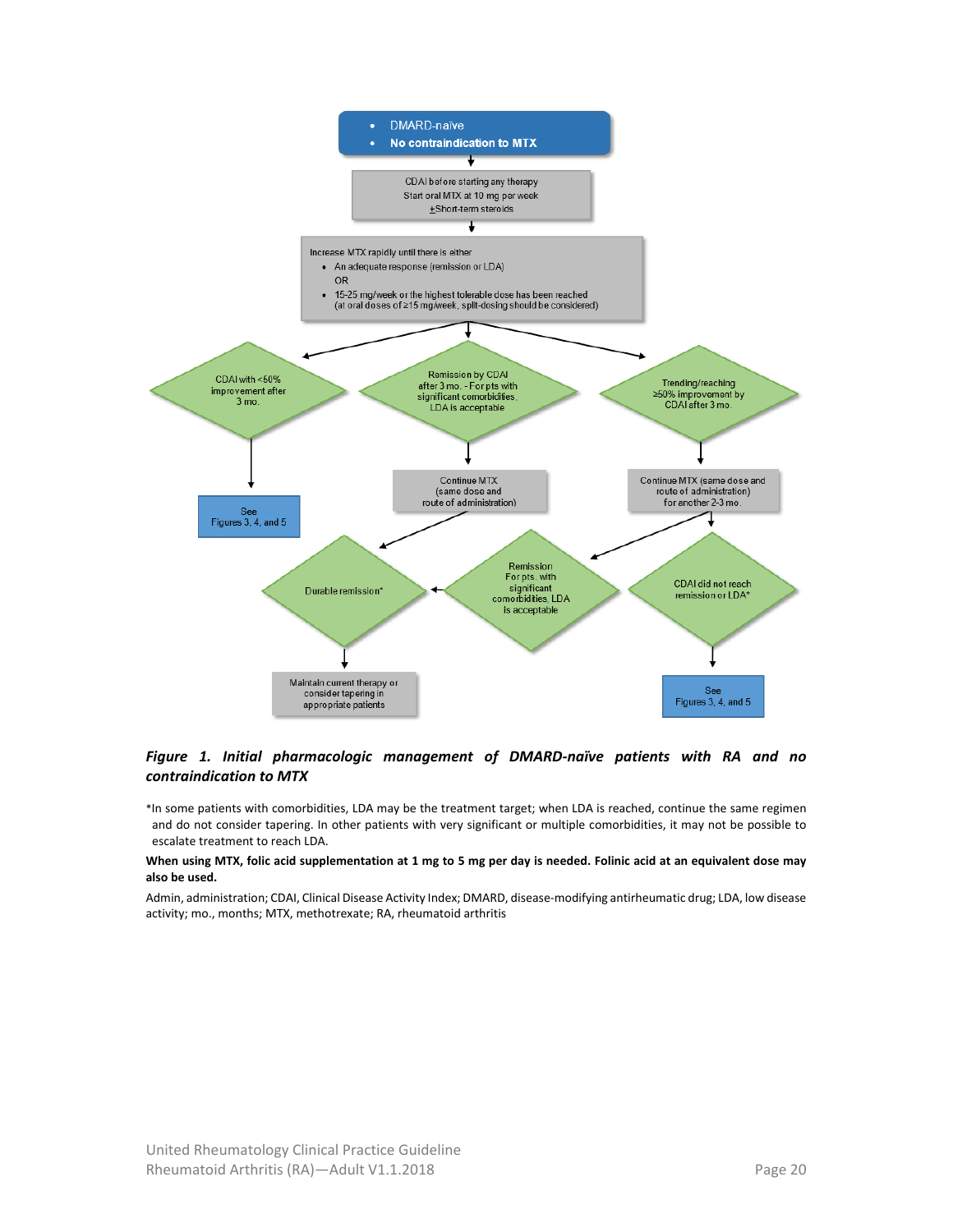- DMARD-naïve
- **No contraindication to MTX**

CDAI before starting any therapy
Start oral MTX at 10 mg per week
±Short-term steroids

Increase MTX rapidly until there is either
- An adequate response (remission or LDA)
  OR
- 15-25 mg/week or the highest tolerable dose has been reached
  (at oral doses of ≥15 mg/week, split-dosing should be considered)

CDAI with <50% improvement after 3 mo. → See Figures 3, 4, and 5

Remission by CDAI after 3 mo. - For pts with significant comorbidities, LDA is acceptable → Continue MTX (same dose and route of administration)

Trending/reaching ≥50% improvement by CDAI after 3 mo. → Continue MTX (same dose and route of administration) for another 2-3 mo.

Remission For pts. with significant comorbidities, LDA is acceptable → Durable remission* → Maintain current therapy or consider tapering in appropriate patients

CDAI did not reach remission or LDA* → See Figures 3, 4, and 5

***Figure 1. Initial pharmacologic management of DMARD-naïve patients with RA and no contraindication to MTX***

*In some patients with comorbidities, LDA may be the treatment target; when LDA is reached, continue the same regimen and do not consider tapering. In other patients with very significant or multiple comorbidities, it may not be possible to escalate treatment to reach LDA.

**When using MTX, folic acid supplementation at 1 mg to 5 mg per day is needed. Folinic acid at an equivalent dose may also be used.**

Admin, administration; CDAI, Clinical Disease Activity Index; DMARD, disease-modifying antirheumatic drug; LDA, low disease activity; mo., months; MTX, methotrexate; RA, rheumatoid arthritis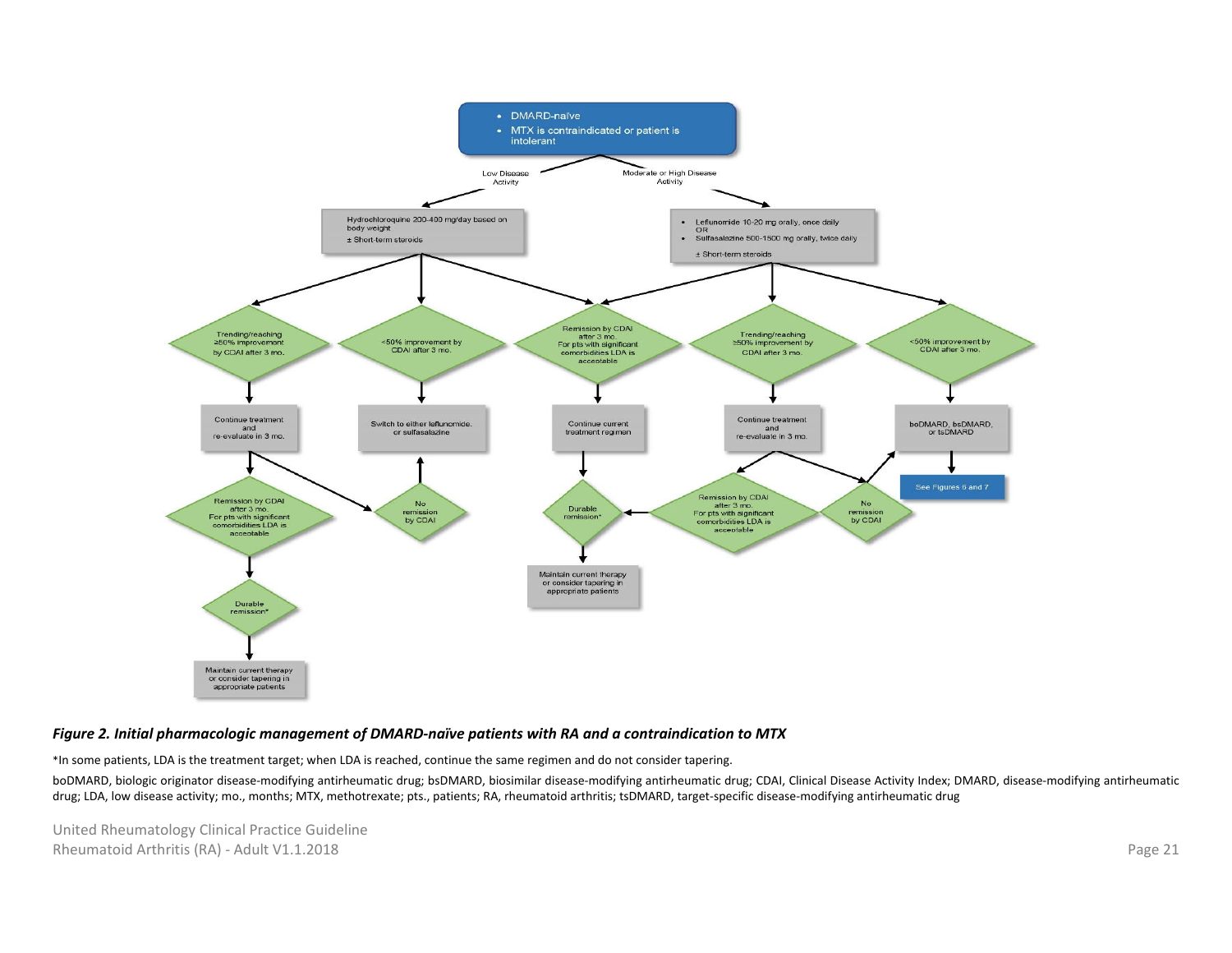- DMARD-naïve
- MTX is contraindicated or patient is intolerant

Low Disease Activity

Moderate or High Disease Activity

Hydrochloroquine 200-400 mg/day based on body weight
± Short-term steroids

- Leflunomide 10-20 mg orally, once daily
  OR
- Sulfasalazine 500-1500 mg orally, twice daily

± Short-term steroids

Trending/reaching ≥50% improvement by CDAI after 3 mo.

<50% improvement by CDAI after 3 mo.

Remission by CDAI after 3 mo. For pts with significant comorbidities LDA is acceptable

Trending/reaching ≥50% improvement by CDAI after 3 mo.

<50% improvement by CDAI after 3 mo.

Continue treatment and re-evaluate in 3 mo.

Switch to either leflunomide or sulfasalazine

Continue current treatment regimen

Continue treatment and re-evaluate in 3 mo.

boDMARD, bsDMARD, or tsDMARD

See Figures 6 and 7

Remission by CDAI after 3 mo. For pts with significant comorbidities LDA is acceptable

No remission by CDAI

Durable remission*

Remission by CDAI after 3 mo. For pts with significant comorbidities LDA is acceptable

No remission by CDAI

Maintain current therapy or consider tapering in appropriate patients

Durable remission*

Maintain current therapy or consider tapering in appropriate patients

***Figure 2. Initial pharmacologic management of DMARD-naïve patients with RA and a contraindication to MTX***

*In some patients, LDA is the treatment target; when LDA is reached, continue the same regimen and do not consider tapering.

boDMARD, biologic originator disease-modifying antirheumatic drug; bsDMARD, biosimilar disease-modifying antirheumatic drug; CDAI, Clinical Disease Activity Index; DMARD, disease-modifying antirheumatic drug; LDA, low disease activity; mo., months; MTX, methotrexate; pts., patients; RA, rheumatoid arthritis; tsDMARD, target-specific disease-modifying antirheumatic drug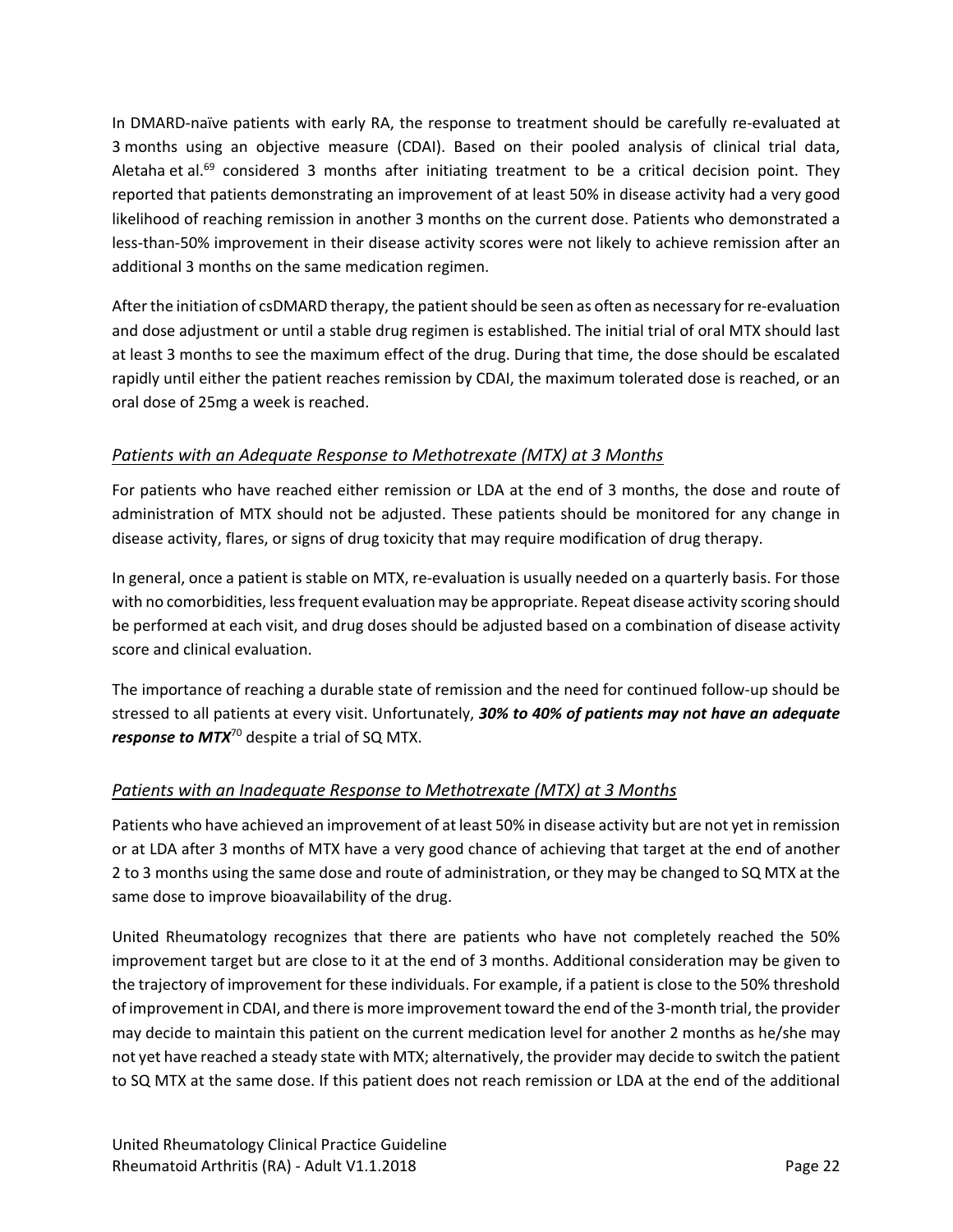In DMARD-naïve patients with early RA, the response to treatment should be carefully re-evaluated at 3 months using an objective measure (CDAI). Based on their pooled analysis of clinical trial data, Aletaha et al.[69] considered 3 months after initiating treatment to be a critical decision point. They reported that patients demonstrating an improvement of at least 50% in disease activity had a very good likelihood of reaching remission in another 3 months on the current dose. Patients who demonstrated a less-than-50% improvement in their disease activity scores were not likely to achieve remission after an additional 3 months on the same medication regimen.

After the initiation of csDMARD therapy, the patient should be seen as often as necessary for re-evaluation and dose adjustment or until a stable drug regimen is established. The initial trial of oral MTX should last at least 3 months to see the maximum effect of the drug. During that time, the dose should be escalated rapidly until either the patient reaches remission by CDAI, the maximum tolerated dose is reached, or an oral dose of 25mg a week is reached.

### *Patients with an Adequate Response to Methotrexate (MTX) at 3 Months*

For patients who have reached either remission or LDA at the end of 3 months, the dose and route of administration of MTX should not be adjusted. These patients should be monitored for any change in disease activity, flares, or signs of drug toxicity that may require modification of drug therapy.

In general, once a patient is stable on MTX, re-evaluation is usually needed on a quarterly basis. For those with no comorbidities, less frequent evaluation may be appropriate. Repeat disease activity scoring should be performed at each visit, and drug doses should be adjusted based on a combination of disease activity score and clinical evaluation.

The importance of reaching a durable state of remission and the need for continued follow-up should be stressed to all patients at every visit. Unfortunately, ***30% to 40% of patients may not have an adequate response to MTX***[70] despite a trial of SQ MTX.

### *Patients with an Inadequate Response to Methotrexate (MTX) at 3 Months*

Patients who have achieved an improvement of at least 50% in disease activity but are not yet in remission or at LDA after 3 months of MTX have a very good chance of achieving that target at the end of another 2 to 3 months using the same dose and route of administration, or they may be changed to SQ MTX at the same dose to improve bioavailability of the drug.

United Rheumatology recognizes that there are patients who have not completely reached the 50% improvement target but are close to it at the end of 3 months. Additional consideration may be given to the trajectory of improvement for these individuals. For example, if a patient is close to the 50% threshold of improvement in CDAI, and there is more improvement toward the end of the 3-month trial, the provider may decide to maintain this patient on the current medication level for another 2 months as he/she may not yet have reached a steady state with MTX; alternatively, the provider may decide to switch the patient to SQ MTX at the same dose. If this patient does not reach remission or LDA at the end of the additional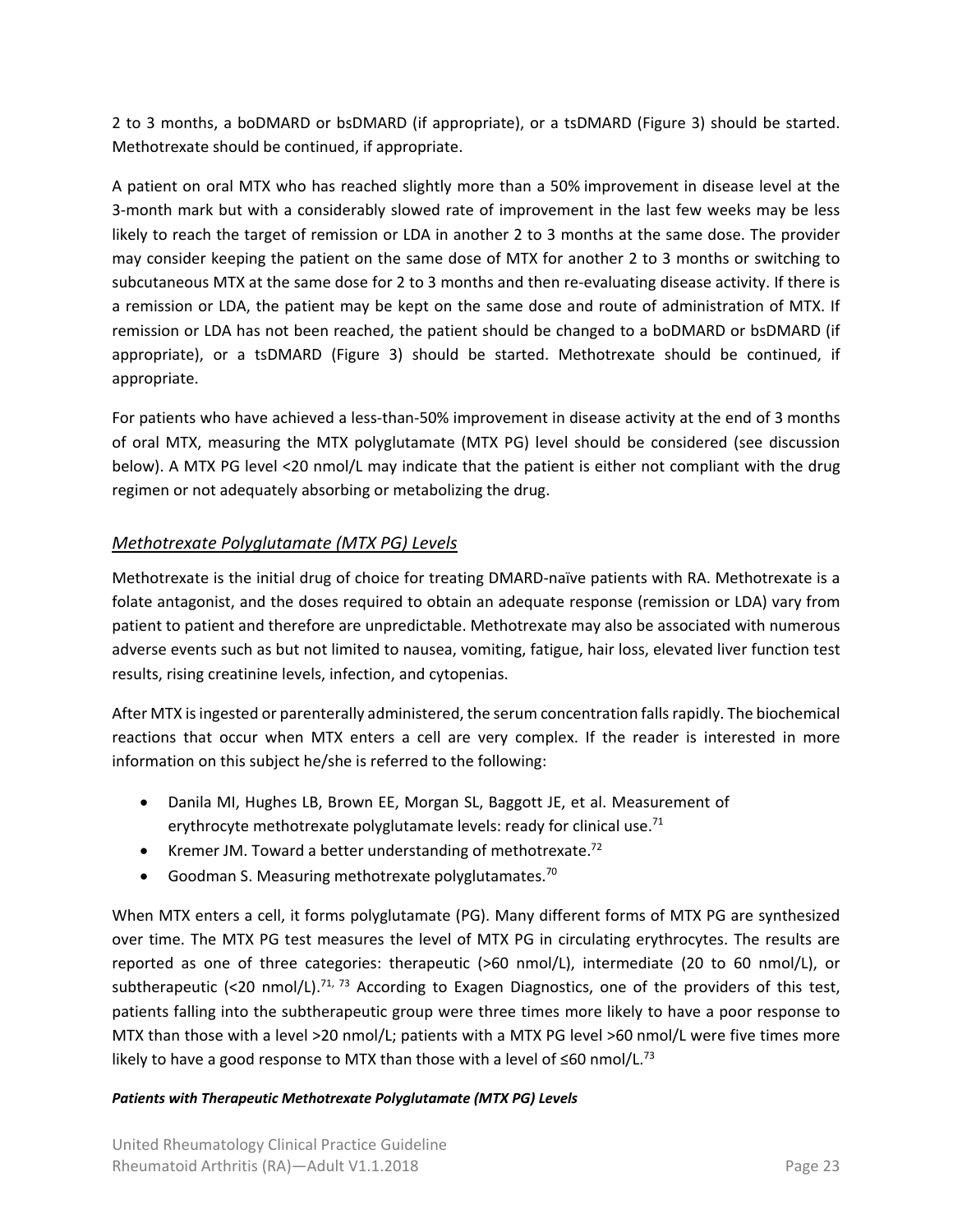2 to 3 months, a boDMARD or bsDMARD (if appropriate), or a tsDMARD (Figure 3) should be started. Methotrexate should be continued, if appropriate.

A patient on oral MTX who has reached slightly more than a 50% improvement in disease level at the 3-month mark but with a considerably slowed rate of improvement in the last few weeks may be less likely to reach the target of remission or LDA in another 2 to 3 months at the same dose. The provider may consider keeping the patient on the same dose of MTX for another 2 to 3 months or switching to subcutaneous MTX at the same dose for 2 to 3 months and then re-evaluating disease activity. If there is a remission or LDA, the patient may be kept on the same dose and route of administration of MTX. If remission or LDA has not been reached, the patient should be changed to a boDMARD or bsDMARD (if appropriate), or a tsDMARD (Figure 3) should be started. Methotrexate should be continued, if appropriate.

For patients who have achieved a less-than-50% improvement in disease activity at the end of 3 months of oral MTX, measuring the MTX polyglutamate (MTX PG) level should be considered (see discussion below). A MTX PG level <20 nmol/L may indicate that the patient is either not compliant with the drug regimen or not adequately absorbing or metabolizing the drug.

### *Methotrexate Polyglutamate (MTX PG) Levels*

Methotrexate is the initial drug of choice for treating DMARD-naïve patients with RA. Methotrexate is a folate antagonist, and the doses required to obtain an adequate response (remission or LDA) vary from patient to patient and therefore are unpredictable. Methotrexate may also be associated with numerous adverse events such as but not limited to nausea, vomiting, fatigue, hair loss, elevated liver function test results, rising creatinine levels, infection, and cytopenias.

After MTX is ingested or parenterally administered, the serum concentration falls rapidly. The biochemical reactions that occur when MTX enters a cell are very complex. If the reader is interested in more information on this subject he/she is referred to the following:

- Danila MI, Hughes LB, Brown EE, Morgan SL, Baggott JE, et al. Measurement of erythrocyte methotrexate polyglutamate levels: ready for clinical use.[71]
- Kremer JM. Toward a better understanding of methotrexate.[72]
- Goodman S. Measuring methotrexate polyglutamates.[70]

When MTX enters a cell, it forms polyglutamate (PG). Many different forms of MTX PG are synthesized over time. The MTX PG test measures the level of MTX PG in circulating erythrocytes. The results are reported as one of three categories: therapeutic (>60 nmol/L), intermediate (20 to 60 nmol/L), or subtherapeutic (<20 nmol/L).[71, 73] According to Exagen Diagnostics, one of the providers of this test, patients falling into the subtherapeutic group were three times more likely to have a poor response to MTX than those with a level >20 nmol/L; patients with a MTX PG level >60 nmol/L were five times more likely to have a good response to MTX than those with a level of ≤60 nmol/L.[73]

#### ***Patients with Therapeutic Methotrexate Polyglutamate (MTX PG) Levels***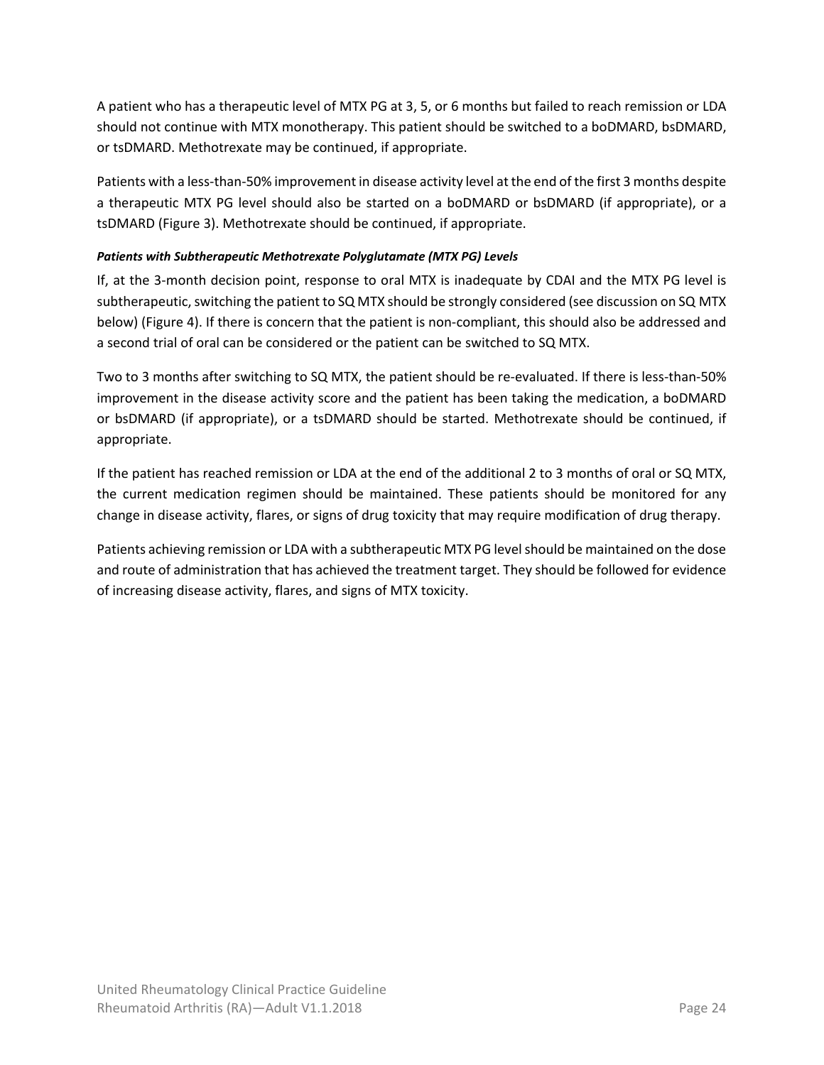A patient who has a therapeutic level of MTX PG at 3, 5, or 6 months but failed to reach remission or LDA should not continue with MTX monotherapy. This patient should be switched to a boDMARD, bsDMARD, or tsDMARD. Methotrexate may be continued, if appropriate.

Patients with a less-than-50% improvement in disease activity level at the end of the first 3 months despite a therapeutic MTX PG level should also be started on a boDMARD or bsDMARD (if appropriate), or a tsDMARD (Figure 3). Methotrexate should be continued, if appropriate.

***Patients with Subtherapeutic Methotrexate Polyglutamate (MTX PG) Levels***

If, at the 3-month decision point, response to oral MTX is inadequate by CDAI and the MTX PG level is subtherapeutic, switching the patient to SQ MTX should be strongly considered (see discussion on SQ MTX below) (Figure 4). If there is concern that the patient is non-compliant, this should also be addressed and a second trial of oral can be considered or the patient can be switched to SQ MTX.

Two to 3 months after switching to SQ MTX, the patient should be re-evaluated. If there is less-than-50% improvement in the disease activity score and the patient has been taking the medication, a boDMARD or bsDMARD (if appropriate), or a tsDMARD should be started. Methotrexate should be continued, if appropriate.

If the patient has reached remission or LDA at the end of the additional 2 to 3 months of oral or SQ MTX, the current medication regimen should be maintained. These patients should be monitored for any change in disease activity, flares, or signs of drug toxicity that may require modification of drug therapy.

Patients achieving remission or LDA with a subtherapeutic MTX PG level should be maintained on the dose and route of administration that has achieved the treatment target. They should be followed for evidence of increasing disease activity, flares, and signs of MTX toxicity.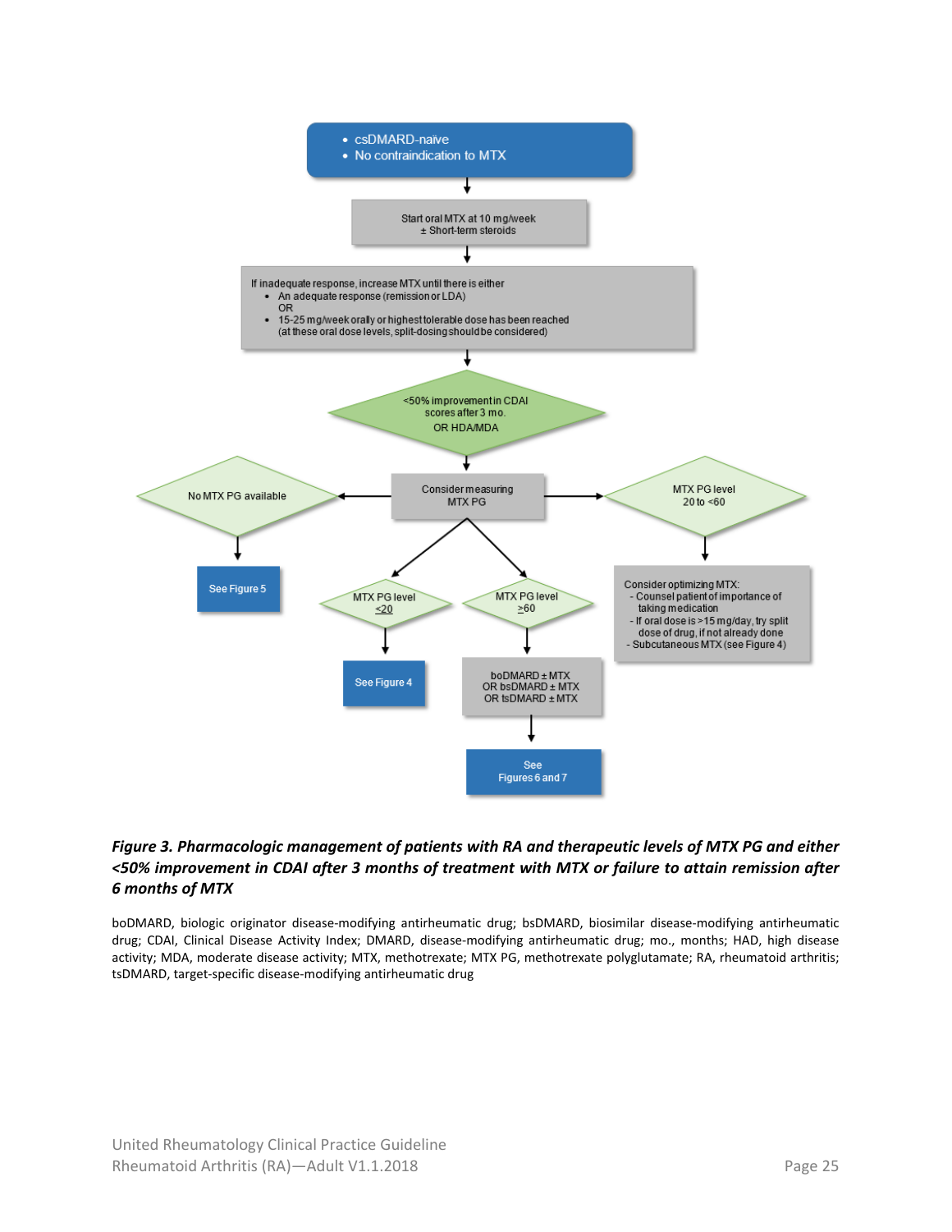- csDMARD-naïve
- No contraindication to MTX

↓

Start oral MTX at 10 mg/week
± Short-term steroids

↓

If inadequate response, increase MTX until there is either
- An adequate response (remission or LDA)
  OR
- 15-25 mg/week orally or highest tolerable dose has been reached
  (at these oral dose levels, split-dosing should be considered)

↓

<50% improvement in CDAI scores after 3 mo.
OR HDA/MDA

↓

Consider measuring MTX PG

- No MTX PG available → See Figure 5
- MTX PG level ≤20 → See Figure 4
- MTX PG level ≥60 → boDMARD ± MTX OR bsDMARD ± MTX OR tsDMARD ± MTX → See Figures 6 and 7
- MTX PG level 20 to <60 → Consider optimizing MTX:
  - Counsel patient of importance of taking medication
  - If oral dose is >15 mg/day, try split dose of drug, if not already done
  - Subcutaneous MTX (see Figure 4)

***Figure 3. Pharmacologic management of patients with RA and therapeutic levels of MTX PG and either <50% improvement in CDAI after 3 months of treatment with MTX or failure to attain remission after 6 months of MTX***

boDMARD, biologic originator disease-modifying antirheumatic drug; bsDMARD, biosimilar disease-modifying antirheumatic drug; CDAI, Clinical Disease Activity Index; DMARD, disease-modifying antirheumatic drug; mo., months; HAD, high disease activity; MDA, moderate disease activity; MTX, methotrexate; MTX PG, methotrexate polyglutamate; RA, rheumatoid arthritis; tsDMARD, target-specific disease-modifying antirheumatic drug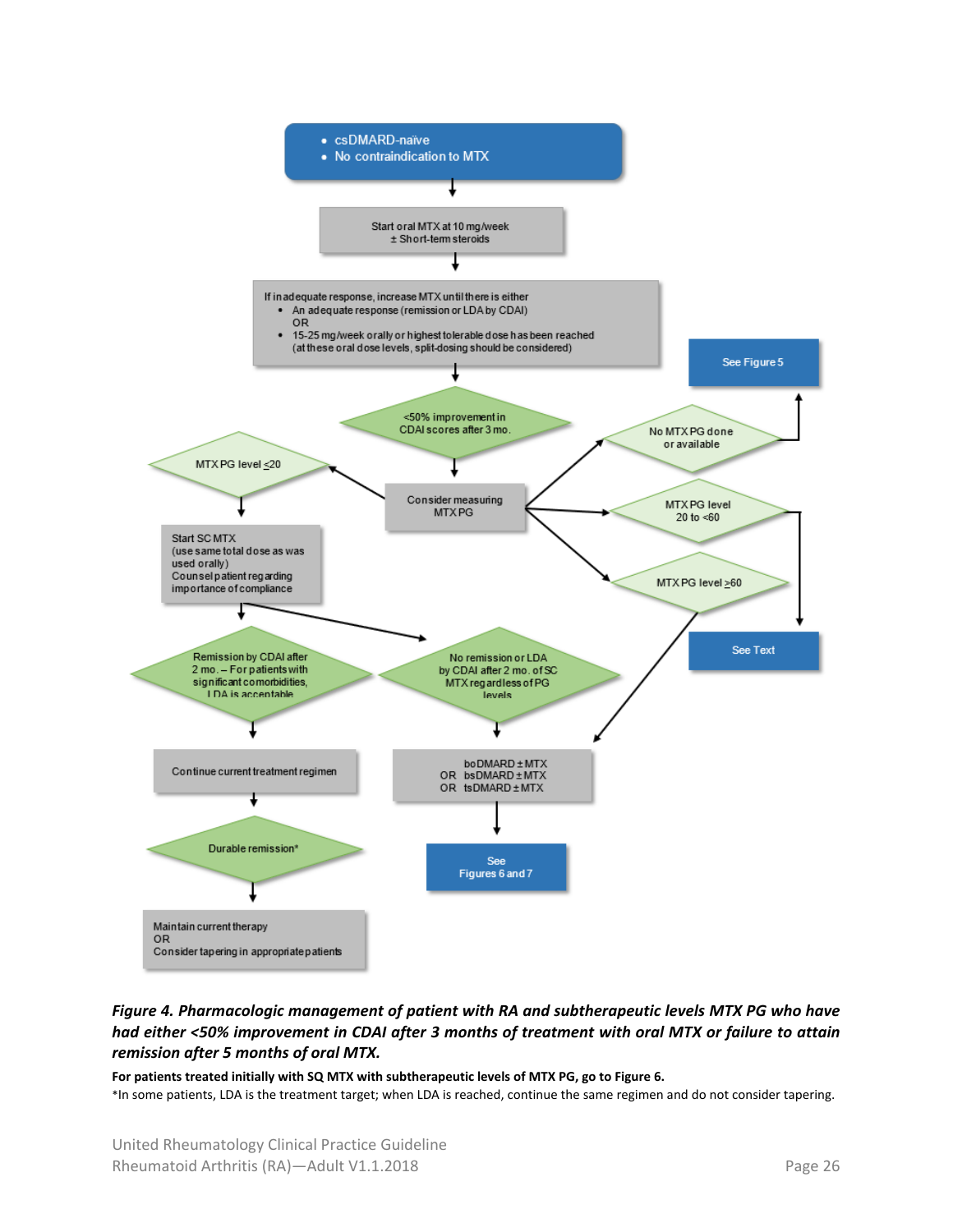- csDMARD-naïve
- No contraindication to MTX

Start oral MTX at 10 mg/week
± Short-term steroids

If inadequate response, increase MTX until there is either
- An adequate response (remission or LDA by CDAI)
  OR
- 15-25 mg/week orally or highest tolerable dose has been reached (at these oral dose levels, split-dosing should be considered)

<50% improvement in CDAI scores after 3 mo.

Consider measuring MTX PG

MTX PG level ≤20

Start SC MTX
(use same total dose as was used orally)
Counsel patient regarding importance of compliance

Remission by CDAI after 2 mo. – For patients with significant comorbidities, LDA is acceptable

No remission or LDA by CDAI after 2 mo. of SC MTX regardless of PG levels

Continue current treatment regimen

Durable remission*

Maintain current therapy
OR
Consider tapering in appropriate patients

boDMARD ± MTX
OR bsDMARD ± MTX
OR tsDMARD ± MTX

See Figures 6 and 7

No MTX PG done or available

See Figure 5

MTX PG level 20 to <60

MTX PG level ≥60

See Text

***Figure 4. Pharmacologic management of patient with RA and subtherapeutic levels MTX PG who have had either <50% improvement in CDAI after 3 months of treatment with oral MTX or failure to attain remission after 5 months of oral MTX.***

**For patients treated initially with SQ MTX with subtherapeutic levels of MTX PG, go to Figure 6.**

*In some patients, LDA is the treatment target; when LDA is reached, continue the same regimen and do not consider tapering.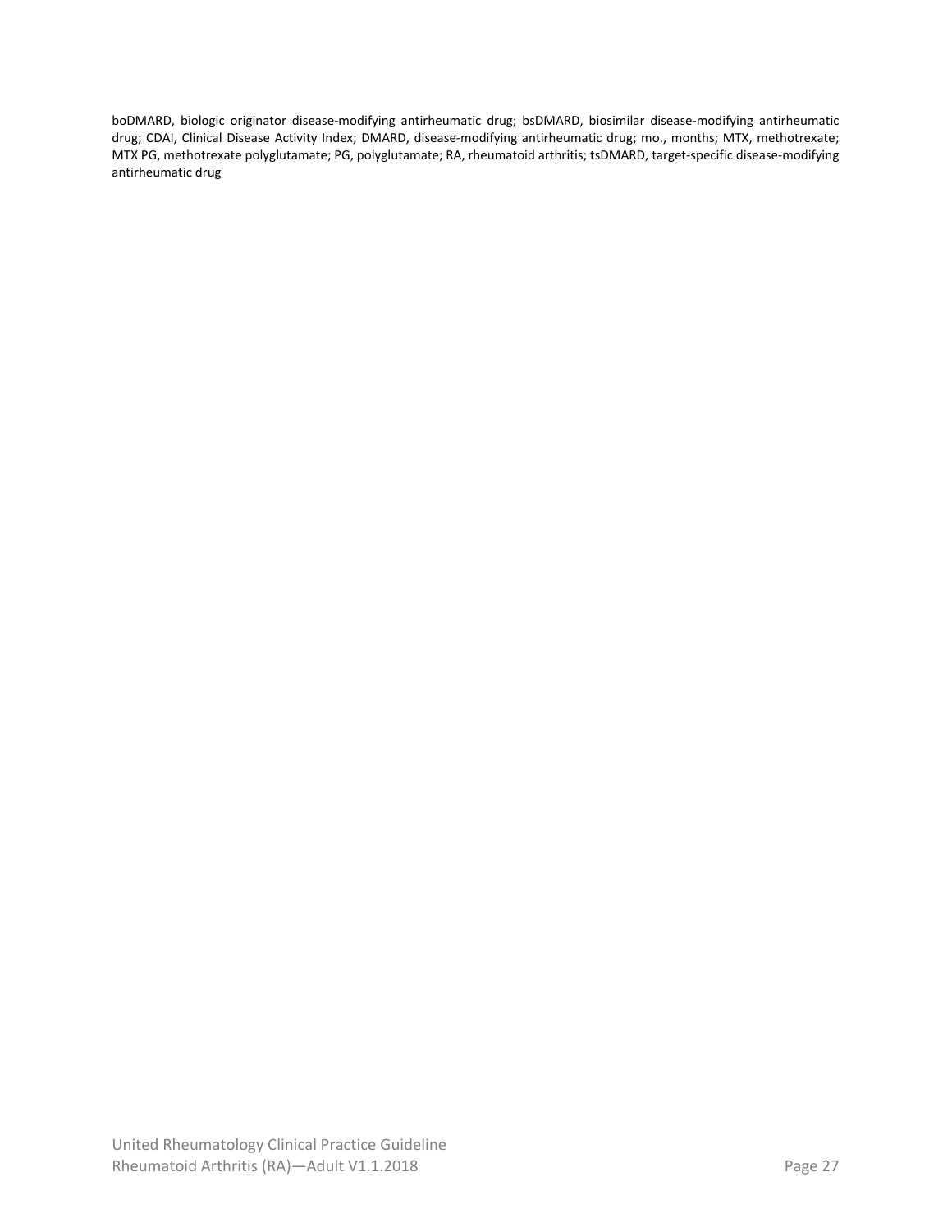boDMARD, biologic originator disease-modifying antirheumatic drug; bsDMARD, biosimilar disease-modifying antirheumatic drug; CDAI, Clinical Disease Activity Index; DMARD, disease-modifying antirheumatic drug; mo., months; MTX, methotrexate; MTX PG, methotrexate polyglutamate; PG, polyglutamate; RA, rheumatoid arthritis; tsDMARD, target-specific disease-modifying antirheumatic drug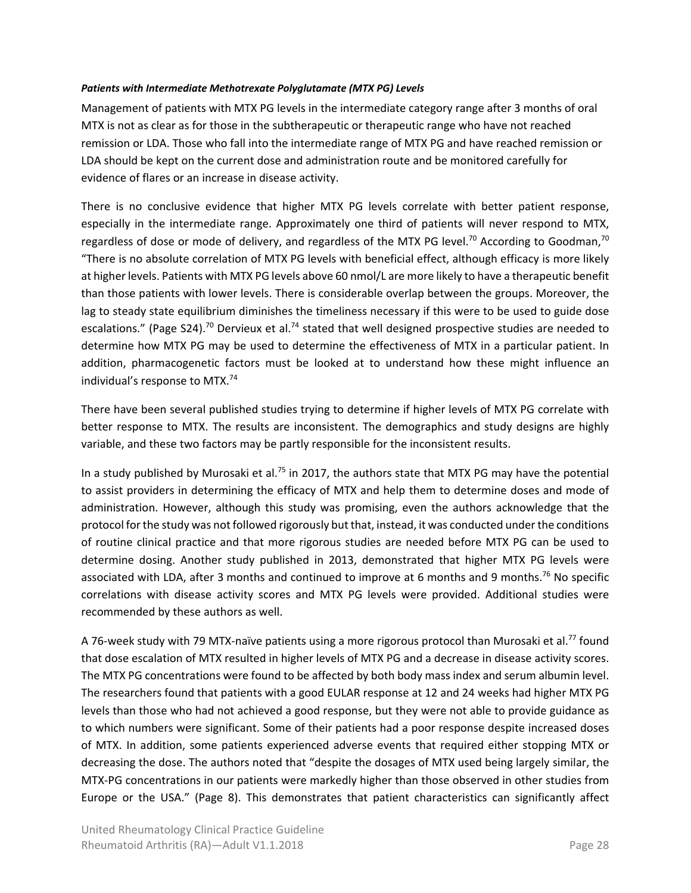***Patients with Intermediate Methotrexate Polyglutamate (MTX PG) Levels***

Management of patients with MTX PG levels in the intermediate category range after 3 months of oral MTX is not as clear as for those in the subtherapeutic or therapeutic range who have not reached remission or LDA. Those who fall into the intermediate range of MTX PG and have reached remission or LDA should be kept on the current dose and administration route and be monitored carefully for evidence of flares or an increase in disease activity.

There is no conclusive evidence that higher MTX PG levels correlate with better patient response, especially in the intermediate range. Approximately one third of patients will never respond to MTX, regardless of dose or mode of delivery, and regardless of the MTX PG level.[70] According to Goodman,[70] "There is no absolute correlation of MTX PG levels with beneficial effect, although efficacy is more likely at higher levels. Patients with MTX PG levels above 60 nmol/L are more likely to have a therapeutic benefit than those patients with lower levels. There is considerable overlap between the groups. Moreover, the lag to steady state equilibrium diminishes the timeliness necessary if this were to be used to guide dose escalations." (Page S24).[70] Dervieux et al.[74] stated that well designed prospective studies are needed to determine how MTX PG may be used to determine the effectiveness of MTX in a particular patient. In addition, pharmacogenetic factors must be looked at to understand how these might influence an individual's response to MTX.[74]

There have been several published studies trying to determine if higher levels of MTX PG correlate with better response to MTX. The results are inconsistent. The demographics and study designs are highly variable, and these two factors may be partly responsible for the inconsistent results.

In a study published by Murosaki et al.[75] in 2017, the authors state that MTX PG may have the potential to assist providers in determining the efficacy of MTX and help them to determine doses and mode of administration. However, although this study was promising, even the authors acknowledge that the protocol for the study was not followed rigorously but that, instead, it was conducted under the conditions of routine clinical practice and that more rigorous studies are needed before MTX PG can be used to determine dosing. Another study published in 2013, demonstrated that higher MTX PG levels were associated with LDA, after 3 months and continued to improve at 6 months and 9 months.[76] No specific correlations with disease activity scores and MTX PG levels were provided. Additional studies were recommended by these authors as well.

A 76-week study with 79 MTX-naïve patients using a more rigorous protocol than Murosaki et al.[77] found that dose escalation of MTX resulted in higher levels of MTX PG and a decrease in disease activity scores. The MTX PG concentrations were found to be affected by both body mass index and serum albumin level. The researchers found that patients with a good EULAR response at 12 and 24 weeks had higher MTX PG levels than those who had not achieved a good response, but they were not able to provide guidance as to which numbers were significant. Some of their patients had a poor response despite increased doses of MTX. In addition, some patients experienced adverse events that required either stopping MTX or decreasing the dose. The authors noted that "despite the dosages of MTX used being largely similar, the MTX-PG concentrations in our patients were markedly higher than those observed in other studies from Europe or the USA." (Page 8). This demonstrates that patient characteristics can significantly affect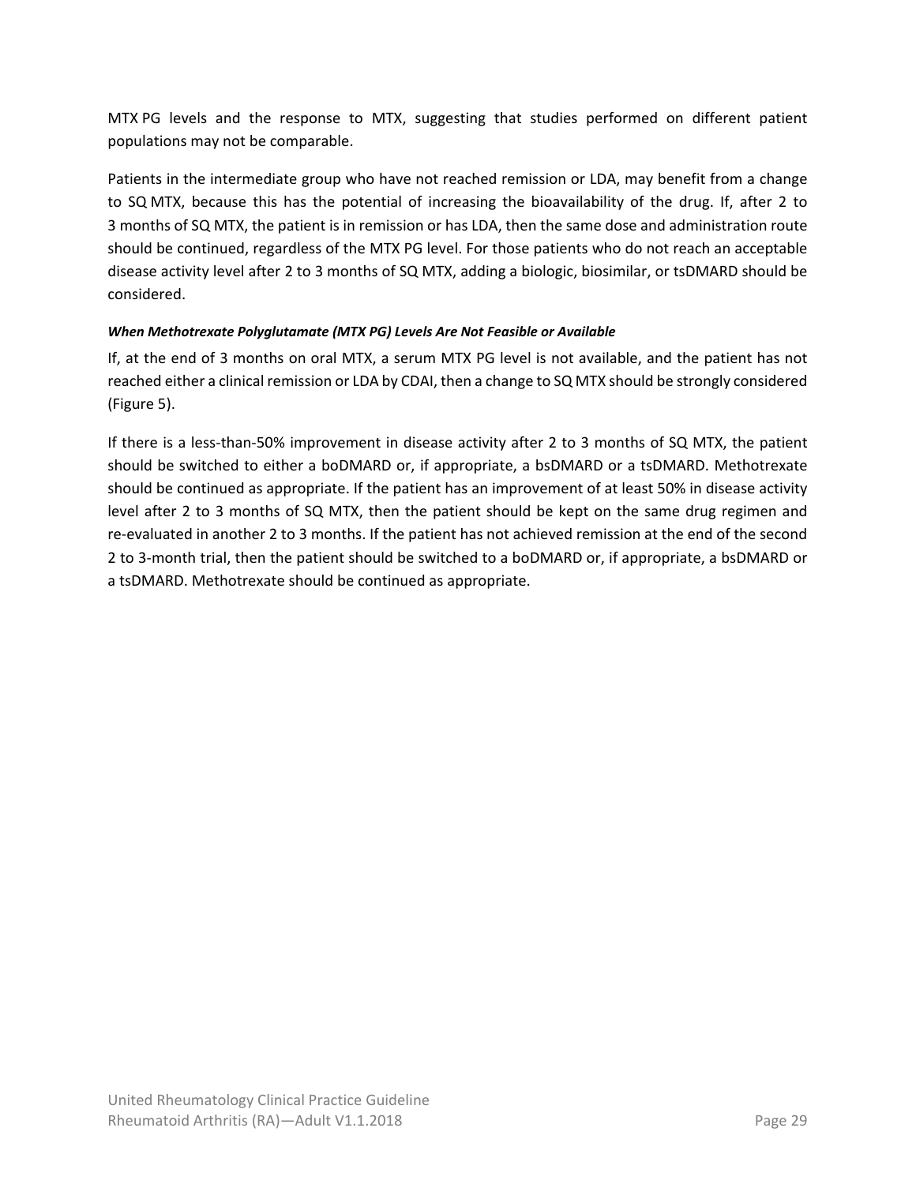MTX PG levels and the response to MTX, suggesting that studies performed on different patient populations may not be comparable.

Patients in the intermediate group who have not reached remission or LDA, may benefit from a change to SQ MTX, because this has the potential of increasing the bioavailability of the drug. If, after 2 to 3 months of SQ MTX, the patient is in remission or has LDA, then the same dose and administration route should be continued, regardless of the MTX PG level. For those patients who do not reach an acceptable disease activity level after 2 to 3 months of SQ MTX, adding a biologic, biosimilar, or tsDMARD should be considered.

***When Methotrexate Polyglutamate (MTX PG) Levels Are Not Feasible or Available***

If, at the end of 3 months on oral MTX, a serum MTX PG level is not available, and the patient has not reached either a clinical remission or LDA by CDAI, then a change to SQ MTX should be strongly considered (Figure 5).

If there is a less-than-50% improvement in disease activity after 2 to 3 months of SQ MTX, the patient should be switched to either a boDMARD or, if appropriate, a bsDMARD or a tsDMARD. Methotrexate should be continued as appropriate. If the patient has an improvement of at least 50% in disease activity level after 2 to 3 months of SQ MTX, then the patient should be kept on the same drug regimen and re-evaluated in another 2 to 3 months. If the patient has not achieved remission at the end of the second 2 to 3-month trial, then the patient should be switched to a boDMARD or, if appropriate, a bsDMARD or a tsDMARD. Methotrexate should be continued as appropriate.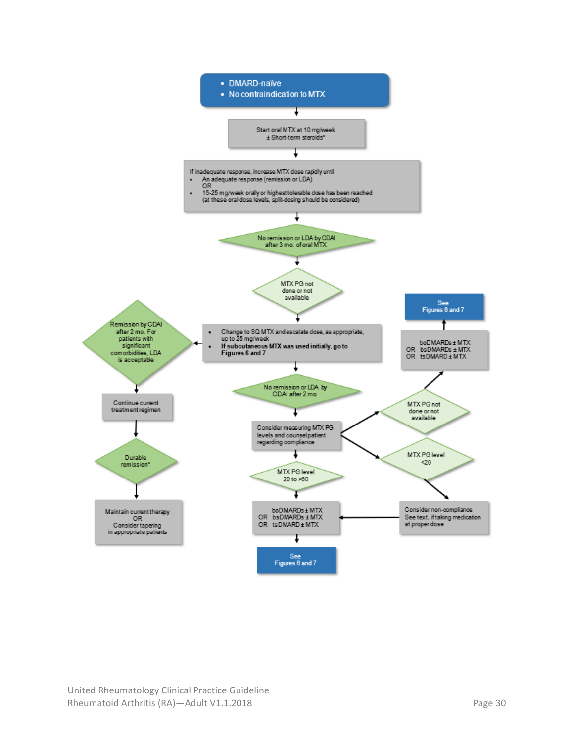- DMARD-naïve
- No contraindication to MTX

Start oral MTX at 10 mg/week
± Short-term steroids*

If inadequate response, increase MTX dose rapidly until
- An adequate response (remission or LDA)
  OR
- 15-25 mg/week orally or highest tolerable dose has been reached
  (at these oral dose levels, split-dosing should be considered)

No remission or LDA by CDAI after 3 mo. of oral MTX

MTX PG not done or not available

- Change to SQ MTX and escalate dose, as appropriate, up to 25 mg/week
- **If subcutaneous MTX was used initially, go to Figures 6 and 7**

Remission by CDAI after 2 mo. For patients with significant comorbidities, LDA is acceptable

Continue current treatment regimen

Durable remission*

Maintain current therapy
OR
Consider tapering in appropriate patients

No remission or LDA by CDAI after 2 mo.

Consider measuring MTX PG levels and counsel patient regarding compliance

MTX PG level 20 to >60

boDMARDs ± MTX
OR bsDMARDs ± MTX
OR tsDMARD ± MTX

See Figures 6 and 7

MTX PG not done or not available

boDMARDs ± MTX
OR bsDMARDs ± MTX
OR tsDMARD ± MTX

See Figures 6 and 7

MTX PG level <20

Consider non-compliance
See text, if taking medication at proper dose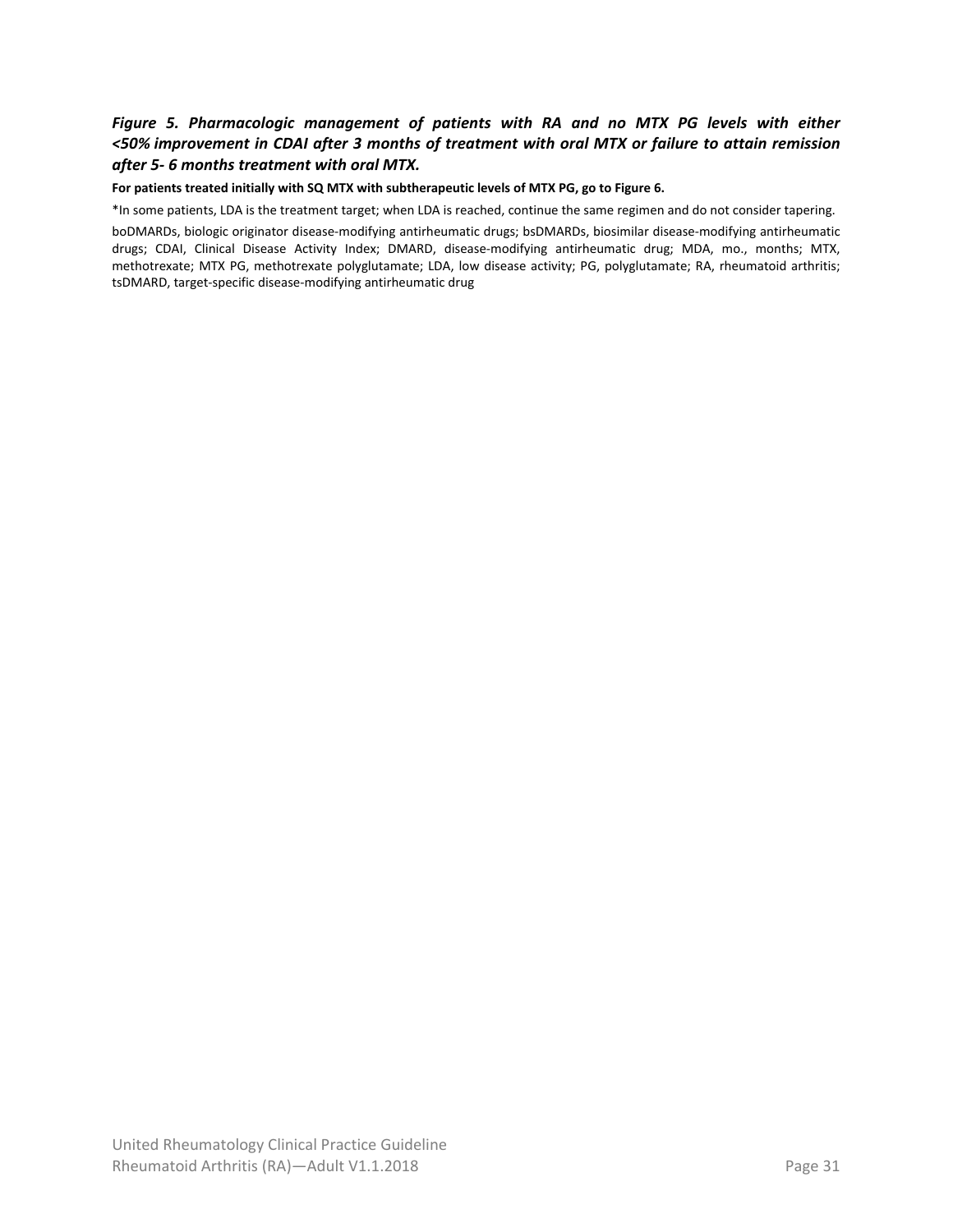***Figure 5. Pharmacologic management of patients with RA and no MTX PG levels with either <50% improvement in CDAI after 3 months of treatment with oral MTX or failure to attain remission after 5- 6 months treatment with oral MTX.***

**For patients treated initially with SQ MTX with subtherapeutic levels of MTX PG, go to Figure 6.**

*In some patients, LDA is the treatment target; when LDA is reached, continue the same regimen and do not consider tapering.

boDMARDs, biologic originator disease-modifying antirheumatic drugs; bsDMARDs, biosimilar disease-modifying antirheumatic drugs; CDAI, Clinical Disease Activity Index; DMARD, disease-modifying antirheumatic drug; MDA, mo., months; MTX, methotrexate; MTX PG, methotrexate polyglutamate; LDA, low disease activity; PG, polyglutamate; RA, rheumatoid arthritis; tsDMARD, target-specific disease-modifying antirheumatic drug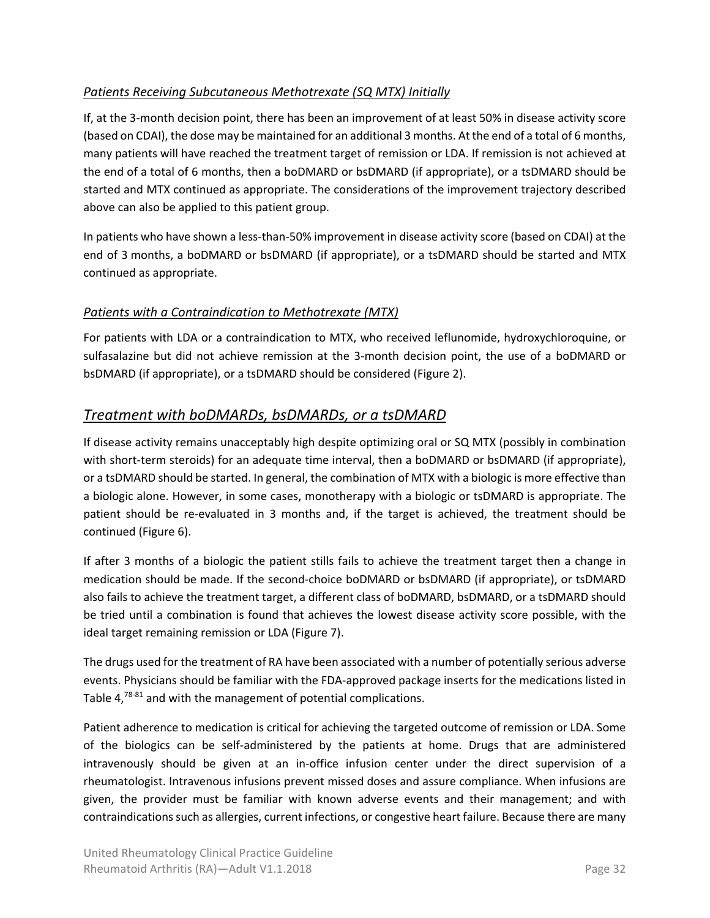*Patients Receiving Subcutaneous Methotrexate (SQ MTX) Initially*

If, at the 3-month decision point, there has been an improvement of at least 50% in disease activity score (based on CDAI), the dose may be maintained for an additional 3 months. At the end of a total of 6 months, many patients will have reached the treatment target of remission or LDA. If remission is not achieved at the end of a total of 6 months, then a boDMARD or bsDMARD (if appropriate), or a tsDMARD should be started and MTX continued as appropriate. The considerations of the improvement trajectory described above can also be applied to this patient group.

In patients who have shown a less-than-50% improvement in disease activity score (based on CDAI) at the end of 3 months, a boDMARD or bsDMARD (if appropriate), or a tsDMARD should be started and MTX continued as appropriate.

*Patients with a Contraindication to Methotrexate (MTX)*

For patients with LDA or a contraindication to MTX, who received leflunomide, hydroxychloroquine, or sulfasalazine but did not achieve remission at the 3-month decision point, the use of a boDMARD or bsDMARD (if appropriate), or a tsDMARD should be considered (Figure 2).

## *Treatment with boDMARDs, bsDMARDs, or a tsDMARD*

If disease activity remains unacceptably high despite optimizing oral or SQ MTX (possibly in combination with short-term steroids) for an adequate time interval, then a boDMARD or bsDMARD (if appropriate), or a tsDMARD should be started. In general, the combination of MTX with a biologic is more effective than a biologic alone. However, in some cases, monotherapy with a biologic or tsDMARD is appropriate. The patient should be re-evaluated in 3 months and, if the target is achieved, the treatment should be continued (Figure 6).

If after 3 months of a biologic the patient stills fails to achieve the treatment target then a change in medication should be made. If the second-choice boDMARD or bsDMARD (if appropriate), or tsDMARD also fails to achieve the treatment target, a different class of boDMARD, bsDMARD, or a tsDMARD should be tried until a combination is found that achieves the lowest disease activity score possible, with the ideal target remaining remission or LDA (Figure 7).

The drugs used for the treatment of RA have been associated with a number of potentially serious adverse events. Physicians should be familiar with the FDA-approved package inserts for the medications listed in Table 4,[78-81] and with the management of potential complications.

Patient adherence to medication is critical for achieving the targeted outcome of remission or LDA. Some of the biologics can be self-administered by the patients at home. Drugs that are administered intravenously should be given at an in-office infusion center under the direct supervision of a rheumatologist. Intravenous infusions prevent missed doses and assure compliance. When infusions are given, the provider must be familiar with known adverse events and their management; and with contraindications such as allergies, current infections, or congestive heart failure. Because there are many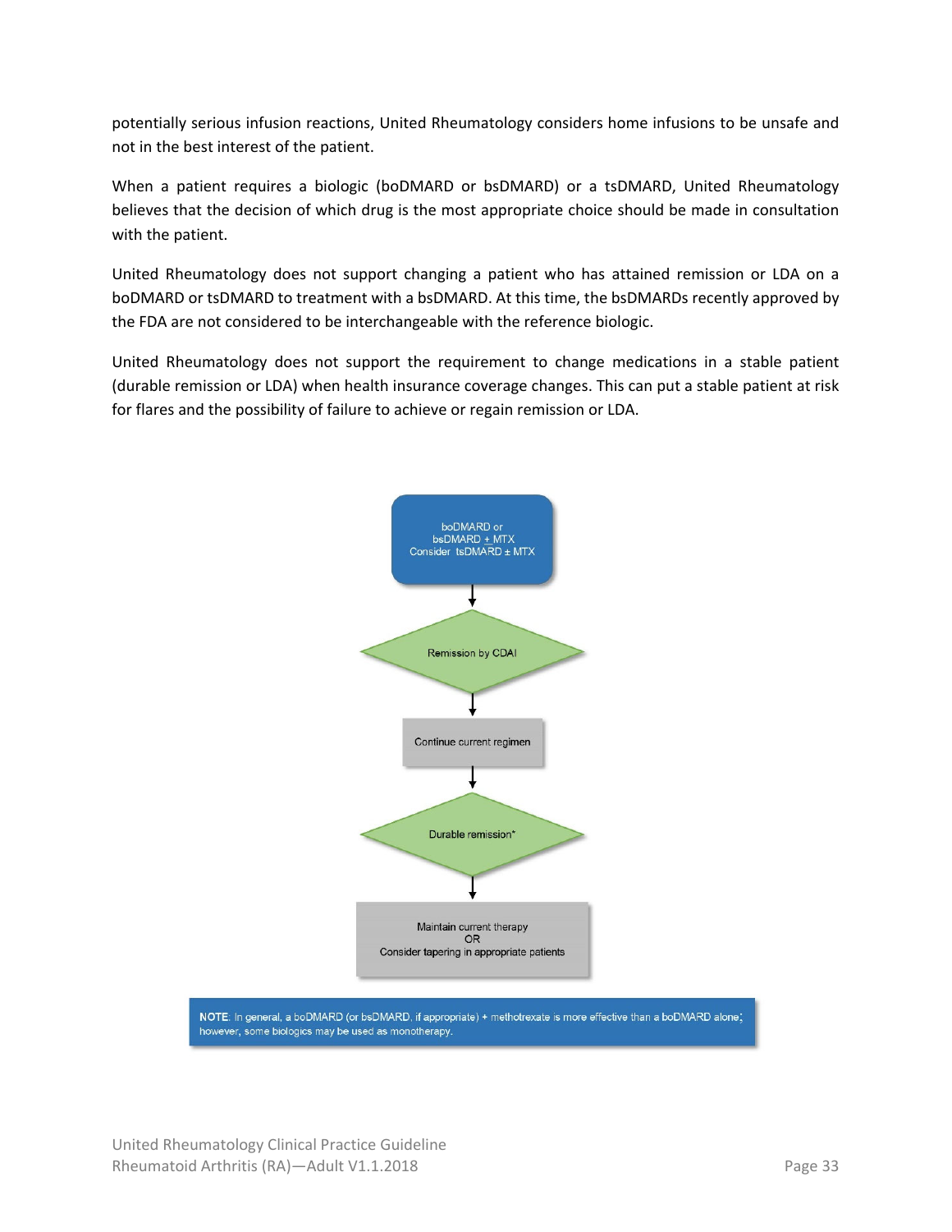potentially serious infusion reactions, United Rheumatology considers home infusions to be unsafe and not in the best interest of the patient.

When a patient requires a biologic (boDMARD or bsDMARD) or a tsDMARD, United Rheumatology believes that the decision of which drug is the most appropriate choice should be made in consultation with the patient.

United Rheumatology does not support changing a patient who has attained remission or LDA on a boDMARD or tsDMARD to treatment with a bsDMARD. At this time, the bsDMARDs recently approved by the FDA are not considered to be interchangeable with the reference biologic.

United Rheumatology does not support the requirement to change medications in a stable patient (durable remission or LDA) when health insurance coverage changes. This can put a stable patient at risk for flares and the possibility of failure to achieve or regain remission or LDA.

boDMARD or bsDMARD ± MTX
Consider tsDMARD ± MTX

↓

Remission by CDAI

↓

Continue current regimen

↓

Durable remission*

↓

Maintain current therapy
OR
Consider tapering in appropriate patients

**NOTE**: In general, a boDMARD (or bsDMARD, if appropriate) + methotrexate is more effective than a boDMARD alone; however, some biologics may be used as monotherapy.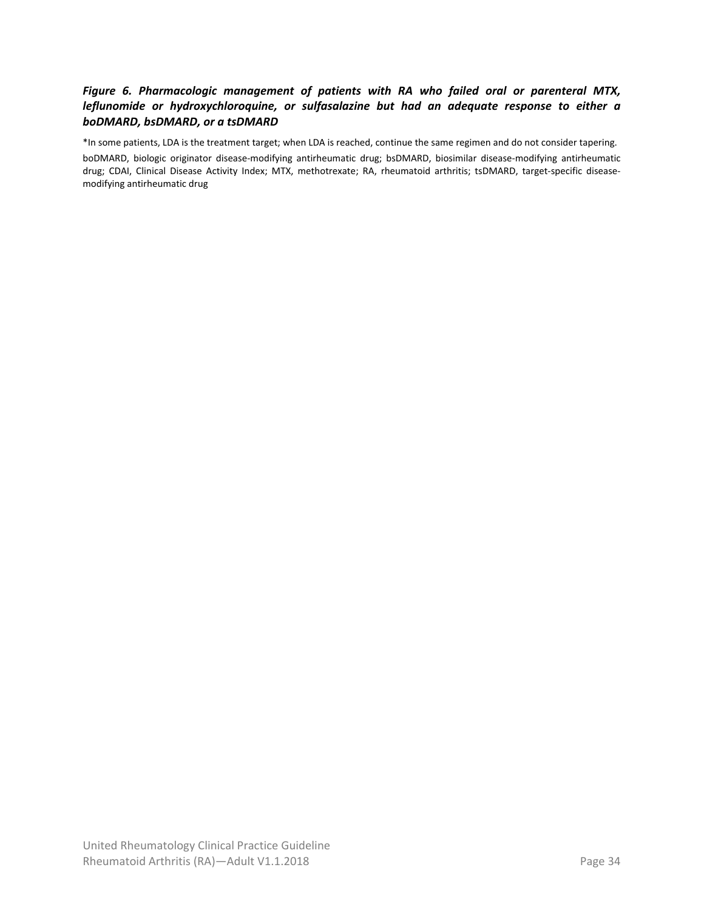***Figure 6. Pharmacologic management of patients with RA who failed oral or parenteral MTX, leflunomide or hydroxychloroquine, or sulfasalazine but had an adequate response to either a boDMARD, bsDMARD, or a tsDMARD***

*In some patients, LDA is the treatment target; when LDA is reached, continue the same regimen and do not consider tapering.

boDMARD, biologic originator disease-modifying antirheumatic drug; bsDMARD, biosimilar disease-modifying antirheumatic drug; CDAI, Clinical Disease Activity Index; MTX, methotrexate; RA, rheumatoid arthritis; tsDMARD, target-specific disease-modifying antirheumatic drug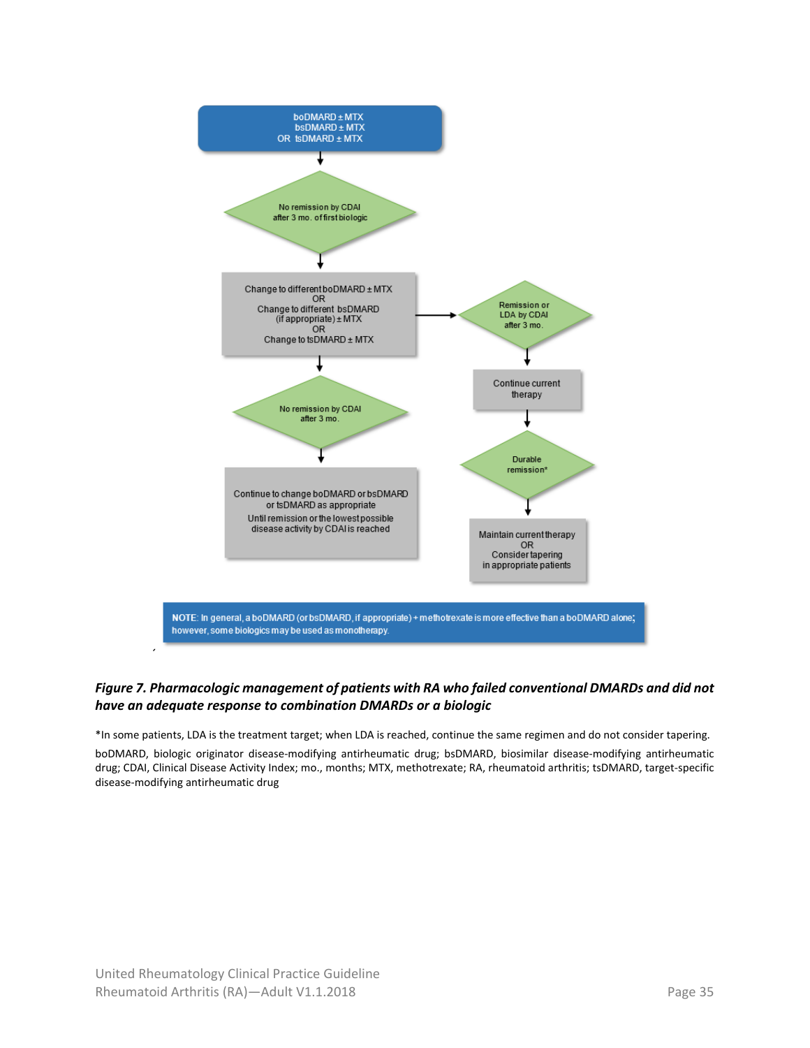boDMARD ± MTX
bsDMARD ± MTX
OR tsDMARD ± MTX

No remission by CDAI after 3 mo. of first biologic

Change to different boDMARD ± MTX
OR
Change to different bsDMARD (if appropriate) ± MTX
OR
Change to tsDMARD ± MTX

Remission or LDA by CDAI after 3 mo.

Continue current therapy

Durable remission*

Maintain current therapy
OR
Consider tapering in appropriate patients

No remission by CDAI after 3 mo.

Continue to change boDMARD or bsDMARD or tsDMARD as appropriate
Until remission or the lowest possible disease activity by CDAI is reached

**NOTE**: In general, a boDMARD (or bsDMARD, if appropriate) + methotrexate is more effective than a boDMARD alone; however, some biologics may be used as monotherapy.

***Figure 7. Pharmacologic management of patients with RA who failed conventional DMARDs and did not have an adequate response to combination DMARDs or a biologic***

*In some patients, LDA is the treatment target; when LDA is reached, continue the same regimen and do not consider tapering.

boDMARD, biologic originator disease-modifying antirheumatic drug; bsDMARD, biosimilar disease-modifying antirheumatic drug; CDAI, Clinical Disease Activity Index; mo., months; MTX, methotrexate; RA, rheumatoid arthritis; tsDMARD, target-specific disease-modifying antirheumatic drug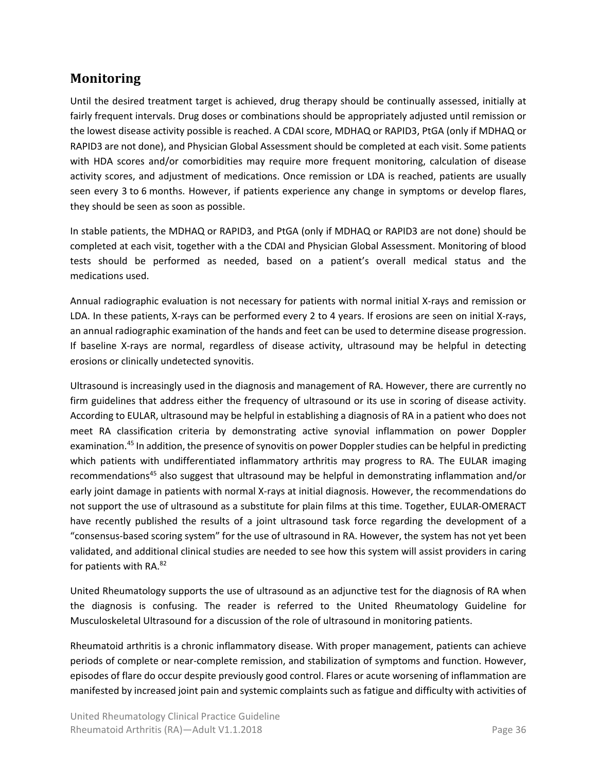## Monitoring

Until the desired treatment target is achieved, drug therapy should be continually assessed, initially at fairly frequent intervals. Drug doses or combinations should be appropriately adjusted until remission or the lowest disease activity possible is reached. A CDAI score, MDHAQ or RAPID3, PtGA (only if MDHAQ or RAPID3 are not done), and Physician Global Assessment should be completed at each visit. Some patients with HDA scores and/or comorbidities may require more frequent monitoring, calculation of disease activity scores, and adjustment of medications. Once remission or LDA is reached, patients are usually seen every 3 to 6 months. However, if patients experience any change in symptoms or develop flares, they should be seen as soon as possible.

In stable patients, the MDHAQ or RAPID3, and PtGA (only if MDHAQ or RAPID3 are not done) should be completed at each visit, together with a the CDAI and Physician Global Assessment. Monitoring of blood tests should be performed as needed, based on a patient's overall medical status and the medications used.

Annual radiographic evaluation is not necessary for patients with normal initial X-rays and remission or LDA. In these patients, X-rays can be performed every 2 to 4 years. If erosions are seen on initial X-rays, an annual radiographic examination of the hands and feet can be used to determine disease progression. If baseline X-rays are normal, regardless of disease activity, ultrasound may be helpful in detecting erosions or clinically undetected synovitis.

Ultrasound is increasingly used in the diagnosis and management of RA. However, there are currently no firm guidelines that address either the frequency of ultrasound or its use in scoring of disease activity. According to EULAR, ultrasound may be helpful in establishing a diagnosis of RA in a patient who does not meet RA classification criteria by demonstrating active synovial inflammation on power Doppler examination.[45] In addition, the presence of synovitis on power Doppler studies can be helpful in predicting which patients with undifferentiated inflammatory arthritis may progress to RA. The EULAR imaging recommendations[45] also suggest that ultrasound may be helpful in demonstrating inflammation and/or early joint damage in patients with normal X-rays at initial diagnosis. However, the recommendations do not support the use of ultrasound as a substitute for plain films at this time. Together, EULAR-OMERACT have recently published the results of a joint ultrasound task force regarding the development of a "consensus-based scoring system" for the use of ultrasound in RA. However, the system has not yet been validated, and additional clinical studies are needed to see how this system will assist providers in caring for patients with RA.[82]

United Rheumatology supports the use of ultrasound as an adjunctive test for the diagnosis of RA when the diagnosis is confusing. The reader is referred to the United Rheumatology Guideline for Musculoskeletal Ultrasound for a discussion of the role of ultrasound in monitoring patients.

Rheumatoid arthritis is a chronic inflammatory disease. With proper management, patients can achieve periods of complete or near-complete remission, and stabilization of symptoms and function. However, episodes of flare do occur despite previously good control. Flares or acute worsening of inflammation are manifested by increased joint pain and systemic complaints such as fatigue and difficulty with activities of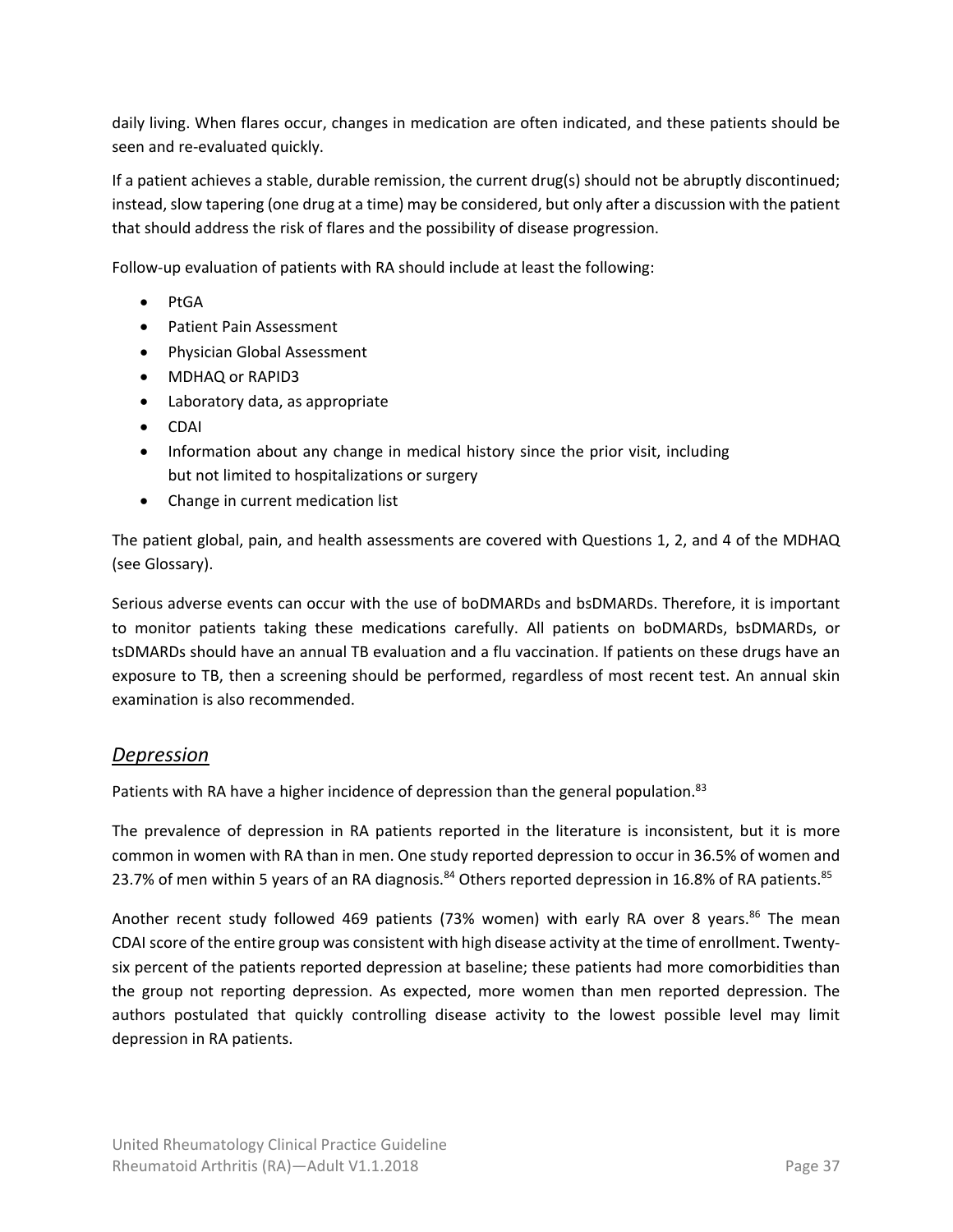daily living. When flares occur, changes in medication are often indicated, and these patients should be seen and re-evaluated quickly.

If a patient achieves a stable, durable remission, the current drug(s) should not be abruptly discontinued; instead, slow tapering (one drug at a time) may be considered, but only after a discussion with the patient that should address the risk of flares and the possibility of disease progression.

Follow-up evaluation of patients with RA should include at least the following:

- PtGA
- Patient Pain Assessment
- Physician Global Assessment
- MDHAQ or RAPID3
- Laboratory data, as appropriate
- CDAI
- Information about any change in medical history since the prior visit, including but not limited to hospitalizations or surgery
- Change in current medication list

The patient global, pain, and health assessments are covered with Questions 1, 2, and 4 of the MDHAQ (see Glossary).

Serious adverse events can occur with the use of boDMARDs and bsDMARDs. Therefore, it is important to monitor patients taking these medications carefully. All patients on boDMARDs, bsDMARDs, or tsDMARDs should have an annual TB evaluation and a flu vaccination. If patients on these drugs have an exposure to TB, then a screening should be performed, regardless of most recent test. An annual skin examination is also recommended.

## *Depression*

Patients with RA have a higher incidence of depression than the general population.[83]

The prevalence of depression in RA patients reported in the literature is inconsistent, but it is more common in women with RA than in men. One study reported depression to occur in 36.5% of women and 23.7% of men within 5 years of an RA diagnosis.[84] Others reported depression in 16.8% of RA patients.[85]

Another recent study followed 469 patients (73% women) with early RA over 8 years.[86] The mean CDAI score of the entire group was consistent with high disease activity at the time of enrollment. Twenty-six percent of the patients reported depression at baseline; these patients had more comorbidities than the group not reporting depression. As expected, more women than men reported depression. The authors postulated that quickly controlling disease activity to the lowest possible level may limit depression in RA patients.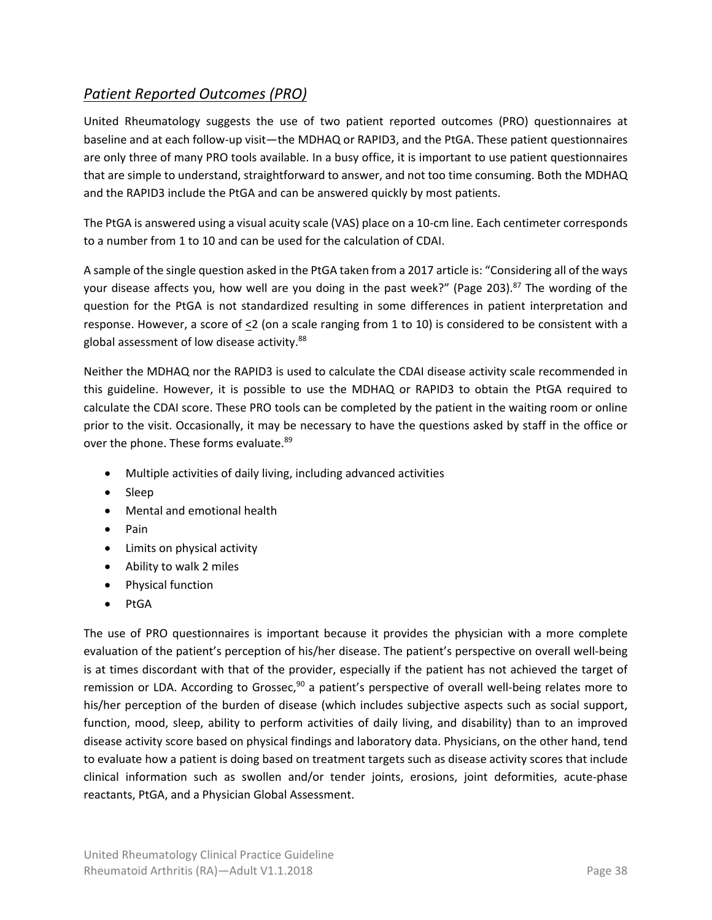## *Patient Reported Outcomes (PRO)*

United Rheumatology suggests the use of two patient reported outcomes (PRO) questionnaires at baseline and at each follow-up visit—the MDHAQ or RAPID3, and the PtGA. These patient questionnaires are only three of many PRO tools available. In a busy office, it is important to use patient questionnaires that are simple to understand, straightforward to answer, and not too time consuming. Both the MDHAQ and the RAPID3 include the PtGA and can be answered quickly by most patients.

The PtGA is answered using a visual acuity scale (VAS) place on a 10-cm line. Each centimeter corresponds to a number from 1 to 10 and can be used for the calculation of CDAI.

A sample of the single question asked in the PtGA taken from a 2017 article is: "Considering all of the ways your disease affects you, how well are you doing in the past week?" (Page 203).[87] The wording of the question for the PtGA is not standardized resulting in some differences in patient interpretation and response. However, a score of ≤2 (on a scale ranging from 1 to 10) is considered to be consistent with a global assessment of low disease activity.[88]

Neither the MDHAQ nor the RAPID3 is used to calculate the CDAI disease activity scale recommended in this guideline. However, it is possible to use the MDHAQ or RAPID3 to obtain the PtGA required to calculate the CDAI score. These PRO tools can be completed by the patient in the waiting room or online prior to the visit. Occasionally, it may be necessary to have the questions asked by staff in the office or over the phone. These forms evaluate.[89]

- Multiple activities of daily living, including advanced activities
- Sleep
- Mental and emotional health
- Pain
- Limits on physical activity
- Ability to walk 2 miles
- Physical function
- PtGA

The use of PRO questionnaires is important because it provides the physician with a more complete evaluation of the patient's perception of his/her disease. The patient's perspective on overall well-being is at times discordant with that of the provider, especially if the patient has not achieved the target of remission or LDA. According to Grossec,[90] a patient's perspective of overall well-being relates more to his/her perception of the burden of disease (which includes subjective aspects such as social support, function, mood, sleep, ability to perform activities of daily living, and disability) than to an improved disease activity score based on physical findings and laboratory data. Physicians, on the other hand, tend to evaluate how a patient is doing based on treatment targets such as disease activity scores that include clinical information such as swollen and/or tender joints, erosions, joint deformities, acute-phase reactants, PtGA, and a Physician Global Assessment.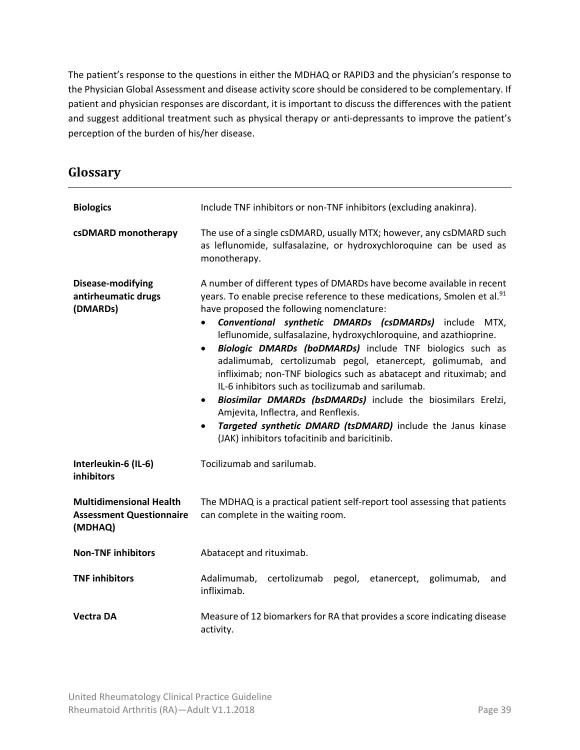The patient's response to the questions in either the MDHAQ or RAPID3 and the physician's response to the Physician Global Assessment and disease activity score should be considered to be complementary. If patient and physician responses are discordant, it is important to discuss the differences with the patient and suggest additional treatment such as physical therapy or anti-depressants to improve the patient's perception of the burden of his/her disease.

## Glossary

| | |
|---|---|
| **Biologics** | Include TNF inhibitors or non-TNF inhibitors (excluding anakinra). |
| **csDMARD monotherapy** | The use of a single csDMARD, usually MTX; however, any csDMARD such as leflunomide, sulfasalazine, or hydroxychloroquine can be used as monotherapy. |
| **Disease-modifying antirheumatic drugs (DMARDs)** | A number of different types of DMARDs have become available in recent years. To enable precise reference to these medications, Smolen et al.[91] have proposed the following nomenclature: <br>• ***Conventional synthetic DMARDs (csDMARDs)*** include MTX, leflunomide, sulfasalazine, hydroxychloroquine, and azathioprine. <br>• ***Biologic DMARDs (boDMARDs)*** include TNF biologics such as adalimumab, certolizumab pegol, etanercept, golimumab, and infliximab; non-TNF biologics such as abatacept and rituximab; and IL-6 inhibitors such as tocilizumab and sarilumab. <br>• ***Biosimilar DMARDs (bsDMARDs)*** include the biosimilars Erelzi, Amjevita, Inflectra, and Renflexis. <br>• ***Targeted synthetic DMARD (tsDMARD)*** include the Janus kinase (JAK) inhibitors tofacitinib and baricitinib. |
| **Interleukin-6 (IL-6) inhibitors** | Tocilizumab and sarilumab. |
| **Multidimensional Health Assessment Questionnaire (MDHAQ)** | The MDHAQ is a practical patient self-report tool assessing that patients can complete in the waiting room. |
| **Non-TNF inhibitors** | Abatacept and rituximab. |
| **TNF inhibitors** | Adalimumab, certolizumab pegol, etanercept, golimumab, and infliximab. |
| **Vectra DA** | Measure of 12 biomarkers for RA that provides a score indicating disease activity. |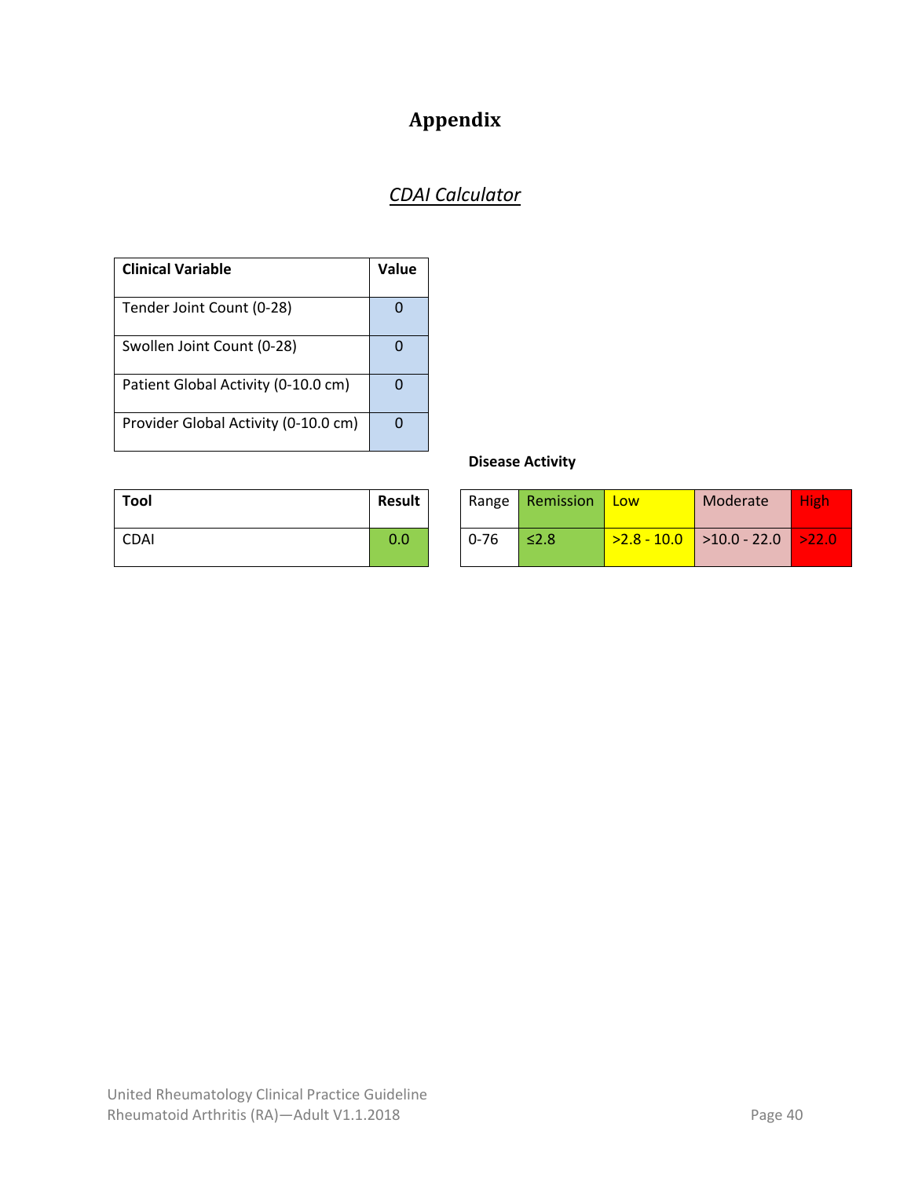# Appendix

## *CDAI Calculator*

| Clinical Variable | Value |
|---|---|
| Tender Joint Count (0-28) | 0 |
| Swollen Joint Count (0-28) | 0 |
| Patient Global Activity (0-10.0 cm) | 0 |
| Provider Global Activity (0-10.0 cm) | 0 |

| Tool | Result |
|---|---|
| CDAI | 0.0 |

**Disease Activity**

| Range | Remission | Low | Moderate | High |
|---|---|---|---|---|
| 0-76 | ≤2.8 | >2.8 - 10.0 | >10.0 - 22.0 | >22.0 |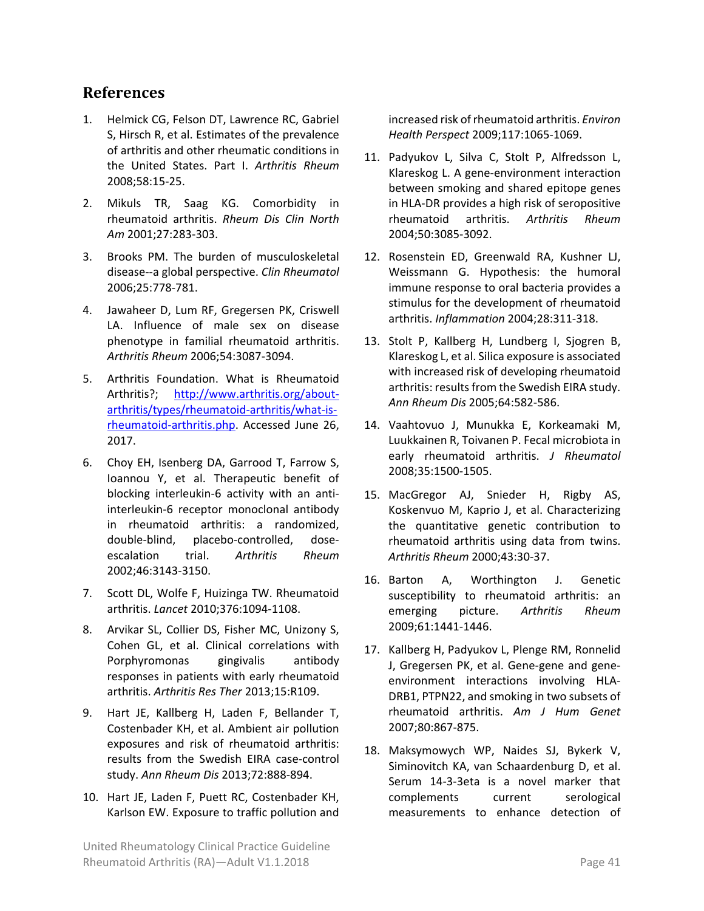## References

1. Helmick CG, Felson DT, Lawrence RC, Gabriel S, Hirsch R, et al. Estimates of the prevalence of arthritis and other rheumatic conditions in the United States. Part I. *Arthritis Rheum* 2008;58:15-25.
2. Mikuls TR, Saag KG. Comorbidity in rheumatoid arthritis. *Rheum Dis Clin North Am* 2001;27:283-303.
3. Brooks PM. The burden of musculoskeletal disease--a global perspective. *Clin Rheumatol* 2006;25:778-781.
4. Jawaheer D, Lum RF, Gregersen PK, Criswell LA. Influence of male sex on disease phenotype in familial rheumatoid arthritis. *Arthritis Rheum* 2006;54:3087-3094.
5. Arthritis Foundation. What is Rheumatoid Arthritis?; http://www.arthritis.org/about-arthritis/types/rheumatoid-arthritis/what-is-rheumatoid-arthritis.php. Accessed June 26, 2017.
6. Choy EH, Isenberg DA, Garrood T, Farrow S, Ioannou Y, et al. Therapeutic benefit of blocking interleukin-6 activity with an anti-interleukin-6 receptor monoclonal antibody in rheumatoid arthritis: a randomized, double-blind, placebo-controlled, dose-escalation trial. *Arthritis Rheum* 2002;46:3143-3150.
7. Scott DL, Wolfe F, Huizinga TW. Rheumatoid arthritis. *Lancet* 2010;376:1094-1108.
8. Arvikar SL, Collier DS, Fisher MC, Unizony S, Cohen GL, et al. Clinical correlations with Porphyromonas gingivalis antibody responses in patients with early rheumatoid arthritis. *Arthritis Res Ther* 2013;15:R109.
9. Hart JE, Kallberg H, Laden F, Bellander T, Costenbader KH, et al. Ambient air pollution exposures and risk of rheumatoid arthritis: results from the Swedish EIRA case-control study. *Ann Rheum Dis* 2013;72:888-894.
10. Hart JE, Laden F, Puett RC, Costenbader KH, Karlson EW. Exposure to traffic pollution and increased risk of rheumatoid arthritis. *Environ Health Perspect* 2009;117:1065-1069.
11. Padyukov L, Silva C, Stolt P, Alfredsson L, Klareskog L. A gene-environment interaction between smoking and shared epitope genes in HLA-DR provides a high risk of seropositive rheumatoid arthritis. *Arthritis Rheum* 2004;50:3085-3092.
12. Rosenstein ED, Greenwald RA, Kushner LJ, Weissmann G. Hypothesis: the humoral immune response to oral bacteria provides a stimulus for the development of rheumatoid arthritis. *Inflammation* 2004;28:311-318.
13. Stolt P, Kallberg H, Lundberg I, Sjogren B, Klareskog L, et al. Silica exposure is associated with increased risk of developing rheumatoid arthritis: results from the Swedish EIRA study. *Ann Rheum Dis* 2005;64:582-586.
14. Vaahtovuo J, Munukka E, Korkeamaki M, Luukkainen R, Toivanen P. Fecal microbiota in early rheumatoid arthritis. *J Rheumatol* 2008;35:1500-1505.
15. MacGregor AJ, Snieder H, Rigby AS, Koskenvuo M, Kaprio J, et al. Characterizing the quantitative genetic contribution to rheumatoid arthritis using data from twins. *Arthritis Rheum* 2000;43:30-37.
16. Barton A, Worthington J. Genetic susceptibility to rheumatoid arthritis: an emerging picture. *Arthritis Rheum* 2009;61:1441-1446.
17. Kallberg H, Padyukov L, Plenge RM, Ronnelid J, Gregersen PK, et al. Gene-gene and gene-environment interactions involving HLA-DRB1, PTPN22, and smoking in two subsets of rheumatoid arthritis. *Am J Hum Genet* 2007;80:867-875.
18. Maksymowych WP, Naides SJ, Bykerk V, Siminovitch KA, van Schaardenburg D, et al. Serum 14-3-3eta is a novel marker that complements current serological measurements to enhance detection of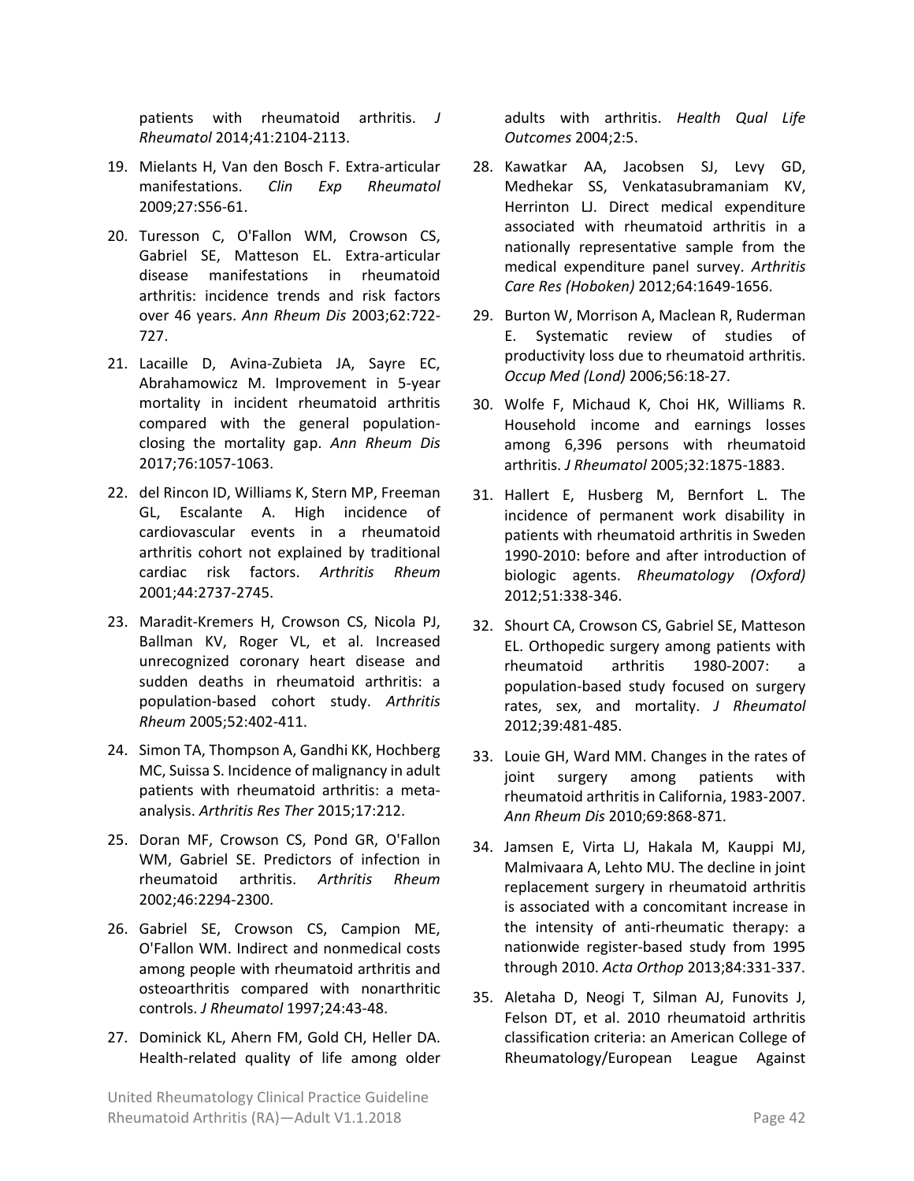patients with rheumatoid arthritis. *J Rheumatol* 2014;41:2104-2113.

19. Mielants H, Van den Bosch F. Extra-articular manifestations. *Clin Exp Rheumatol* 2009;27:S56-61.

20. Turesson C, O'Fallon WM, Crowson CS, Gabriel SE, Matteson EL. Extra-articular disease manifestations in rheumatoid arthritis: incidence trends and risk factors over 46 years. *Ann Rheum Dis* 2003;62:722-727.

21. Lacaille D, Avina-Zubieta JA, Sayre EC, Abrahamowicz M. Improvement in 5-year mortality in incident rheumatoid arthritis compared with the general population-closing the mortality gap. *Ann Rheum Dis* 2017;76:1057-1063.

22. del Rincon ID, Williams K, Stern MP, Freeman GL, Escalante A. High incidence of cardiovascular events in a rheumatoid arthritis cohort not explained by traditional cardiac risk factors. *Arthritis Rheum* 2001;44:2737-2745.

23. Maradit-Kremers H, Crowson CS, Nicola PJ, Ballman KV, Roger VL, et al. Increased unrecognized coronary heart disease and sudden deaths in rheumatoid arthritis: a population-based cohort study. *Arthritis Rheum* 2005;52:402-411.

24. Simon TA, Thompson A, Gandhi KK, Hochberg MC, Suissa S. Incidence of malignancy in adult patients with rheumatoid arthritis: a meta-analysis. *Arthritis Res Ther* 2015;17:212.

25. Doran MF, Crowson CS, Pond GR, O'Fallon WM, Gabriel SE. Predictors of infection in rheumatoid arthritis. *Arthritis Rheum* 2002;46:2294-2300.

26. Gabriel SE, Crowson CS, Campion ME, O'Fallon WM. Indirect and nonmedical costs among people with rheumatoid arthritis and osteoarthritis compared with nonarthritic controls. *J Rheumatol* 1997;24:43-48.

27. Dominick KL, Ahern FM, Gold CH, Heller DA. Health-related quality of life among older adults with arthritis. *Health Qual Life Outcomes* 2004;2:5.

28. Kawatkar AA, Jacobsen SJ, Levy GD, Medhekar SS, Venkatasubramaniam KV, Herrinton LJ. Direct medical expenditure associated with rheumatoid arthritis in a nationally representative sample from the medical expenditure panel survey. *Arthritis Care Res (Hoboken)* 2012;64:1649-1656.

29. Burton W, Morrison A, Maclean R, Ruderman E. Systematic review of studies of productivity loss due to rheumatoid arthritis. *Occup Med (Lond)* 2006;56:18-27.

30. Wolfe F, Michaud K, Choi HK, Williams R. Household income and earnings losses among 6,396 persons with rheumatoid arthritis. *J Rheumatol* 2005;32:1875-1883.

31. Hallert E, Husberg M, Bernfort L. The incidence of permanent work disability in patients with rheumatoid arthritis in Sweden 1990-2010: before and after introduction of biologic agents. *Rheumatology (Oxford)* 2012;51:338-346.

32. Shourt CA, Crowson CS, Gabriel SE, Matteson EL. Orthopedic surgery among patients with rheumatoid arthritis 1980-2007: a population-based study focused on surgery rates, sex, and mortality. *J Rheumatol* 2012;39:481-485.

33. Louie GH, Ward MM. Changes in the rates of joint surgery among patients with rheumatoid arthritis in California, 1983-2007. *Ann Rheum Dis* 2010;69:868-871.

34. Jamsen E, Virta LJ, Hakala M, Kauppi MJ, Malmivaara A, Lehto MU. The decline in joint replacement surgery in rheumatoid arthritis is associated with a concomitant increase in the intensity of anti-rheumatic therapy: a nationwide register-based study from 1995 through 2010. *Acta Orthop* 2013;84:331-337.

35. Aletaha D, Neogi T, Silman AJ, Funovits J, Felson DT, et al. 2010 rheumatoid arthritis classification criteria: an American College of Rheumatology/European League Against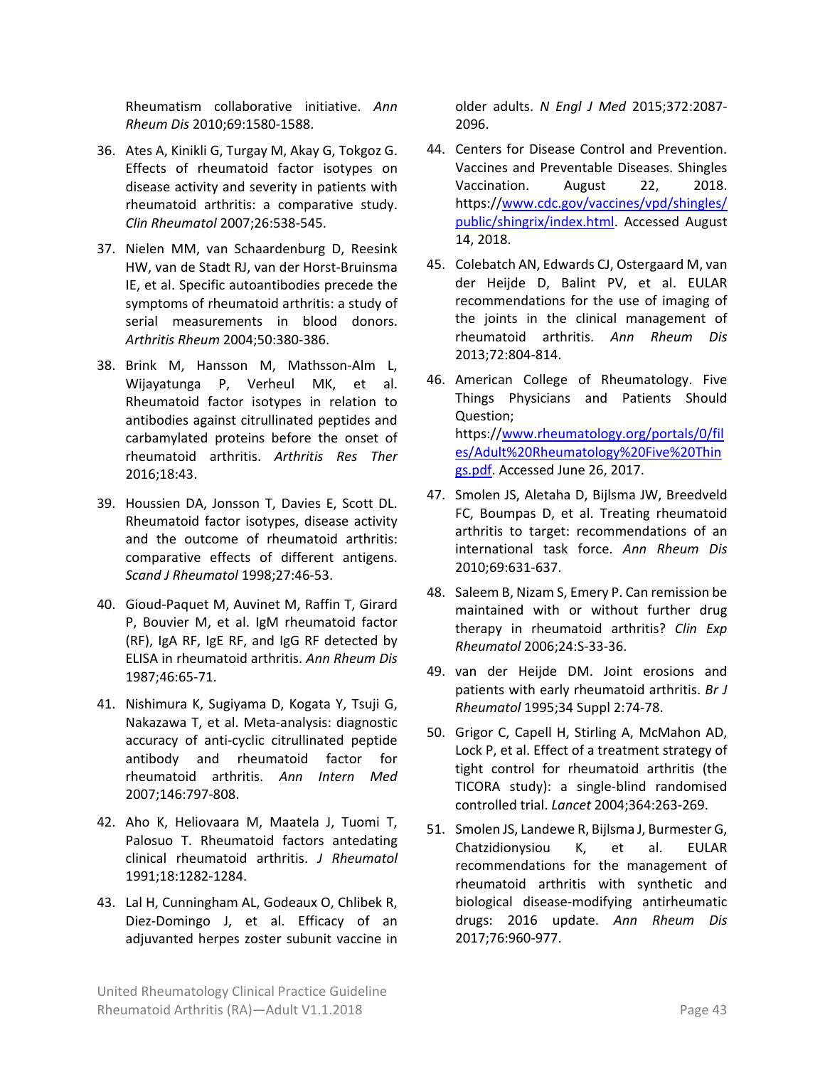Rheumatism collaborative initiative. *Ann Rheum Dis* 2010;69:1580-1588.

36. Ates A, Kinikli G, Turgay M, Akay G, Tokgoz G. Effects of rheumatoid factor isotypes on disease activity and severity in patients with rheumatoid arthritis: a comparative study. *Clin Rheumatol* 2007;26:538-545.

37. Nielen MM, van Schaardenburg D, Reesink HW, van de Stadt RJ, van der Horst-Bruinsma IE, et al. Specific autoantibodies precede the symptoms of rheumatoid arthritis: a study of serial measurements in blood donors. *Arthritis Rheum* 2004;50:380-386.

38. Brink M, Hansson M, Mathsson-Alm L, Wijayatunga P, Verheul MK, et al. Rheumatoid factor isotypes in relation to antibodies against citrullinated peptides and carbamylated proteins before the onset of rheumatoid arthritis. *Arthritis Res Ther* 2016;18:43.

39. Houssien DA, Jonsson T, Davies E, Scott DL. Rheumatoid factor isotypes, disease activity and the outcome of rheumatoid arthritis: comparative effects of different antigens. *Scand J Rheumatol* 1998;27:46-53.

40. Gioud-Paquet M, Auvinet M, Raffin T, Girard P, Bouvier M, et al. IgM rheumatoid factor (RF), IgA RF, IgE RF, and IgG RF detected by ELISA in rheumatoid arthritis. *Ann Rheum Dis* 1987;46:65-71.

41. Nishimura K, Sugiyama D, Kogata Y, Tsuji G, Nakazawa T, et al. Meta-analysis: diagnostic accuracy of anti-cyclic citrullinated peptide antibody and rheumatoid factor for rheumatoid arthritis. *Ann Intern Med* 2007;146:797-808.

42. Aho K, Heliovaara M, Maatela J, Tuomi T, Palosuo T. Rheumatoid factors antedating clinical rheumatoid arthritis. *J Rheumatol* 1991;18:1282-1284.

43. Lal H, Cunningham AL, Godeaux O, Chlibek R, Diez-Domingo J, et al. Efficacy of an adjuvanted herpes zoster subunit vaccine in older adults. *N Engl J Med* 2015;372:2087-2096.

44. Centers for Disease Control and Prevention. Vaccines and Preventable Diseases. Shingles Vaccination. August 22, 2018. https://www.cdc.gov/vaccines/vpd/shingles/public/shingrix/index.html. Accessed August 14, 2018.

45. Colebatch AN, Edwards CJ, Ostergaard M, van der Heijde D, Balint PV, et al. EULAR recommendations for the use of imaging of the joints in the clinical management of rheumatoid arthritis. *Ann Rheum Dis* 2013;72:804-814.

46. American College of Rheumatology. Five Things Physicians and Patients Should Question; https://www.rheumatology.org/portals/0/files/Adult%20Rheumatology%20Five%20Things.pdf. Accessed June 26, 2017.

47. Smolen JS, Aletaha D, Bijlsma JW, Breedveld FC, Boumpas D, et al. Treating rheumatoid arthritis to target: recommendations of an international task force. *Ann Rheum Dis* 2010;69:631-637.

48. Saleem B, Nizam S, Emery P. Can remission be maintained with or without further drug therapy in rheumatoid arthritis? *Clin Exp Rheumatol* 2006;24:S-33-36.

49. van der Heijde DM. Joint erosions and patients with early rheumatoid arthritis. *Br J Rheumatol* 1995;34 Suppl 2:74-78.

50. Grigor C, Capell H, Stirling A, McMahon AD, Lock P, et al. Effect of a treatment strategy of tight control for rheumatoid arthritis (the TICORA study): a single-blind randomised controlled trial. *Lancet* 2004;364:263-269.

51. Smolen JS, Landewe R, Bijlsma J, Burmester G, Chatzidionysiou K, et al. EULAR recommendations for the management of rheumatoid arthritis with synthetic and biological disease-modifying antirheumatic drugs: 2016 update. *Ann Rheum Dis* 2017;76:960-977.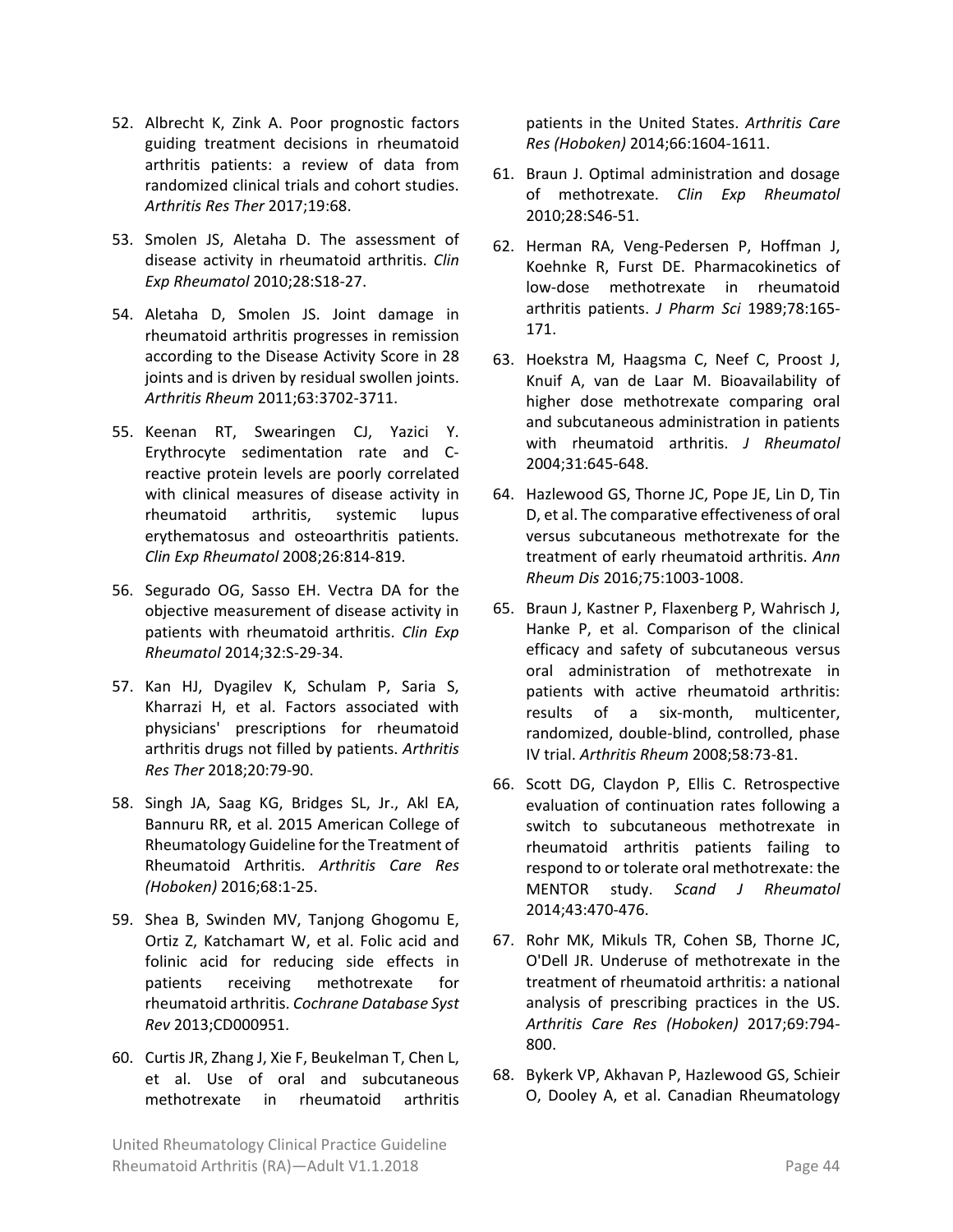52. Albrecht K, Zink A. Poor prognostic factors guiding treatment decisions in rheumatoid arthritis patients: a review of data from randomized clinical trials and cohort studies. *Arthritis Res Ther* 2017;19:68.

53. Smolen JS, Aletaha D. The assessment of disease activity in rheumatoid arthritis. *Clin Exp Rheumatol* 2010;28:S18-27.

54. Aletaha D, Smolen JS. Joint damage in rheumatoid arthritis progresses in remission according to the Disease Activity Score in 28 joints and is driven by residual swollen joints. *Arthritis Rheum* 2011;63:3702-3711.

55. Keenan RT, Swearingen CJ, Yazici Y. Erythrocyte sedimentation rate and C-reactive protein levels are poorly correlated with clinical measures of disease activity in rheumatoid arthritis, systemic lupus erythematosus and osteoarthritis patients. *Clin Exp Rheumatol* 2008;26:814-819.

56. Segurado OG, Sasso EH. Vectra DA for the objective measurement of disease activity in patients with rheumatoid arthritis. *Clin Exp Rheumatol* 2014;32:S-29-34.

57. Kan HJ, Dyagilev K, Schulam P, Saria S, Kharrazi H, et al. Factors associated with physicians' prescriptions for rheumatoid arthritis drugs not filled by patients. *Arthritis Res Ther* 2018;20:79-90.

58. Singh JA, Saag KG, Bridges SL, Jr., Akl EA, Bannuru RR, et al. 2015 American College of Rheumatology Guideline for the Treatment of Rheumatoid Arthritis. *Arthritis Care Res (Hoboken)* 2016;68:1-25.

59. Shea B, Swinden MV, Tanjong Ghogomu E, Ortiz Z, Katchamart W, et al. Folic acid and folinic acid for reducing side effects in patients receiving methotrexate for rheumatoid arthritis. *Cochrane Database Syst Rev* 2013;CD000951.

60. Curtis JR, Zhang J, Xie F, Beukelman T, Chen L, et al. Use of oral and subcutaneous methotrexate in rheumatoid arthritis patients in the United States. *Arthritis Care Res (Hoboken)* 2014;66:1604-1611.

61. Braun J. Optimal administration and dosage of methotrexate. *Clin Exp Rheumatol* 2010;28:S46-51.

62. Herman RA, Veng-Pedersen P, Hoffman J, Koehnke R, Furst DE. Pharmacokinetics of low-dose methotrexate in rheumatoid arthritis patients. *J Pharm Sci* 1989;78:165-171.

63. Hoekstra M, Haagsma C, Neef C, Proost J, Knuif A, van de Laar M. Bioavailability of higher dose methotrexate comparing oral and subcutaneous administration in patients with rheumatoid arthritis. *J Rheumatol* 2004;31:645-648.

64. Hazlewood GS, Thorne JC, Pope JE, Lin D, Tin D, et al. The comparative effectiveness of oral versus subcutaneous methotrexate for the treatment of early rheumatoid arthritis. *Ann Rheum Dis* 2016;75:1003-1008.

65. Braun J, Kastner P, Flaxenberg P, Wahrisch J, Hanke P, et al. Comparison of the clinical efficacy and safety of subcutaneous versus oral administration of methotrexate in patients with active rheumatoid arthritis: results of a six-month, multicenter, randomized, double-blind, controlled, phase IV trial. *Arthritis Rheum* 2008;58:73-81.

66. Scott DG, Claydon P, Ellis C. Retrospective evaluation of continuation rates following a switch to subcutaneous methotrexate in rheumatoid arthritis patients failing to respond to or tolerate oral methotrexate: the MENTOR study. *Scand J Rheumatol* 2014;43:470-476.

67. Rohr MK, Mikuls TR, Cohen SB, Thorne JC, O'Dell JR. Underuse of methotrexate in the treatment of rheumatoid arthritis: a national analysis of prescribing practices in the US. *Arthritis Care Res (Hoboken)* 2017;69:794-800.

68. Bykerk VP, Akhavan P, Hazlewood GS, Schieir O, Dooley A, et al. Canadian Rheumatology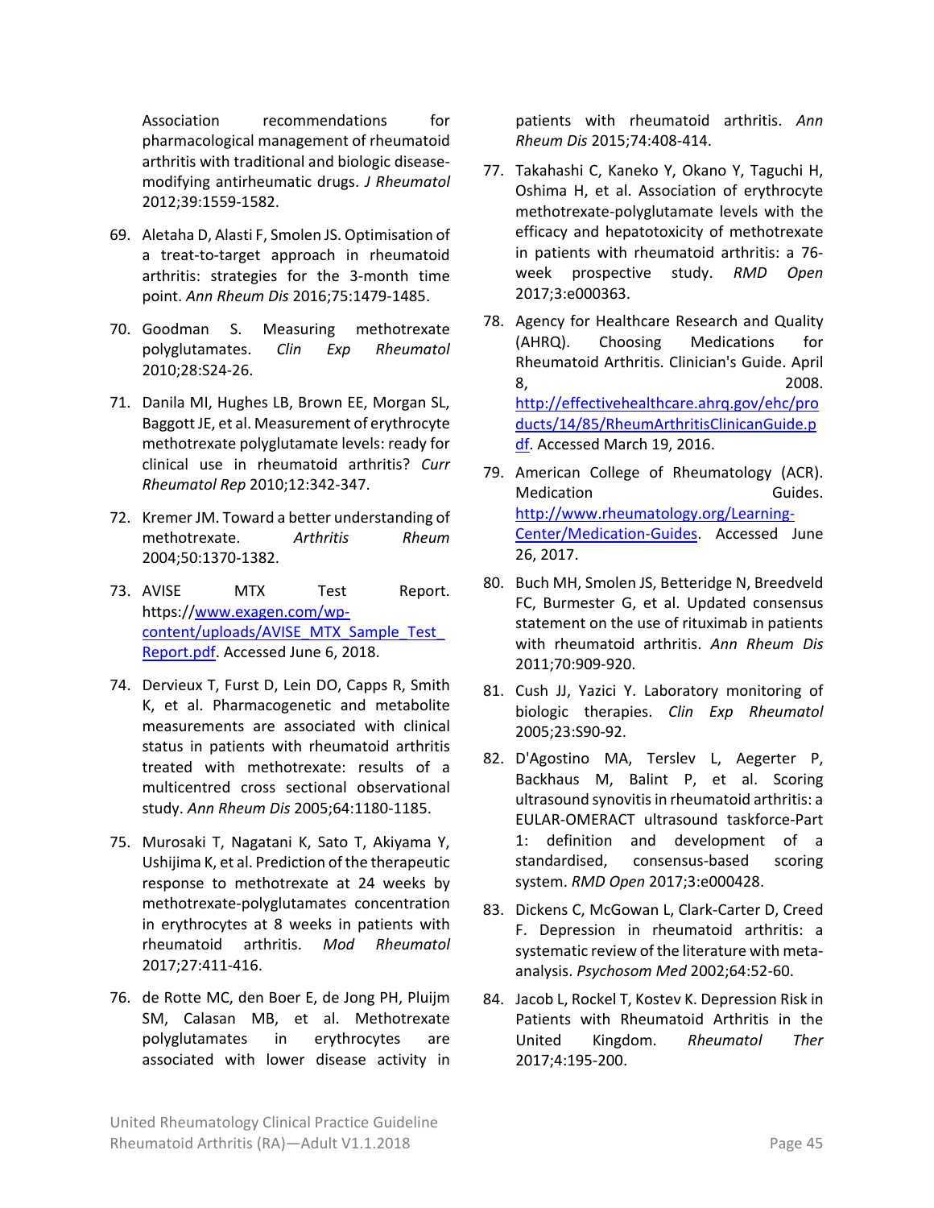Association recommendations for pharmacological management of rheumatoid arthritis with traditional and biologic disease-modifying antirheumatic drugs. *J Rheumatol* 2012;39:1559-1582.

69. Aletaha D, Alasti F, Smolen JS. Optimisation of a treat-to-target approach in rheumatoid arthritis: strategies for the 3-month time point. *Ann Rheum Dis* 2016;75:1479-1485.

70. Goodman S. Measuring methotrexate polyglutamates. *Clin Exp Rheumatol* 2010;28:S24-26.

71. Danila MI, Hughes LB, Brown EE, Morgan SL, Baggott JE, et al. Measurement of erythrocyte methotrexate polyglutamate levels: ready for clinical use in rheumatoid arthritis? *Curr Rheumatol Rep* 2010;12:342-347.

72. Kremer JM. Toward a better understanding of methotrexate. *Arthritis Rheum* 2004;50:1370-1382.

73. AVISE MTX Test Report. https://www.exagen.com/wp-content/uploads/AVISE_MTX_Sample_Test_Report.pdf. Accessed June 6, 2018.

74. Dervieux T, Furst D, Lein DO, Capps R, Smith K, et al. Pharmacogenetic and metabolite measurements are associated with clinical status in patients with rheumatoid arthritis treated with methotrexate: results of a multicentred cross sectional observational study. *Ann Rheum Dis* 2005;64:1180-1185.

75. Murosaki T, Nagatani K, Sato T, Akiyama Y, Ushijima K, et al. Prediction of the therapeutic response to methotrexate at 24 weeks by methotrexate-polyglutamates concentration in erythrocytes at 8 weeks in patients with rheumatoid arthritis. *Mod Rheumatol* 2017;27:411-416.

76. de Rotte MC, den Boer E, de Jong PH, Pluijm SM, Calasan MB, et al. Methotrexate polyglutamates in erythrocytes are associated with lower disease activity in patients with rheumatoid arthritis. *Ann Rheum Dis* 2015;74:408-414.

77. Takahashi C, Kaneko Y, Okano Y, Taguchi H, Oshima H, et al. Association of erythrocyte methotrexate-polyglutamate levels with the efficacy and hepatotoxicity of methotrexate in patients with rheumatoid arthritis: a 76-week prospective study. *RMD Open* 2017;3:e000363.

78. Agency for Healthcare Research and Quality (AHRQ). Choosing Medications for Rheumatoid Arthritis. Clinician's Guide. April 8, 2008. http://effectivehealthcare.ahrq.gov/ehc/products/14/85/RheumArthritisClinicanGuide.pdf. Accessed March 19, 2016.

79. American College of Rheumatology (ACR). Medication Guides. http://www.rheumatology.org/Learning-Center/Medication-Guides. Accessed June 26, 2017.

80. Buch MH, Smolen JS, Betteridge N, Breedveld FC, Burmester G, et al. Updated consensus statement on the use of rituximab in patients with rheumatoid arthritis. *Ann Rheum Dis* 2011;70:909-920.

81. Cush JJ, Yazici Y. Laboratory monitoring of biologic therapies. *Clin Exp Rheumatol* 2005;23:S90-92.

82. D'Agostino MA, Terslev L, Aegerter P, Backhaus M, Balint P, et al. Scoring ultrasound synovitis in rheumatoid arthritis: a EULAR-OMERACT ultrasound taskforce-Part 1: definition and development of a standardised, consensus-based scoring system. *RMD Open* 2017;3:e000428.

83. Dickens C, McGowan L, Clark-Carter D, Creed F. Depression in rheumatoid arthritis: a systematic review of the literature with meta-analysis. *Psychosom Med* 2002;64:52-60.

84. Jacob L, Rockel T, Kostev K. Depression Risk in Patients with Rheumatoid Arthritis in the United Kingdom. *Rheumatol Ther* 2017;4:195-200.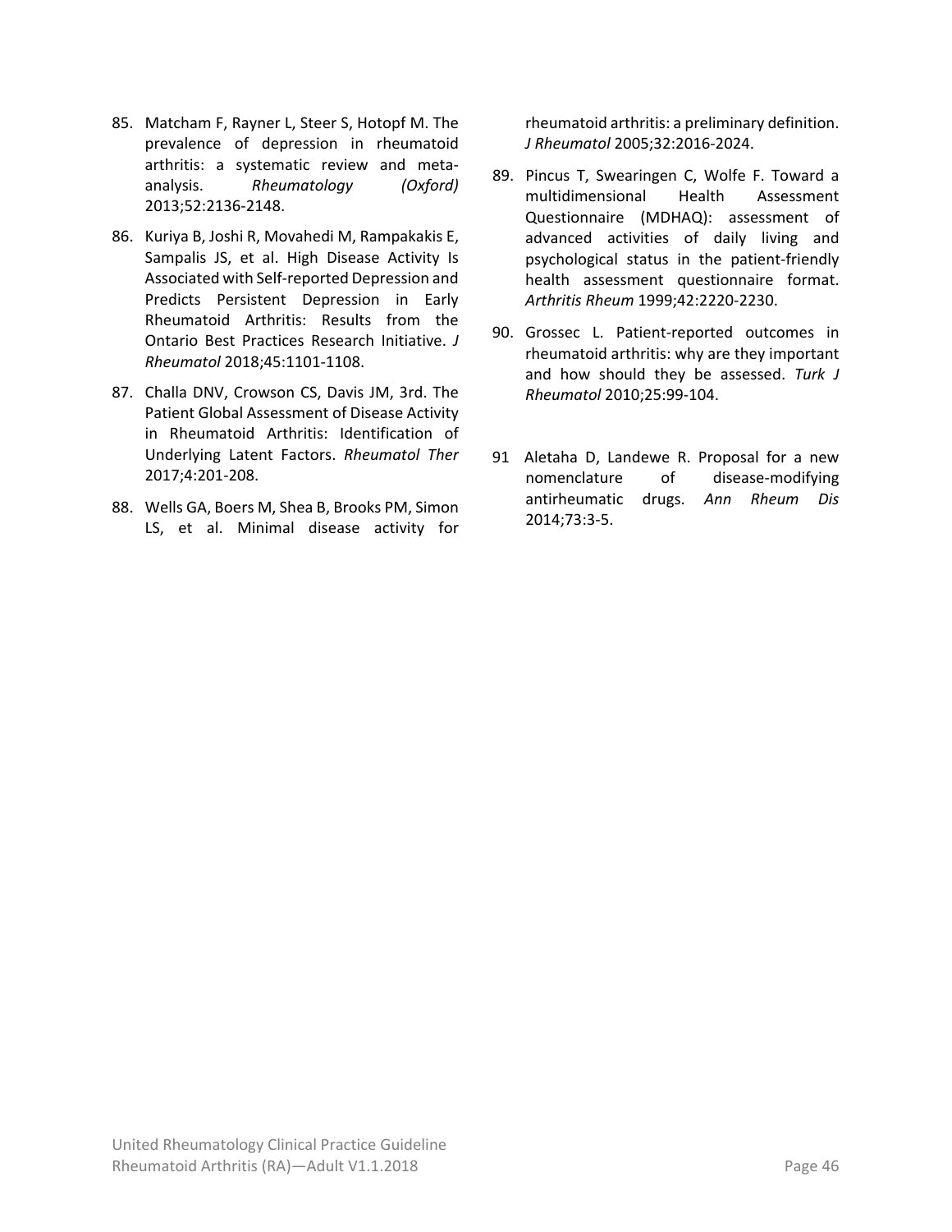85. Matcham F, Rayner L, Steer S, Hotopf M. The prevalence of depression in rheumatoid arthritis: a systematic review and meta-analysis. *Rheumatology (Oxford)* 2013;52:2136-2148.

86. Kuriya B, Joshi R, Movahedi M, Rampakakis E, Sampalis JS, et al. High Disease Activity Is Associated with Self-reported Depression and Predicts Persistent Depression in Early Rheumatoid Arthritis: Results from the Ontario Best Practices Research Initiative. *J Rheumatol* 2018;45:1101-1108.

87. Challa DNV, Crowson CS, Davis JM, 3rd. The Patient Global Assessment of Disease Activity in Rheumatoid Arthritis: Identification of Underlying Latent Factors. *Rheumatol Ther* 2017;4:201-208.

88. Wells GA, Boers M, Shea B, Brooks PM, Simon LS, et al. Minimal disease activity for rheumatoid arthritis: a preliminary definition. *J Rheumatol* 2005;32:2016-2024.

89. Pincus T, Swearingen C, Wolfe F. Toward a multidimensional Health Assessment Questionnaire (MDHAQ): assessment of advanced activities of daily living and psychological status in the patient-friendly health assessment questionnaire format. *Arthritis Rheum* 1999;42:2220-2230.

90. Grossec L. Patient-reported outcomes in rheumatoid arthritis: why are they important and how should they be assessed. *Turk J Rheumatol* 2010;25:99-104.

91 Aletaha D, Landewe R. Proposal for a new nomenclature of disease-modifying antirheumatic drugs. *Ann Rheum Dis* 2014;73:3-5.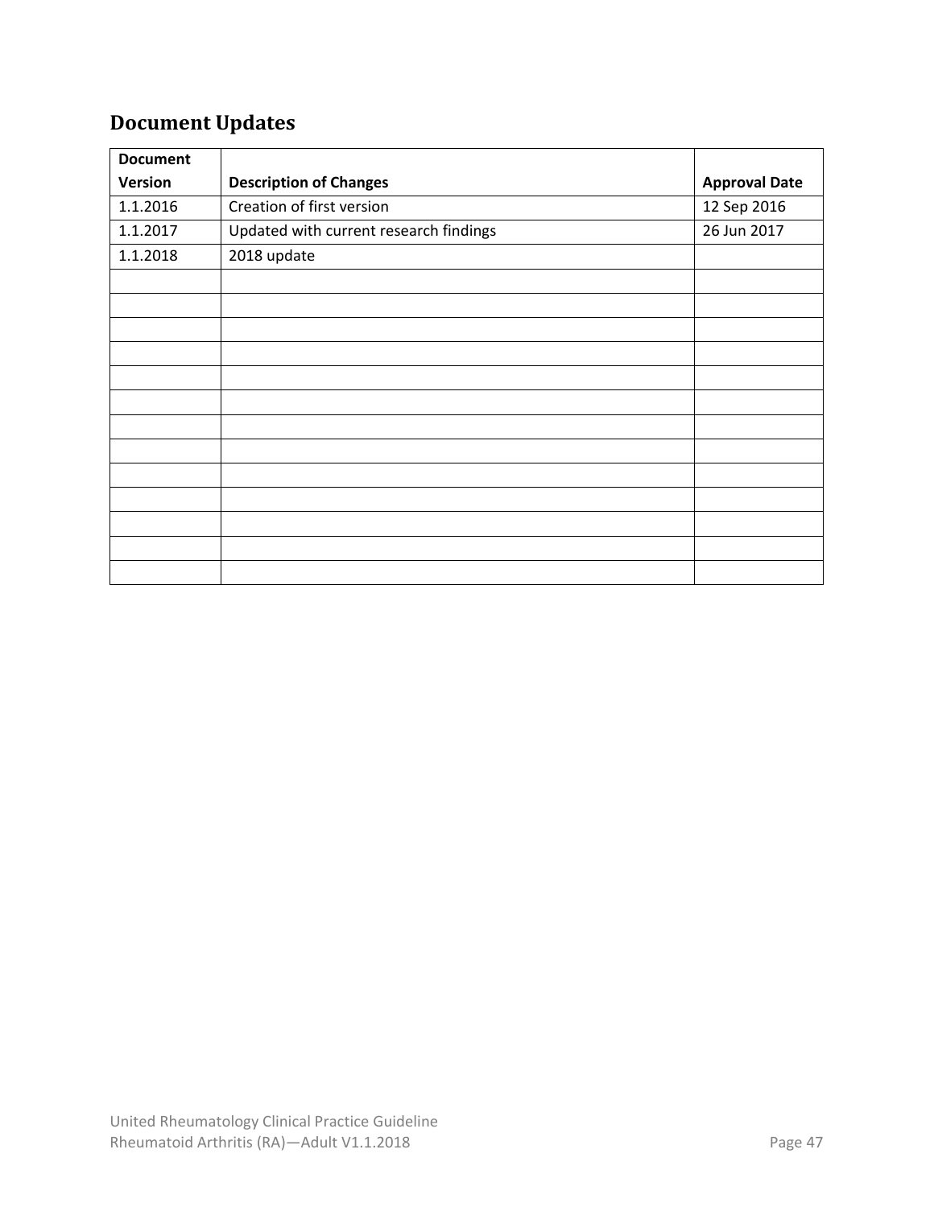## Document Updates

| Document Version | Description of Changes | Approval Date |
|---|---|---|
| 1.1.2016 | Creation of first version | 12 Sep 2016 |
| 1.1.2017 | Updated with current research findings | 26 Jun 2017 |
| 1.1.2018 | 2018 update | |
| | | |
| | | |
| | | |
| | | |
| | | |
| | | |
| | | |
| | | |
| | | |
| | | |
| | | |
| | | |
| | | |